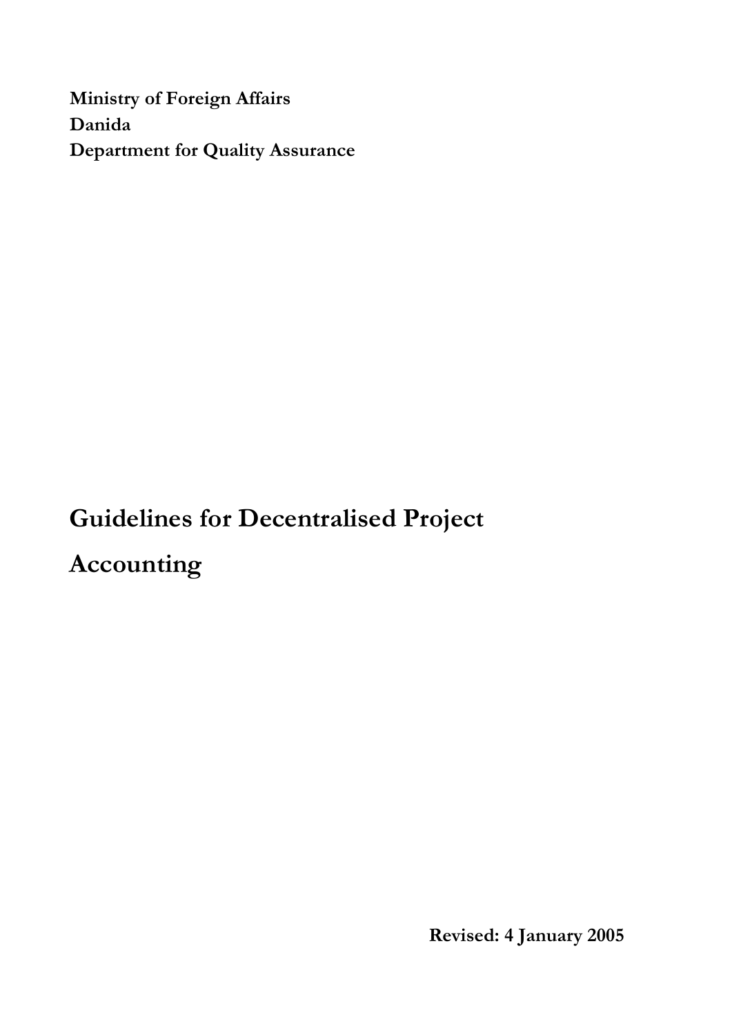**Ministry of Foreign Affairs**
**Danida**
**Department for Quality Assurance**

# Guidelines for Decentralised Project Accounting

**Revised: 4 January 2005**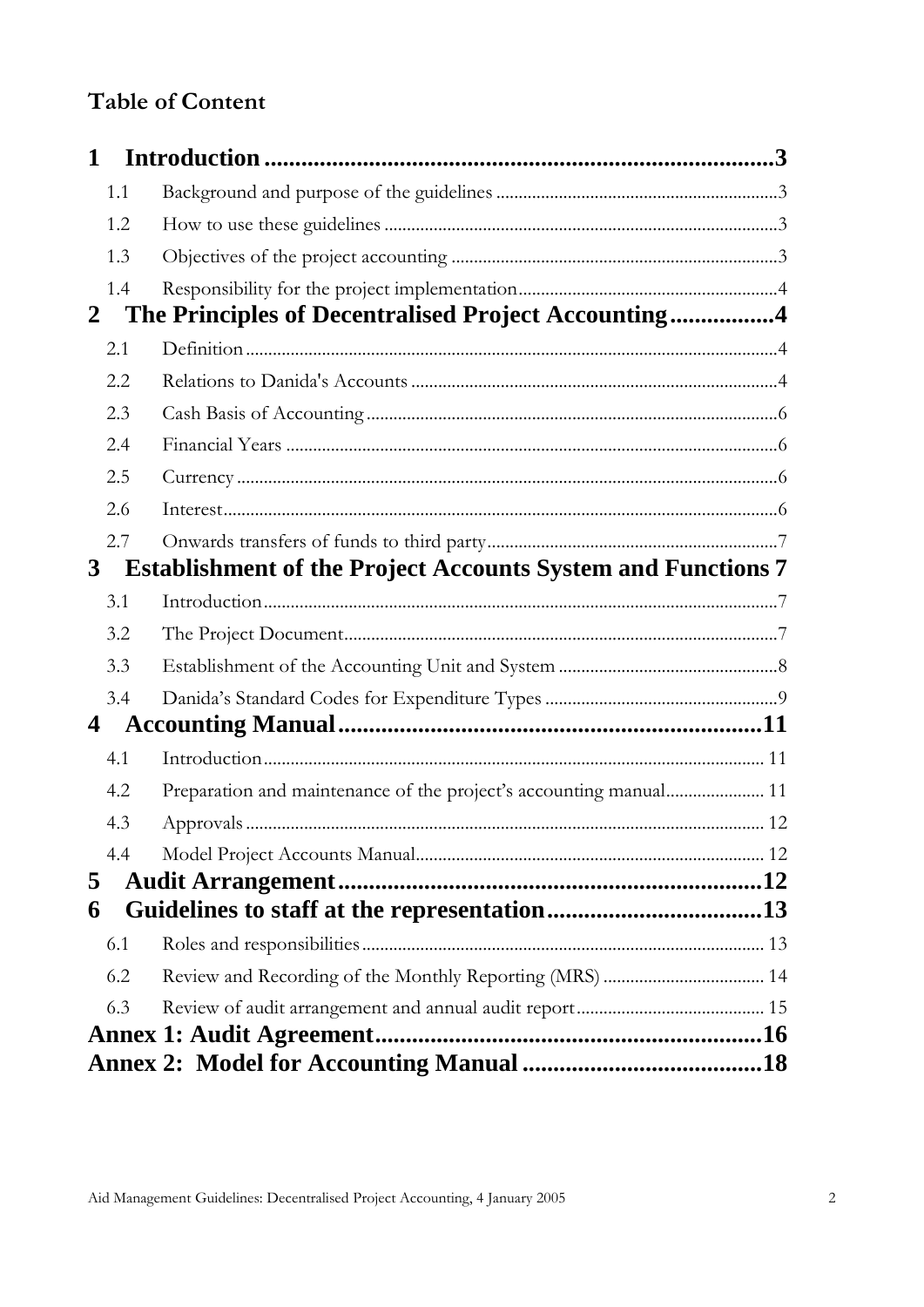## Table of Content

**1 Introduction ..................................................................................3**

- 1.1 Background and purpose of the guidelines ...............................................................3
- 1.2 How to use these guidelines .......................................................................................3
- 1.3 Objectives of the project accounting .........................................................................3
- 1.4 Responsibility for the project implementation.........................................................4

**2 The Principles of Decentralised Project Accounting.................4**

- 2.1 Definition .....................................................................................................................4
- 2.2 Relations to Danida's Accounts .................................................................................4
- 2.3 Cash Basis of Accounting ...........................................................................................6
- 2.4 Financial Years ............................................................................................................6
- 2.5 Currency .......................................................................................................................6
- 2.6 Interest..........................................................................................................................6
- 2.7 Onwards transfers of funds to third party................................................................7

**3 Establishment of the Project Accounts System and Functions 7**

- 3.1 Introduction.................................................................................................................7
- 3.2 The Project Document................................................................................................7
- 3.3 Establishment of the Accounting Unit and System .................................................8
- 3.4 Danida's Standard Codes for Expenditure Types ...................................................9

**4 Accounting Manual ....................................................................11**

- 4.1 Introduction............................................................................................................. 11
- 4.2 Preparation and maintenance of the project's accounting manual..................... 11
- 4.3 Approvals .................................................................................................................. 12
- 4.4 Model Project Accounts Manual............................................................................. 12

**5 Audit Arrangement....................................................................12**

**6 Guidelines to staff at the representation...................................13**

- 6.1 Roles and responsibilities ........................................................................................ 13
- 6.2 Review and Recording of the Monthly Reporting (MRS) ................................... 14
- 6.3 Review of audit arrangement and annual audit report......................................... 15

**Annex 1: Audit Agreement..............................................................16**

**Annex 2: Model for Accounting Manual .......................................18**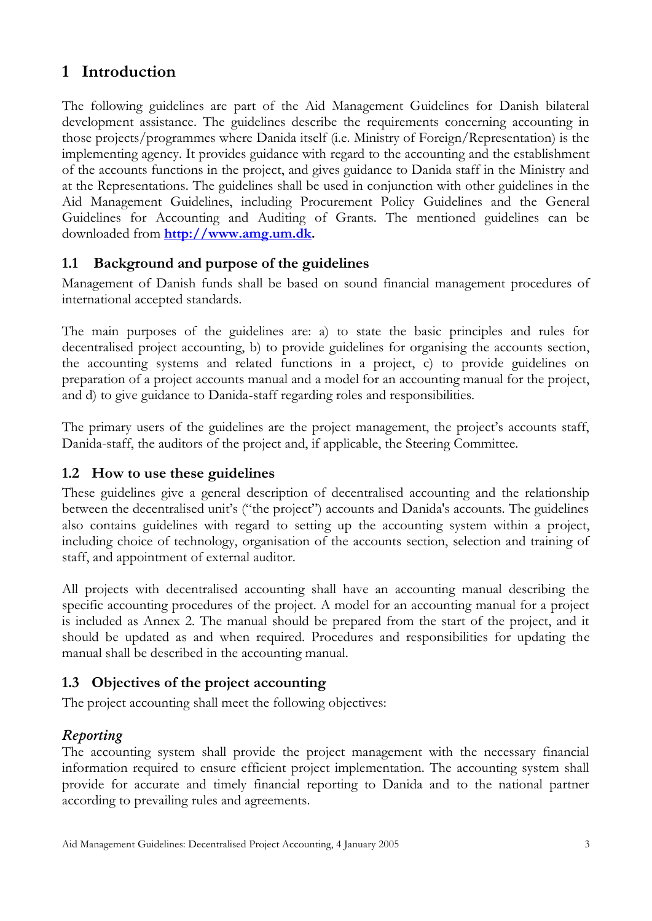# 1 Introduction

The following guidelines are part of the Aid Management Guidelines for Danish bilateral development assistance. The guidelines describe the requirements concerning accounting in those projects/programmes where Danida itself (i.e. Ministry of Foreign/Representation) is the implementing agency. It provides guidance with regard to the accounting and the establishment of the accounts functions in the project, and gives guidance to Danida staff in the Ministry and at the Representations. The guidelines shall be used in conjunction with other guidelines in the Aid Management Guidelines, including Procurement Policy Guidelines and the General Guidelines for Accounting and Auditing of Grants. The mentioned guidelines can be downloaded from **http://www.amg.um.dk.**

## 1.1 Background and purpose of the guidelines

Management of Danish funds shall be based on sound financial management procedures of international accepted standards.

The main purposes of the guidelines are: a) to state the basic principles and rules for decentralised project accounting, b) to provide guidelines for organising the accounts section, the accounting systems and related functions in a project, c) to provide guidelines on preparation of a project accounts manual and a model for an accounting manual for the project, and d) to give guidance to Danida-staff regarding roles and responsibilities.

The primary users of the guidelines are the project management, the project's accounts staff, Danida-staff, the auditors of the project and, if applicable, the Steering Committee.

## 1.2 How to use these guidelines

These guidelines give a general description of decentralised accounting and the relationship between the decentralised unit's ("the project") accounts and Danida's accounts. The guidelines also contains guidelines with regard to setting up the accounting system within a project, including choice of technology, organisation of the accounts section, selection and training of staff, and appointment of external auditor.

All projects with decentralised accounting shall have an accounting manual describing the specific accounting procedures of the project. A model for an accounting manual for a project is included as Annex 2. The manual should be prepared from the start of the project, and it should be updated as and when required. Procedures and responsibilities for updating the manual shall be described in the accounting manual.

## 1.3 Objectives of the project accounting

The project accounting shall meet the following objectives:

### *Reporting*

The accounting system shall provide the project management with the necessary financial information required to ensure efficient project implementation. The accounting system shall provide for accurate and timely financial reporting to Danida and to the national partner according to prevailing rules and agreements.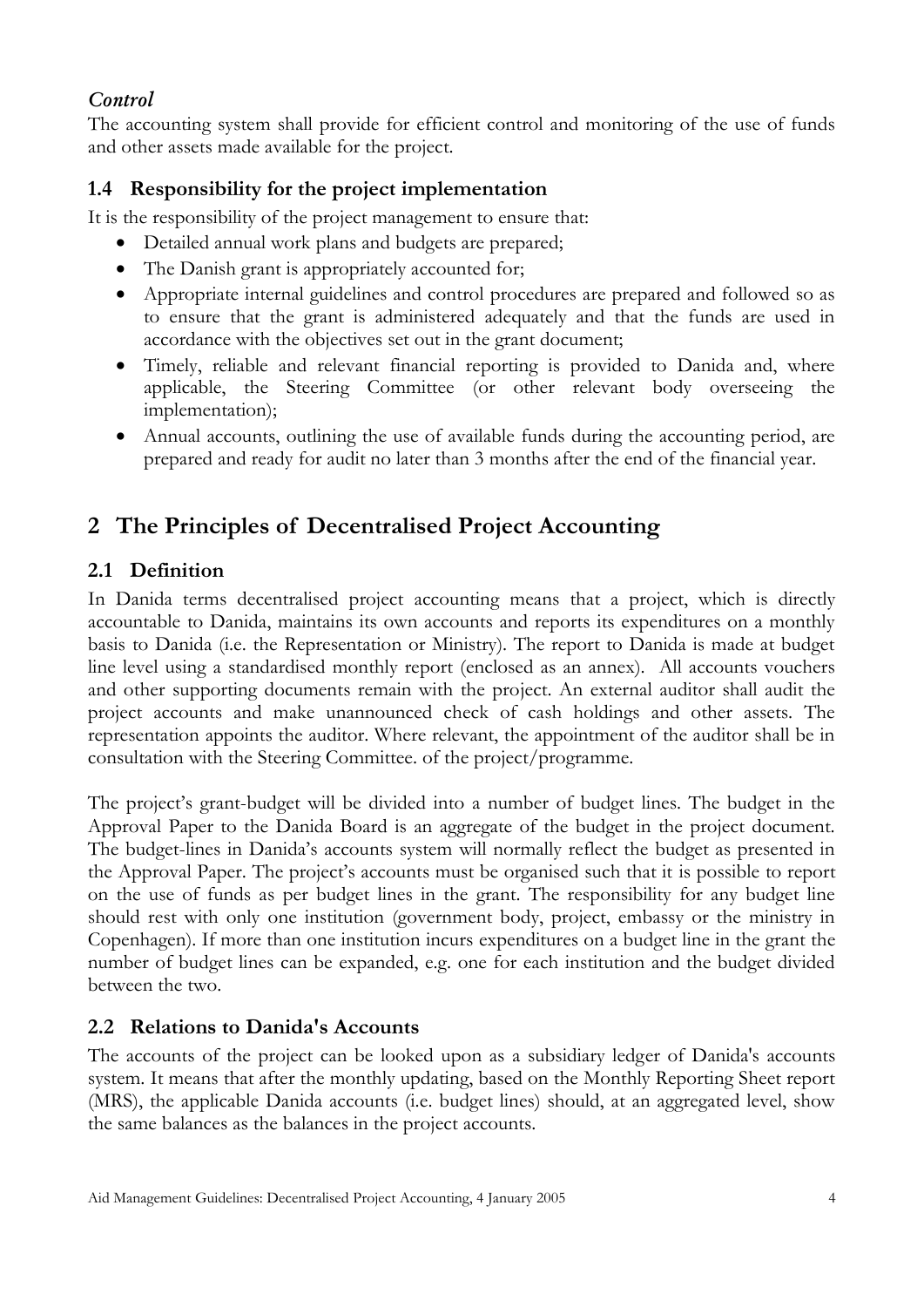### *Control*

The accounting system shall provide for efficient control and monitoring of the use of funds and other assets made available for the project.

### 1.4 Responsibility for the project implementation

It is the responsibility of the project management to ensure that:

- Detailed annual work plans and budgets are prepared;
- The Danish grant is appropriately accounted for;
- Appropriate internal guidelines and control procedures are prepared and followed so as to ensure that the grant is administered adequately and that the funds are used in accordance with the objectives set out in the grant document;
- Timely, reliable and relevant financial reporting is provided to Danida and, where applicable, the Steering Committee (or other relevant body overseeing the implementation);
- Annual accounts, outlining the use of available funds during the accounting period, are prepared and ready for audit no later than 3 months after the end of the financial year.

## 2 The Principles of Decentralised Project Accounting

### 2.1 Definition

In Danida terms decentralised project accounting means that a project, which is directly accountable to Danida, maintains its own accounts and reports its expenditures on a monthly basis to Danida (i.e. the Representation or Ministry). The report to Danida is made at budget line level using a standardised monthly report (enclosed as an annex). All accounts vouchers and other supporting documents remain with the project. An external auditor shall audit the project accounts and make unannounced check of cash holdings and other assets. The representation appoints the auditor. Where relevant, the appointment of the auditor shall be in consultation with the Steering Committee. of the project/programme.

The project's grant-budget will be divided into a number of budget lines. The budget in the Approval Paper to the Danida Board is an aggregate of the budget in the project document. The budget-lines in Danida's accounts system will normally reflect the budget as presented in the Approval Paper. The project's accounts must be organised such that it is possible to report on the use of funds as per budget lines in the grant. The responsibility for any budget line should rest with only one institution (government body, project, embassy or the ministry in Copenhagen). If more than one institution incurs expenditures on a budget line in the grant the number of budget lines can be expanded, e.g. one for each institution and the budget divided between the two.

### 2.2 Relations to Danida's Accounts

The accounts of the project can be looked upon as a subsidiary ledger of Danida's accounts system. It means that after the monthly updating, based on the Monthly Reporting Sheet report (MRS), the applicable Danida accounts (i.e. budget lines) should, at an aggregated level, show the same balances as the balances in the project accounts.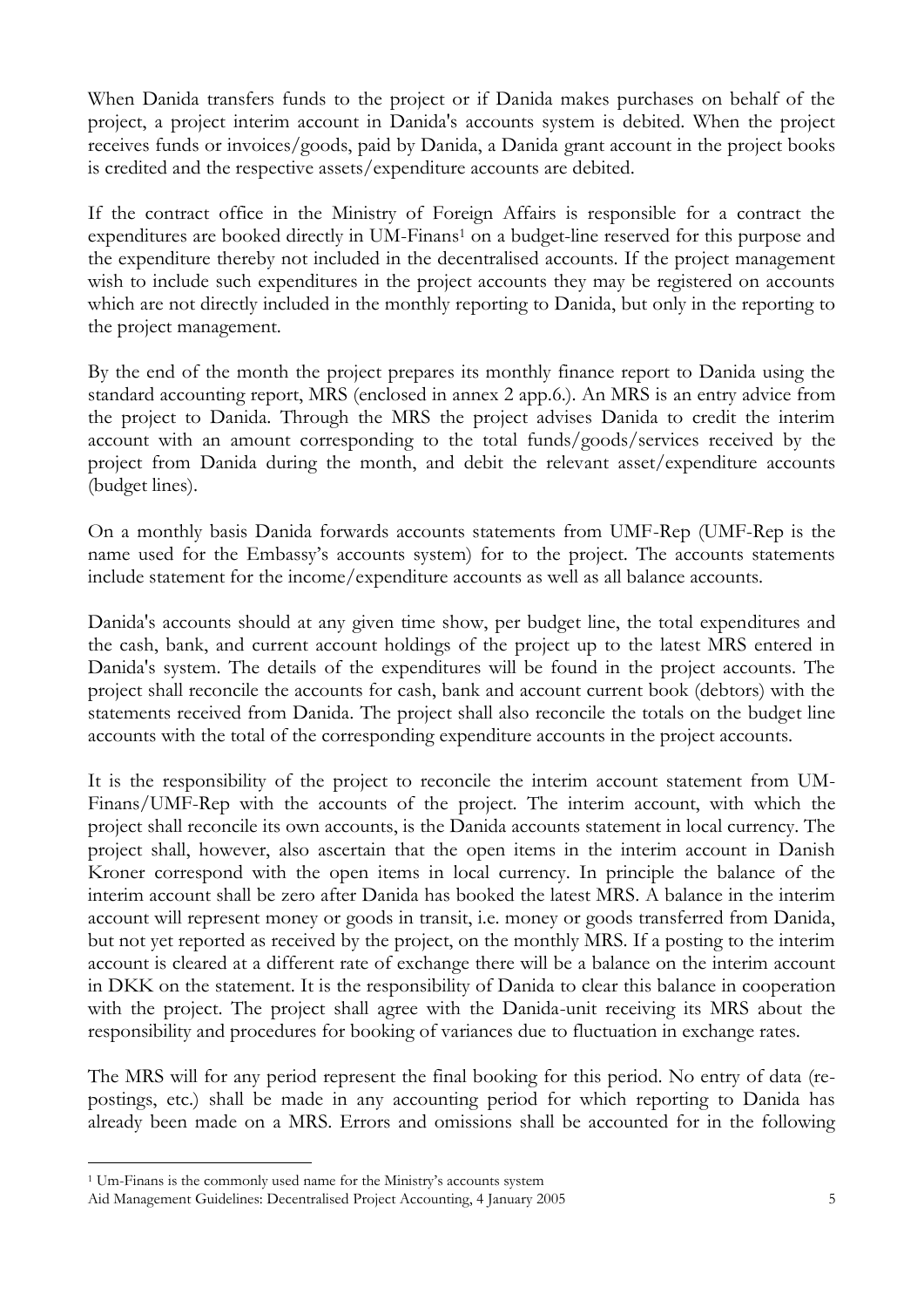When Danida transfers funds to the project or if Danida makes purchases on behalf of the project, a project interim account in Danida's accounts system is debited. When the project receives funds or invoices/goods, paid by Danida, a Danida grant account in the project books is credited and the respective assets/expenditure accounts are debited.

If the contract office in the Ministry of Foreign Affairs is responsible for a contract the expenditures are booked directly in UM-Finans[1] on a budget-line reserved for this purpose and the expenditure thereby not included in the decentralised accounts. If the project management wish to include such expenditures in the project accounts they may be registered on accounts which are not directly included in the monthly reporting to Danida, but only in the reporting to the project management.

By the end of the month the project prepares its monthly finance report to Danida using the standard accounting report, MRS (enclosed in annex 2 app.6.). An MRS is an entry advice from the project to Danida. Through the MRS the project advises Danida to credit the interim account with an amount corresponding to the total funds/goods/services received by the project from Danida during the month, and debit the relevant asset/expenditure accounts (budget lines).

On a monthly basis Danida forwards accounts statements from UMF-Rep (UMF-Rep is the name used for the Embassy's accounts system) for to the project. The accounts statements include statement for the income/expenditure accounts as well as all balance accounts.

Danida's accounts should at any given time show, per budget line, the total expenditures and the cash, bank, and current account holdings of the project up to the latest MRS entered in Danida's system. The details of the expenditures will be found in the project accounts. The project shall reconcile the accounts for cash, bank and account current book (debtors) with the statements received from Danida. The project shall also reconcile the totals on the budget line accounts with the total of the corresponding expenditure accounts in the project accounts.

It is the responsibility of the project to reconcile the interim account statement from UM-Finans/UMF-Rep with the accounts of the project. The interim account, with which the project shall reconcile its own accounts, is the Danida accounts statement in local currency. The project shall, however, also ascertain that the open items in the interim account in Danish Kroner correspond with the open items in local currency. In principle the balance of the interim account shall be zero after Danida has booked the latest MRS. A balance in the interim account will represent money or goods in transit, i.e. money or goods transferred from Danida, but not yet reported as received by the project, on the monthly MRS. If a posting to the interim account is cleared at a different rate of exchange there will be a balance on the interim account in DKK on the statement. It is the responsibility of Danida to clear this balance in cooperation with the project. The project shall agree with the Danida-unit receiving its MRS about the responsibility and procedures for booking of variances due to fluctuation in exchange rates.

The MRS will for any period represent the final booking for this period. No entry of data (re-postings, etc.) shall be made in any accounting period for which reporting to Danida has already been made on a MRS. Errors and omissions shall be accounted for in the following

[1] Um-Finans is the commonly used name for the Ministry's accounts system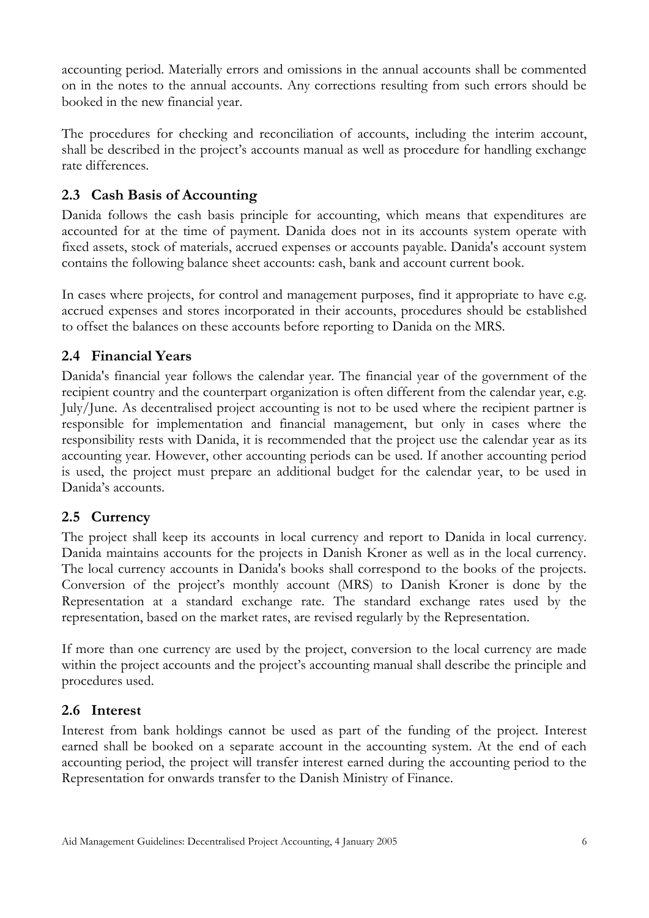accounting period. Materially errors and omissions in the annual accounts shall be commented on in the notes to the annual accounts. Any corrections resulting from such errors should be booked in the new financial year.

The procedures for checking and reconciliation of accounts, including the interim account, shall be described in the project's accounts manual as well as procedure for handling exchange rate differences.

## 2.3 Cash Basis of Accounting

Danida follows the cash basis principle for accounting, which means that expenditures are accounted for at the time of payment. Danida does not in its accounts system operate with fixed assets, stock of materials, accrued expenses or accounts payable. Danida's account system contains the following balance sheet accounts: cash, bank and account current book.

In cases where projects, for control and management purposes, find it appropriate to have e.g. accrued expenses and stores incorporated in their accounts, procedures should be established to offset the balances on these accounts before reporting to Danida on the MRS.

## 2.4 Financial Years

Danida's financial year follows the calendar year. The financial year of the government of the recipient country and the counterpart organization is often different from the calendar year, e.g. July/June. As decentralised project accounting is not to be used where the recipient partner is responsible for implementation and financial management, but only in cases where the responsibility rests with Danida, it is recommended that the project use the calendar year as its accounting year. However, other accounting periods can be used. If another accounting period is used, the project must prepare an additional budget for the calendar year, to be used in Danida's accounts.

## 2.5 Currency

The project shall keep its accounts in local currency and report to Danida in local currency. Danida maintains accounts for the projects in Danish Kroner as well as in the local currency. The local currency accounts in Danida's books shall correspond to the books of the projects. Conversion of the project's monthly account (MRS) to Danish Kroner is done by the Representation at a standard exchange rate. The standard exchange rates used by the representation, based on the market rates, are revised regularly by the Representation.

If more than one currency are used by the project, conversion to the local currency are made within the project accounts and the project's accounting manual shall describe the principle and procedures used.

## 2.6 Interest

Interest from bank holdings cannot be used as part of the funding of the project. Interest earned shall be booked on a separate account in the accounting system. At the end of each accounting period, the project will transfer interest earned during the accounting period to the Representation for onwards transfer to the Danish Ministry of Finance.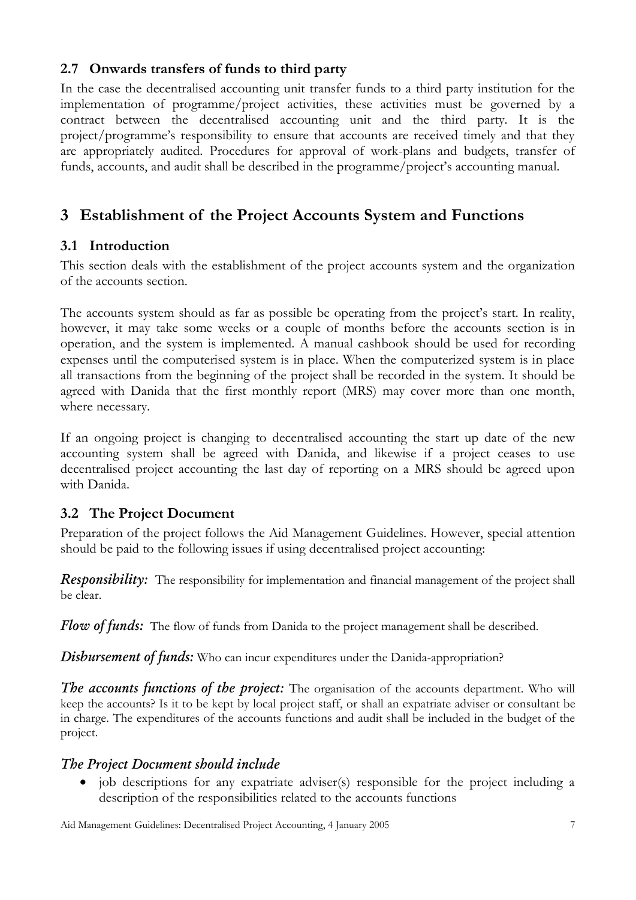### 2.7 Onwards transfers of funds to third party

In the case the decentralised accounting unit transfer funds to a third party institution for the implementation of programme/project activities, these activities must be governed by a contract between the decentralised accounting unit and the third party. It is the project/programme's responsibility to ensure that accounts are received timely and that they are appropriately audited. Procedures for approval of work-plans and budgets, transfer of funds, accounts, and audit shall be described in the programme/project's accounting manual.

## 3 Establishment of the Project Accounts System and Functions

### 3.1 Introduction

This section deals with the establishment of the project accounts system and the organization of the accounts section.

The accounts system should as far as possible be operating from the project's start. In reality, however, it may take some weeks or a couple of months before the accounts section is in operation, and the system is implemented. A manual cashbook should be used for recording expenses until the computerised system is in place. When the computerized system is in place all transactions from the beginning of the project shall be recorded in the system. It should be agreed with Danida that the first monthly report (MRS) may cover more than one month, where necessary.

If an ongoing project is changing to decentralised accounting the start up date of the new accounting system shall be agreed with Danida, and likewise if a project ceases to use decentralised project accounting the last day of reporting on a MRS should be agreed upon with Danida.

### 3.2 The Project Document

Preparation of the project follows the Aid Management Guidelines. However, special attention should be paid to the following issues if using decentralised project accounting:

***Responsibility:*** The responsibility for implementation and financial management of the project shall be clear.

***Flow of funds:*** The flow of funds from Danida to the project management shall be described.

***Disbursement of funds:*** Who can incur expenditures under the Danida-appropriation?

***The accounts functions of the project:*** The organisation of the accounts department. Who will keep the accounts? Is it to be kept by local project staff, or shall an expatriate adviser or consultant be in charge. The expenditures of the accounts functions and audit shall be included in the budget of the project.

#### *The Project Document should include*

- job descriptions for any expatriate adviser(s) responsible for the project including a description of the responsibilities related to the accounts functions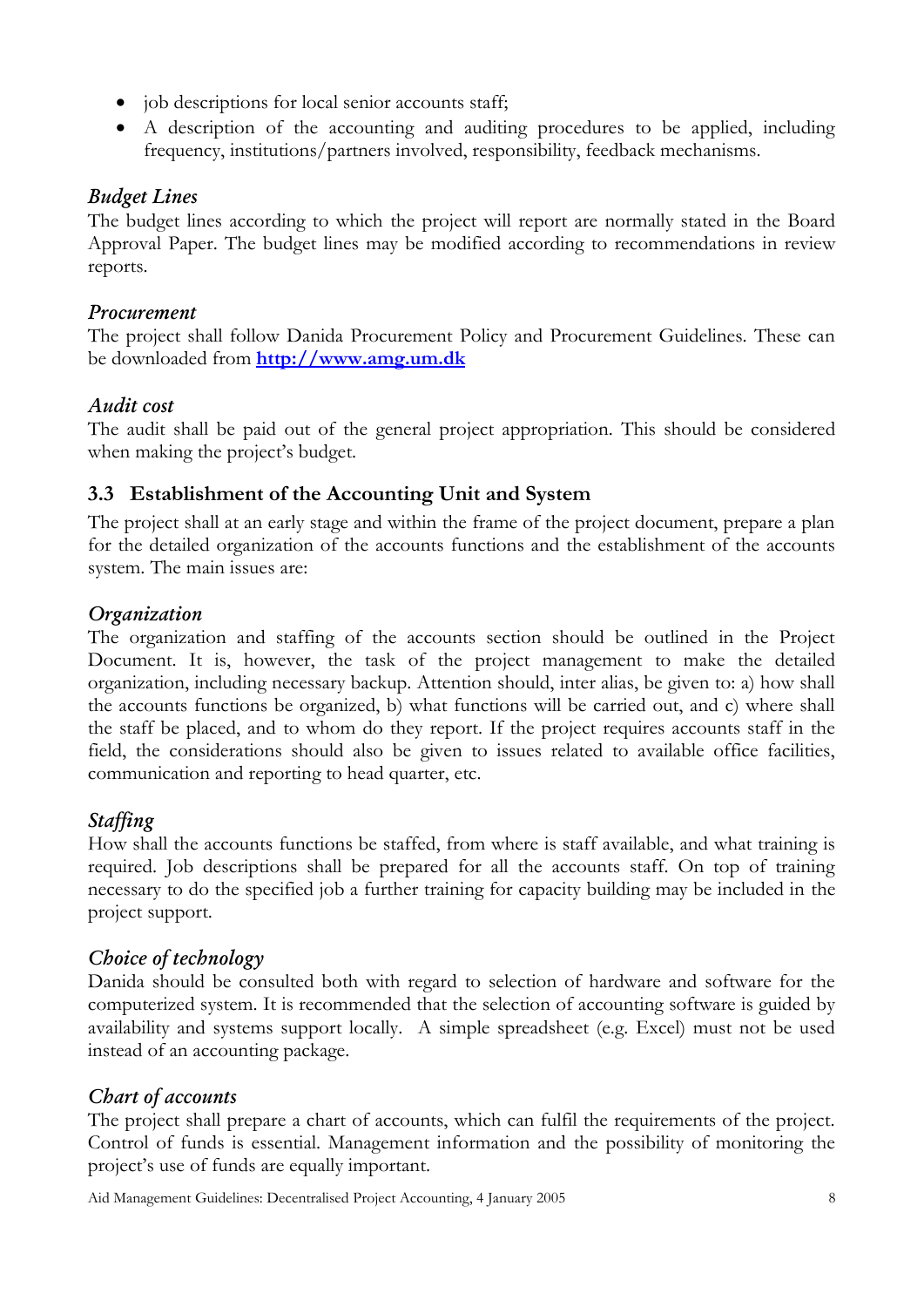- job descriptions for local senior accounts staff;
- A description of the accounting and auditing procedures to be applied, including frequency, institutions/partners involved, responsibility, feedback mechanisms.

*Budget Lines*

The budget lines according to which the project will report are normally stated in the Board Approval Paper. The budget lines may be modified according to recommendations in review reports.

*Procurement*

The project shall follow Danida Procurement Policy and Procurement Guidelines. These can be downloaded from **http://www.amg.um.dk**

*Audit cost*

The audit shall be paid out of the general project appropriation. This should be considered when making the project's budget.

### 3.3 Establishment of the Accounting Unit and System

The project shall at an early stage and within the frame of the project document, prepare a plan for the detailed organization of the accounts functions and the establishment of the accounts system. The main issues are:

*Organization*

The organization and staffing of the accounts section should be outlined in the Project Document. It is, however, the task of the project management to make the detailed organization, including necessary backup. Attention should, inter alias, be given to: a) how shall the accounts functions be organized, b) what functions will be carried out, and c) where shall the staff be placed, and to whom do they report. If the project requires accounts staff in the field, the considerations should also be given to issues related to available office facilities, communication and reporting to head quarter, etc.

*Staffing*

How shall the accounts functions be staffed, from where is staff available, and what training is required. Job descriptions shall be prepared for all the accounts staff. On top of training necessary to do the specified job a further training for capacity building may be included in the project support.

*Choice of technology*

Danida should be consulted both with regard to selection of hardware and software for the computerized system. It is recommended that the selection of accounting software is guided by availability and systems support locally. A simple spreadsheet (e.g. Excel) must not be used instead of an accounting package.

*Chart of accounts*

The project shall prepare a chart of accounts, which can fulfil the requirements of the project. Control of funds is essential. Management information and the possibility of monitoring the project's use of funds are equally important.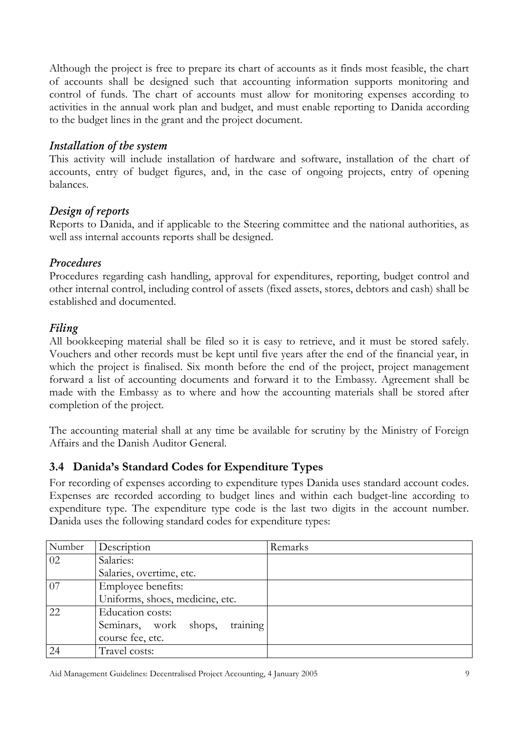Although the project is free to prepare its chart of accounts as it finds most feasible, the chart of accounts shall be designed such that accounting information supports monitoring and control of funds. The chart of accounts must allow for monitoring expenses according to activities in the annual work plan and budget, and must enable reporting to Danida according to the budget lines in the grant and the project document.

### *Installation of the system*

This activity will include installation of hardware and software, installation of the chart of accounts, entry of budget figures, and, in the case of ongoing projects, entry of opening balances.

### *Design of reports*

Reports to Danida, and if applicable to the Steering committee and the national authorities, as well ass internal accounts reports shall be designed.

### *Procedures*

Procedures regarding cash handling, approval for expenditures, reporting, budget control and other internal control, including control of assets (fixed assets, stores, debtors and cash) shall be established and documented.

### *Filing*

All bookkeeping material shall be filed so it is easy to retrieve, and it must be stored safely. Vouchers and other records must be kept until five years after the end of the financial year, in which the project is finalised. Six month before the end of the project, project management forward a list of accounting documents and forward it to the Embassy. Agreement shall be made with the Embassy as to where and how the accounting materials shall be stored after completion of the project.

The accounting material shall at any time be available for scrutiny by the Ministry of Foreign Affairs and the Danish Auditor General.

## 3.4 Danida's Standard Codes for Expenditure Types

For recording of expenses according to expenditure types Danida uses standard account codes. Expenses are recorded according to budget lines and within each budget-line according to expenditure type. The expenditure type code is the last two digits in the account number. Danida uses the following standard codes for expenditure types:

| Number | Description | Remarks |
|---|---|---|
| 02 | Salaries:<br>Salaries, overtime, etc. | |
| 07 | Employee benefits:<br>Uniforms, shoes, medicine, etc. | |
| 22 | Education costs:<br>Seminars, work shops, training course fee, etc. | |
| 24 | Travel costs: | |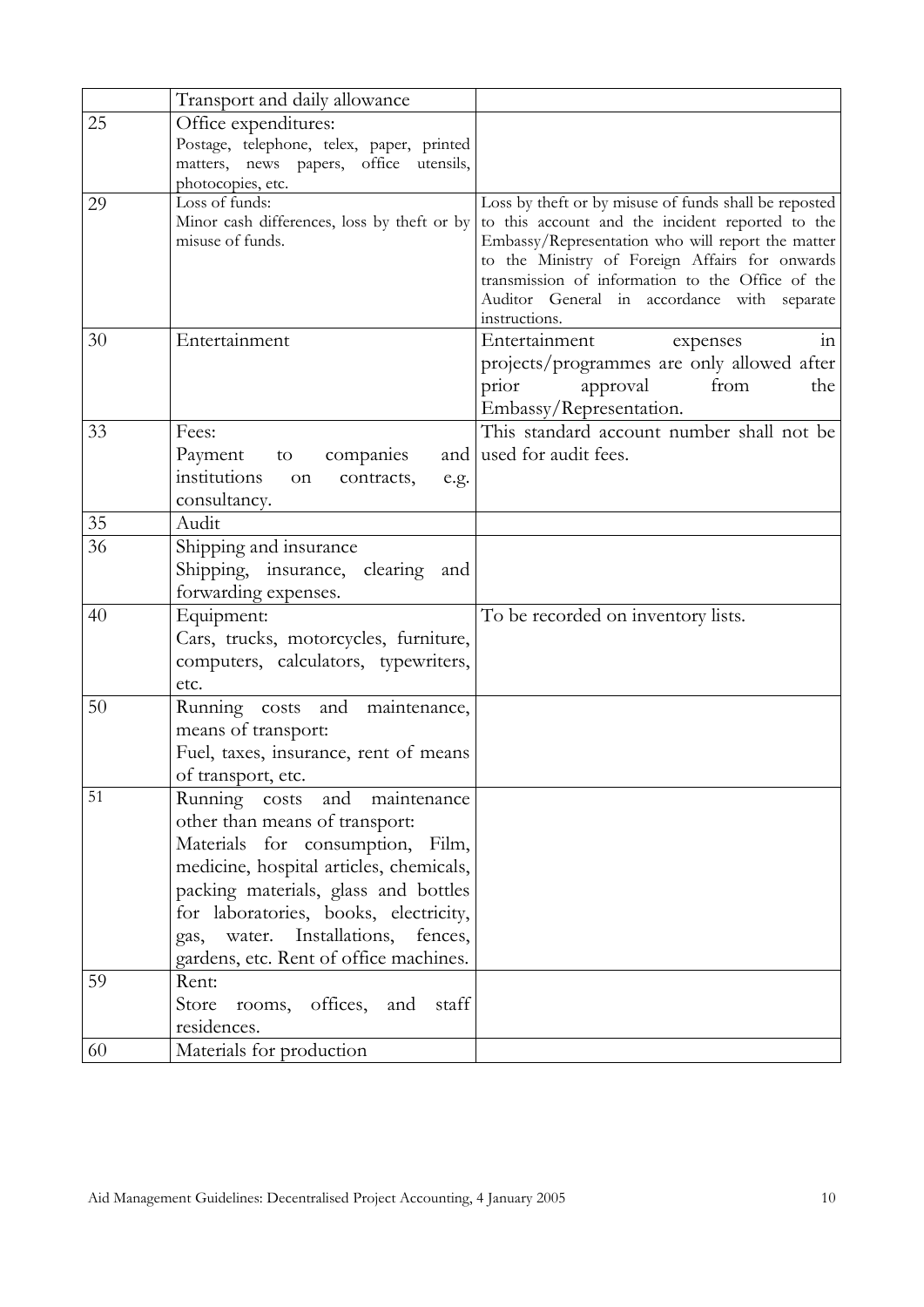| | | |
|---|---|---|
| | Transport and daily allowance | |
| 25 | Office expenditures: Postage, telephone, telex, paper, printed matters, news papers, office utensils, photocopies, etc. | |
| 29 | Loss of funds: Minor cash differences, loss by theft or by misuse of funds. | Loss by theft or by misuse of funds shall be reposted to this account and the incident reported to the Embassy/Representation who will report the matter to the Ministry of Foreign Affairs for onwards transmission of information to the Office of the Auditor General in accordance with separate instructions. |
| 30 | Entertainment | Entertainment expenses in projects/programmes are only allowed after prior approval from the Embassy/Representation. |
| 33 | Fees: Payment to companies and institutions on contracts, e.g. consultancy. | This standard account number shall not be used for audit fees. |
| 35 | Audit | |
| 36 | Shipping and insurance Shipping, insurance, clearing and forwarding expenses. | |
| 40 | Equipment: Cars, trucks, motorcycles, furniture, computers, calculators, typewriters, etc. | To be recorded on inventory lists. |
| 50 | Running costs and maintenance, means of transport: Fuel, taxes, insurance, rent of means of transport, etc. | |
| 51 | Running costs and maintenance other than means of transport: Materials for consumption, Film, medicine, hospital articles, chemicals, packing materials, glass and bottles for laboratories, books, electricity, gas, water. Installations, fences, gardens, etc. Rent of office machines. | |
| 59 | Rent: Store rooms, offices, and staff residences. | |
| 60 | Materials for production | |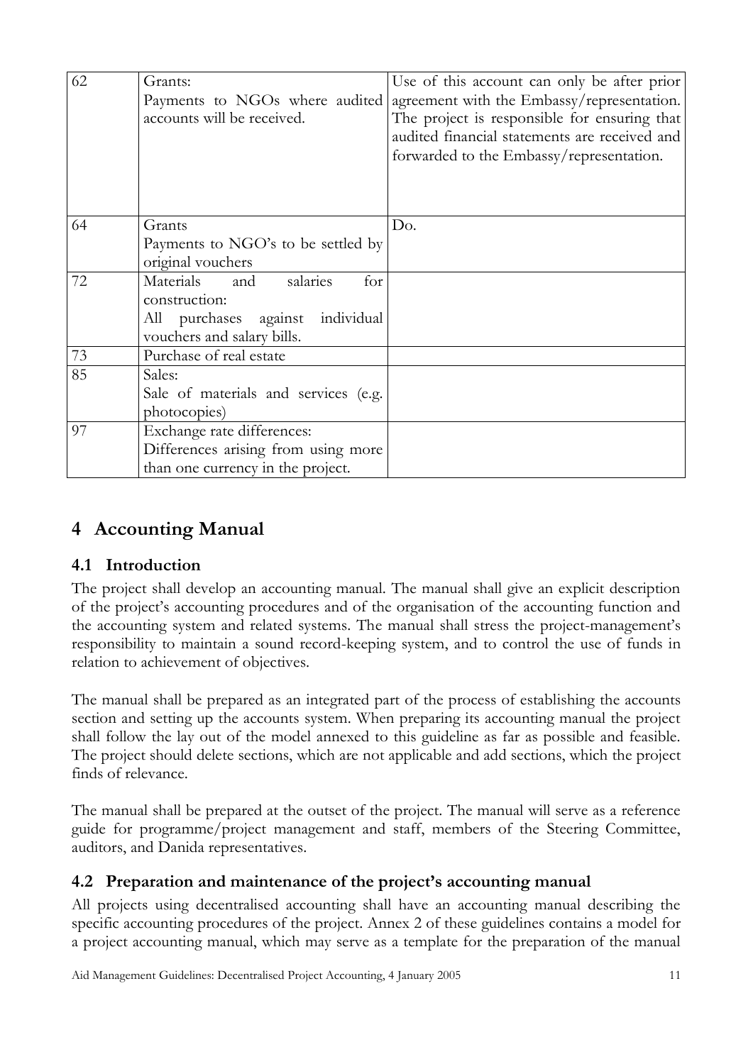| 62 | Grants:<br>Payments to NGOs where audited accounts will be received. | Use of this account can only be after prior agreement with the Embassy/representation. The project is responsible for ensuring that audited financial statements are received and forwarded to the Embassy/representation. |
|---|---|---|
| 64 | Grants<br>Payments to NGO's to be settled by original vouchers | Do. |
| 72 | Materials and salaries for construction:<br>All purchases against individual vouchers and salary bills. | |
| 73 | Purchase of real estate | |
| 85 | Sales:<br>Sale of materials and services (e.g. photocopies) | |
| 97 | Exchange rate differences:<br>Differences arising from using more than one currency in the project. | |

# 4 Accounting Manual

## 4.1 Introduction

The project shall develop an accounting manual. The manual shall give an explicit description of the project's accounting procedures and of the organisation of the accounting function and the accounting system and related systems. The manual shall stress the project-management's responsibility to maintain a sound record-keeping system, and to control the use of funds in relation to achievement of objectives.

The manual shall be prepared as an integrated part of the process of establishing the accounts section and setting up the accounts system. When preparing its accounting manual the project shall follow the lay out of the model annexed to this guideline as far as possible and feasible. The project should delete sections, which are not applicable and add sections, which the project finds of relevance.

The manual shall be prepared at the outset of the project. The manual will serve as a reference guide for programme/project management and staff, members of the Steering Committee, auditors, and Danida representatives.

## 4.2 Preparation and maintenance of the project's accounting manual

All projects using decentralised accounting shall have an accounting manual describing the specific accounting procedures of the project. Annex 2 of these guidelines contains a model for a project accounting manual, which may serve as a template for the preparation of the manual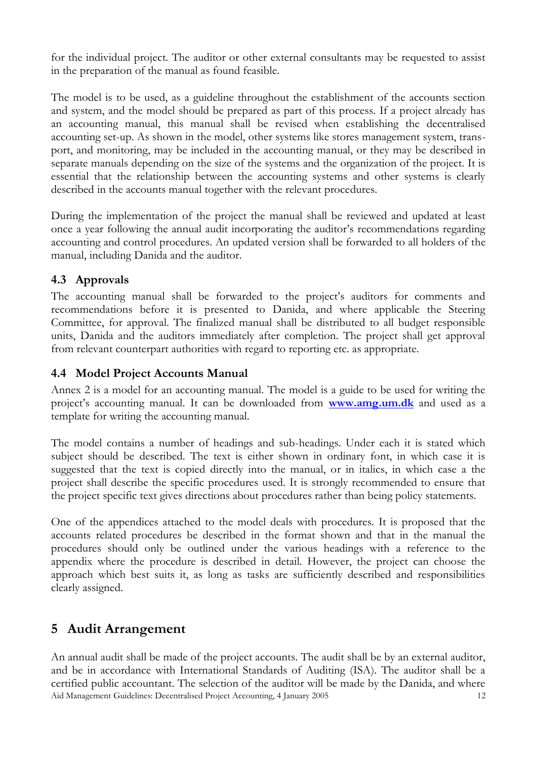for the individual project. The auditor or other external consultants may be requested to assist in the preparation of the manual as found feasible.

The model is to be used, as a guideline throughout the establishment of the accounts section and system, and the model should be prepared as part of this process. If a project already has an accounting manual, this manual shall be revised when establishing the decentralised accounting set-up. As shown in the model, other systems like stores management system, transport, and monitoring, may be included in the accounting manual, or they may be described in separate manuals depending on the size of the systems and the organization of the project. It is essential that the relationship between the accounting systems and other systems is clearly described in the accounts manual together with the relevant procedures.

During the implementation of the project the manual shall be reviewed and updated at least once a year following the annual audit incorporating the auditor's recommendations regarding accounting and control procedures. An updated version shall be forwarded to all holders of the manual, including Danida and the auditor.

### 4.3 Approvals

The accounting manual shall be forwarded to the project's auditors for comments and recommendations before it is presented to Danida, and where applicable the Steering Committee, for approval. The finalized manual shall be distributed to all budget responsible units, Danida and the auditors immediately after completion. The project shall get approval from relevant counterpart authorities with regard to reporting etc. as appropriate.

### 4.4 Model Project Accounts Manual

Annex 2 is a model for an accounting manual. The model is a guide to be used for writing the project's accounting manual. It can be downloaded from **www.amg.um.dk** and used as a template for writing the accounting manual.

The model contains a number of headings and sub-headings. Under each it is stated which subject should be described. The text is either shown in ordinary font, in which case it is suggested that the text is copied directly into the manual, or in italics, in which case a the project shall describe the specific procedures used. It is strongly recommended to ensure that the project specific text gives directions about procedures rather than being policy statements.

One of the appendices attached to the model deals with procedures. It is proposed that the accounts related procedures be described in the format shown and that in the manual the procedures should only be outlined under the various headings with a reference to the appendix where the procedure is described in detail. However, the project can choose the approach which best suits it, as long as tasks are sufficiently described and responsibilities clearly assigned.

## 5 Audit Arrangement

An annual audit shall be made of the project accounts. The audit shall be by an external auditor, and be in accordance with International Standards of Auditing (ISA). The auditor shall be a certified public accountant. The selection of the auditor will be made by the Danida, and where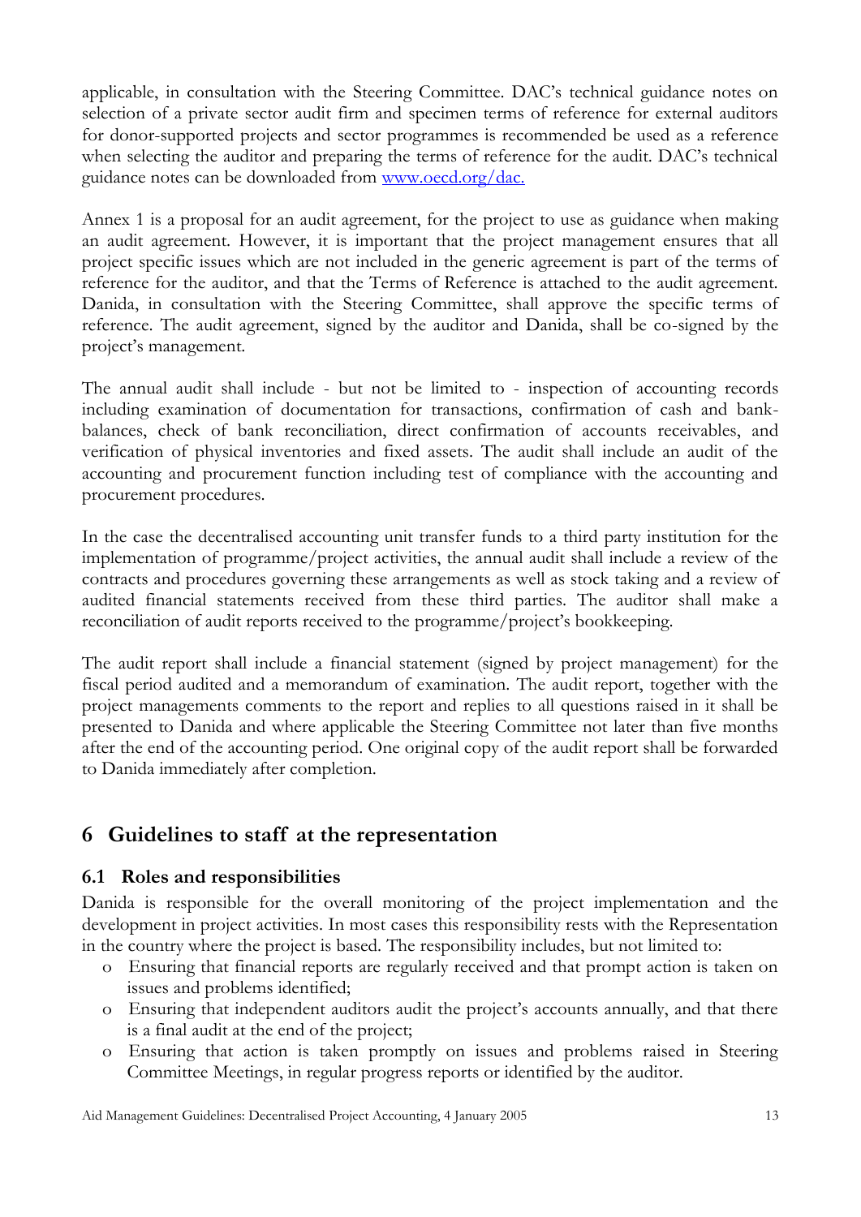applicable, in consultation with the Steering Committee. DAC's technical guidance notes on selection of a private sector audit firm and specimen terms of reference for external auditors for donor-supported projects and sector programmes is recommended be used as a reference when selecting the auditor and preparing the terms of reference for the audit. DAC's technical guidance notes can be downloaded from [www.oecd.org/dac.](www.oecd.org/dac.)

Annex 1 is a proposal for an audit agreement, for the project to use as guidance when making an audit agreement. However, it is important that the project management ensures that all project specific issues which are not included in the generic agreement is part of the terms of reference for the auditor, and that the Terms of Reference is attached to the audit agreement. Danida, in consultation with the Steering Committee, shall approve the specific terms of reference. The audit agreement, signed by the auditor and Danida, shall be co-signed by the project's management.

The annual audit shall include - but not be limited to - inspection of accounting records including examination of documentation for transactions, confirmation of cash and bank-balances, check of bank reconciliation, direct confirmation of accounts receivables, and verification of physical inventories and fixed assets. The audit shall include an audit of the accounting and procurement function including test of compliance with the accounting and procurement procedures.

In the case the decentralised accounting unit transfer funds to a third party institution for the implementation of programme/project activities, the annual audit shall include a review of the contracts and procedures governing these arrangements as well as stock taking and a review of audited financial statements received from these third parties. The auditor shall make a reconciliation of audit reports received to the programme/project's bookkeeping.

The audit report shall include a financial statement (signed by project management) for the fiscal period audited and a memorandum of examination. The audit report, together with the project managements comments to the report and replies to all questions raised in it shall be presented to Danida and where applicable the Steering Committee not later than five months after the end of the accounting period. One original copy of the audit report shall be forwarded to Danida immediately after completion.

# 6 Guidelines to staff at the representation

## 6.1 Roles and responsibilities

Danida is responsible for the overall monitoring of the project implementation and the development in project activities. In most cases this responsibility rests with the Representation in the country where the project is based. The responsibility includes, but not limited to:

- Ensuring that financial reports are regularly received and that prompt action is taken on issues and problems identified;
- Ensuring that independent auditors audit the project's accounts annually, and that there is a final audit at the end of the project;
- Ensuring that action is taken promptly on issues and problems raised in Steering Committee Meetings, in regular progress reports or identified by the auditor.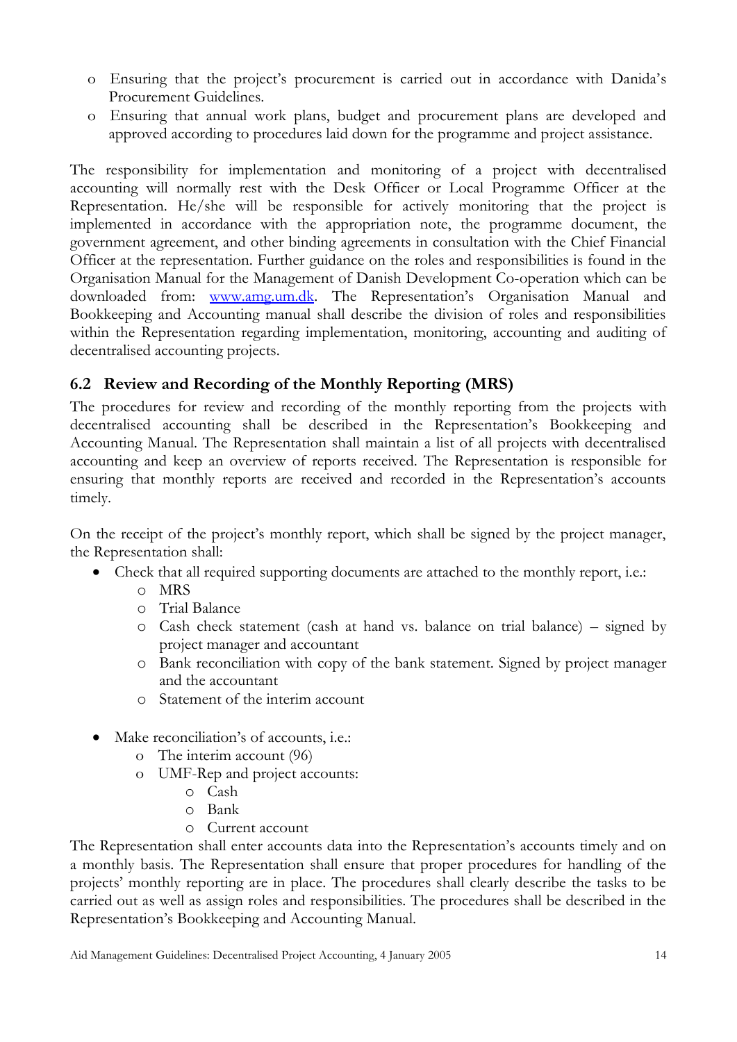- Ensuring that the project's procurement is carried out in accordance with Danida's Procurement Guidelines.
- Ensuring that annual work plans, budget and procurement plans are developed and approved according to procedures laid down for the programme and project assistance.

The responsibility for implementation and monitoring of a project with decentralised accounting will normally rest with the Desk Officer or Local Programme Officer at the Representation. He/she will be responsible for actively monitoring that the project is implemented in accordance with the appropriation note, the programme document, the government agreement, and other binding agreements in consultation with the Chief Financial Officer at the representation. Further guidance on the roles and responsibilities is found in the Organisation Manual for the Management of Danish Development Co-operation which can be downloaded from: [www.amg.um.dk](www.amg.um.dk). The Representation's Organisation Manual and Bookkeeping and Accounting manual shall describe the division of roles and responsibilities within the Representation regarding implementation, monitoring, accounting and auditing of decentralised accounting projects.

## 6.2 Review and Recording of the Monthly Reporting (MRS)

The procedures for review and recording of the monthly reporting from the projects with decentralised accounting shall be described in the Representation's Bookkeeping and Accounting Manual. The Representation shall maintain a list of all projects with decentralised accounting and keep an overview of reports received. The Representation is responsible for ensuring that monthly reports are received and recorded in the Representation's accounts timely.

On the receipt of the project's monthly report, which shall be signed by the project manager, the Representation shall:

- Check that all required supporting documents are attached to the monthly report, i.e.:
  - MRS
  - Trial Balance
  - Cash check statement (cash at hand vs. balance on trial balance) – signed by project manager and accountant
  - Bank reconciliation with copy of the bank statement. Signed by project manager and the accountant
  - Statement of the interim account

- Make reconciliation's of accounts, i.e.:
  - The interim account (96)
  - UMF-Rep and project accounts:
    - Cash
    - Bank
    - Current account

The Representation shall enter accounts data into the Representation's accounts timely and on a monthly basis. The Representation shall ensure that proper procedures for handling of the projects' monthly reporting are in place. The procedures shall clearly describe the tasks to be carried out as well as assign roles and responsibilities. The procedures shall be described in the Representation's Bookkeeping and Accounting Manual.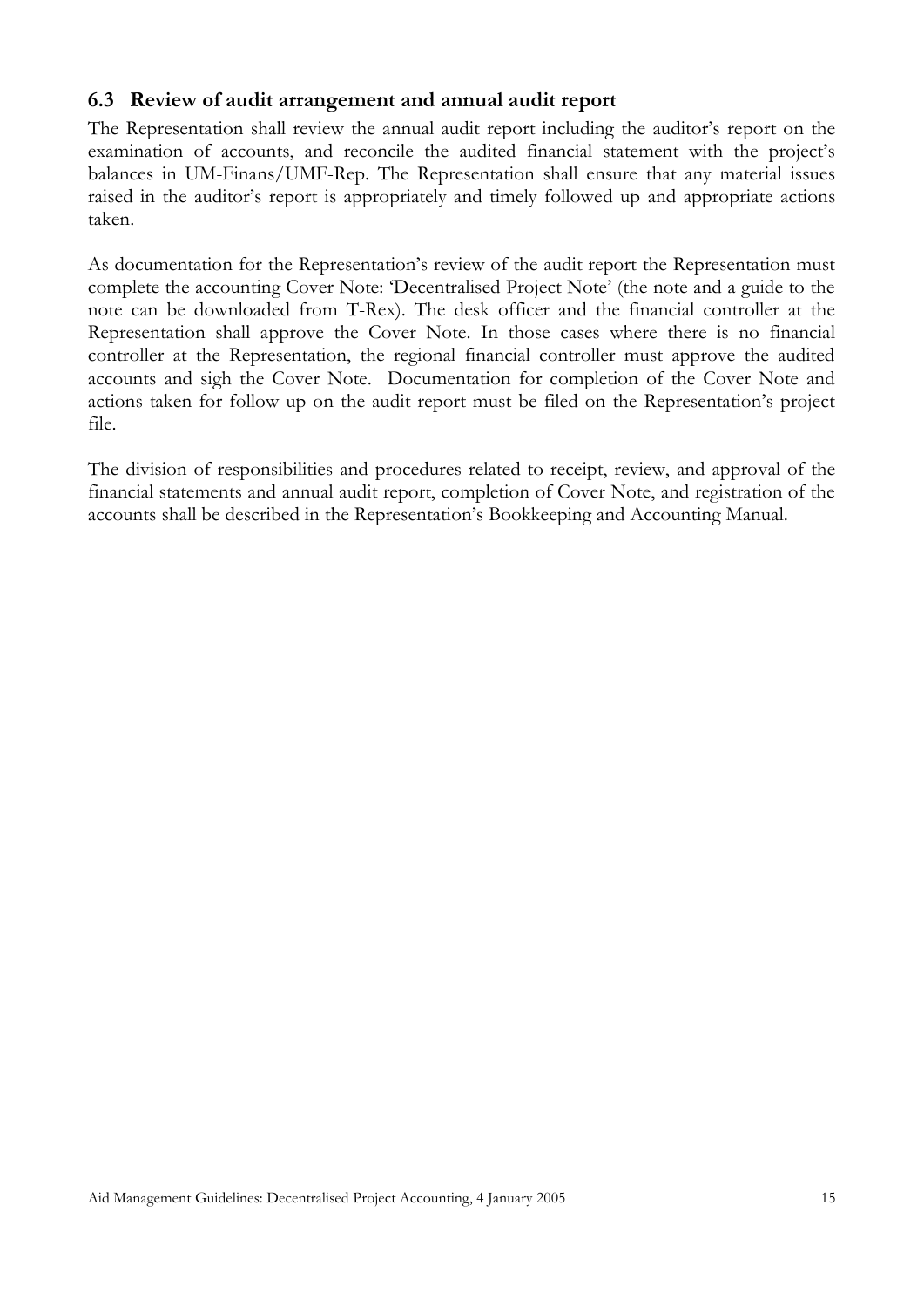### 6.3 Review of audit arrangement and annual audit report

The Representation shall review the annual audit report including the auditor's report on the examination of accounts, and reconcile the audited financial statement with the project's balances in UM-Finans/UMF-Rep. The Representation shall ensure that any material issues raised in the auditor's report is appropriately and timely followed up and appropriate actions taken.

As documentation for the Representation's review of the audit report the Representation must complete the accounting Cover Note: 'Decentralised Project Note' (the note and a guide to the note can be downloaded from T-Rex). The desk officer and the financial controller at the Representation shall approve the Cover Note. In those cases where there is no financial controller at the Representation, the regional financial controller must approve the audited accounts and sigh the Cover Note. Documentation for completion of the Cover Note and actions taken for follow up on the audit report must be filed on the Representation's project file.

The division of responsibilities and procedures related to receipt, review, and approval of the financial statements and annual audit report, completion of Cover Note, and registration of the accounts shall be described in the Representation's Bookkeeping and Accounting Manual.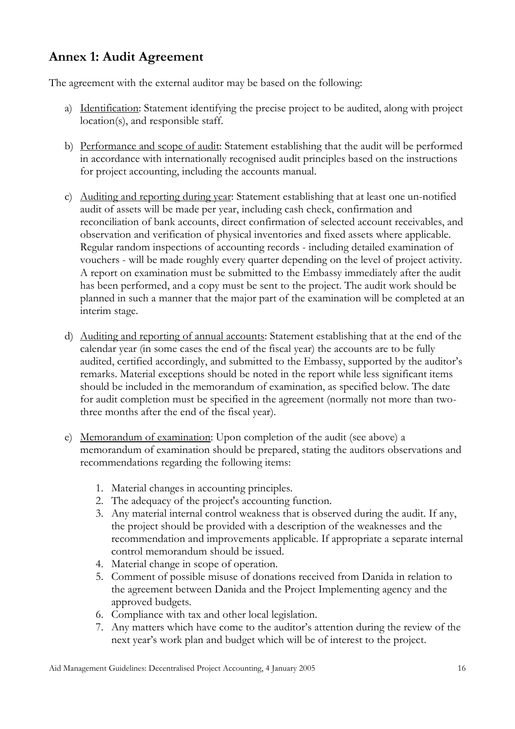## Annex 1: Audit Agreement

The agreement with the external auditor may be based on the following:

a) Identification: Statement identifying the precise project to be audited, along with project location(s), and responsible staff.

b) Performance and scope of audit: Statement establishing that the audit will be performed in accordance with internationally recognised audit principles based on the instructions for project accounting, including the accounts manual.

c) Auditing and reporting during year: Statement establishing that at least one un-notified audit of assets will be made per year, including cash check, confirmation and reconciliation of bank accounts, direct confirmation of selected account receivables, and observation and verification of physical inventories and fixed assets where applicable. Regular random inspections of accounting records - including detailed examination of vouchers - will be made roughly every quarter depending on the level of project activity. A report on examination must be submitted to the Embassy immediately after the audit has been performed, and a copy must be sent to the project. The audit work should be planned in such a manner that the major part of the examination will be completed at an interim stage.

d) Auditing and reporting of annual accounts: Statement establishing that at the end of the calendar year (in some cases the end of the fiscal year) the accounts are to be fully audited, certified accordingly, and submitted to the Embassy, supported by the auditor's remarks. Material exceptions should be noted in the report while less significant items should be included in the memorandum of examination, as specified below. The date for audit completion must be specified in the agreement (normally not more than two-three months after the end of the fiscal year).

e) Memorandum of examination: Upon completion of the audit (see above) a memorandum of examination should be prepared, stating the auditors observations and recommendations regarding the following items:

   1. Material changes in accounting principles.
   2. The adequacy of the project's accounting function.
   3. Any material internal control weakness that is observed during the audit. If any, the project should be provided with a description of the weaknesses and the recommendation and improvements applicable. If appropriate a separate internal control memorandum should be issued.
   4. Material change in scope of operation.
   5. Comment of possible misuse of donations received from Danida in relation to the agreement between Danida and the Project Implementing agency and the approved budgets.
   6. Compliance with tax and other local legislation.
   7. Any matters which have come to the auditor's attention during the review of the next year's work plan and budget which will be of interest to the project.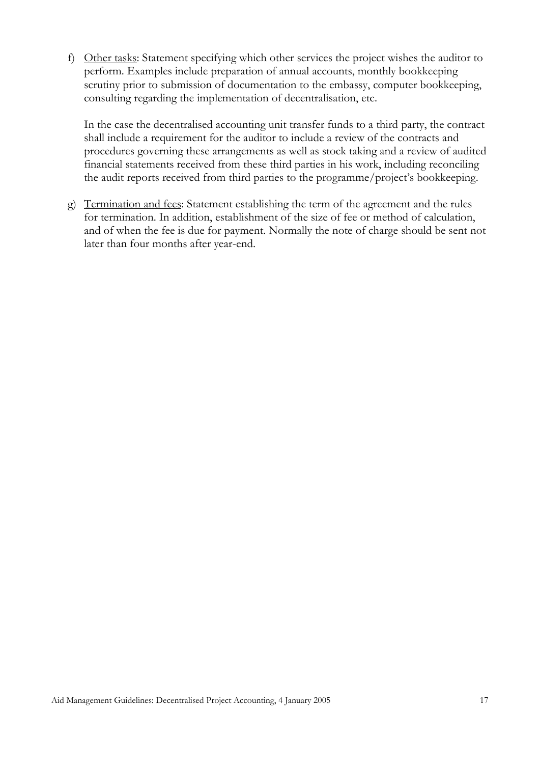f) Other tasks: Statement specifying which other services the project wishes the auditor to perform. Examples include preparation of annual accounts, monthly bookkeeping scrutiny prior to submission of documentation to the embassy, computer bookkeeping, consulting regarding the implementation of decentralisation, etc.

   In the case the decentralised accounting unit transfer funds to a third party, the contract shall include a requirement for the auditor to include a review of the contracts and procedures governing these arrangements as well as stock taking and a review of audited financial statements received from these third parties in his work, including reconciling the audit reports received from third parties to the programme/project's bookkeeping.

g) Termination and fees: Statement establishing the term of the agreement and the rules for termination. In addition, establishment of the size of fee or method of calculation, and of when the fee is due for payment. Normally the note of charge should be sent not later than four months after year-end.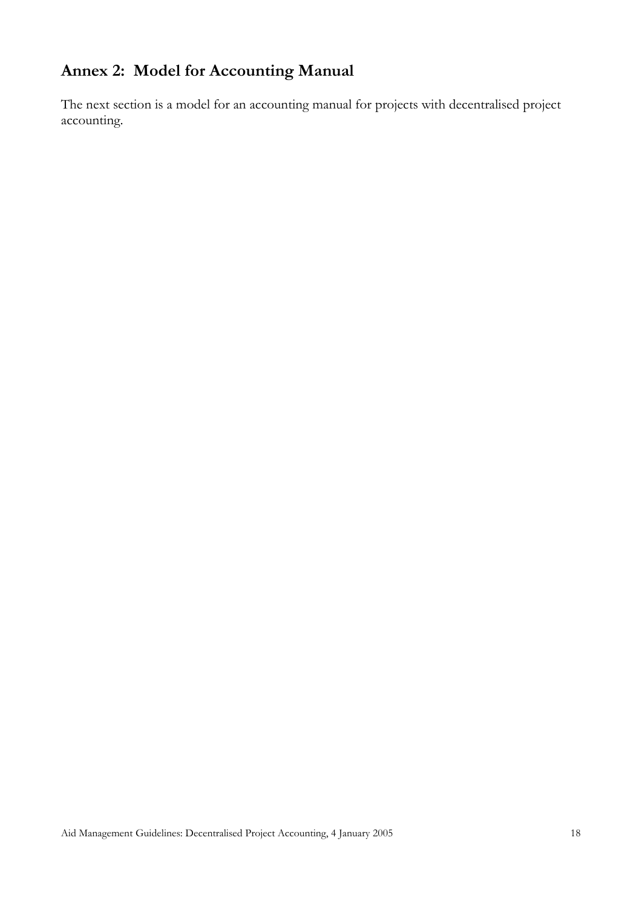## Annex 2: Model for Accounting Manual

The next section is a model for an accounting manual for projects with decentralised project accounting.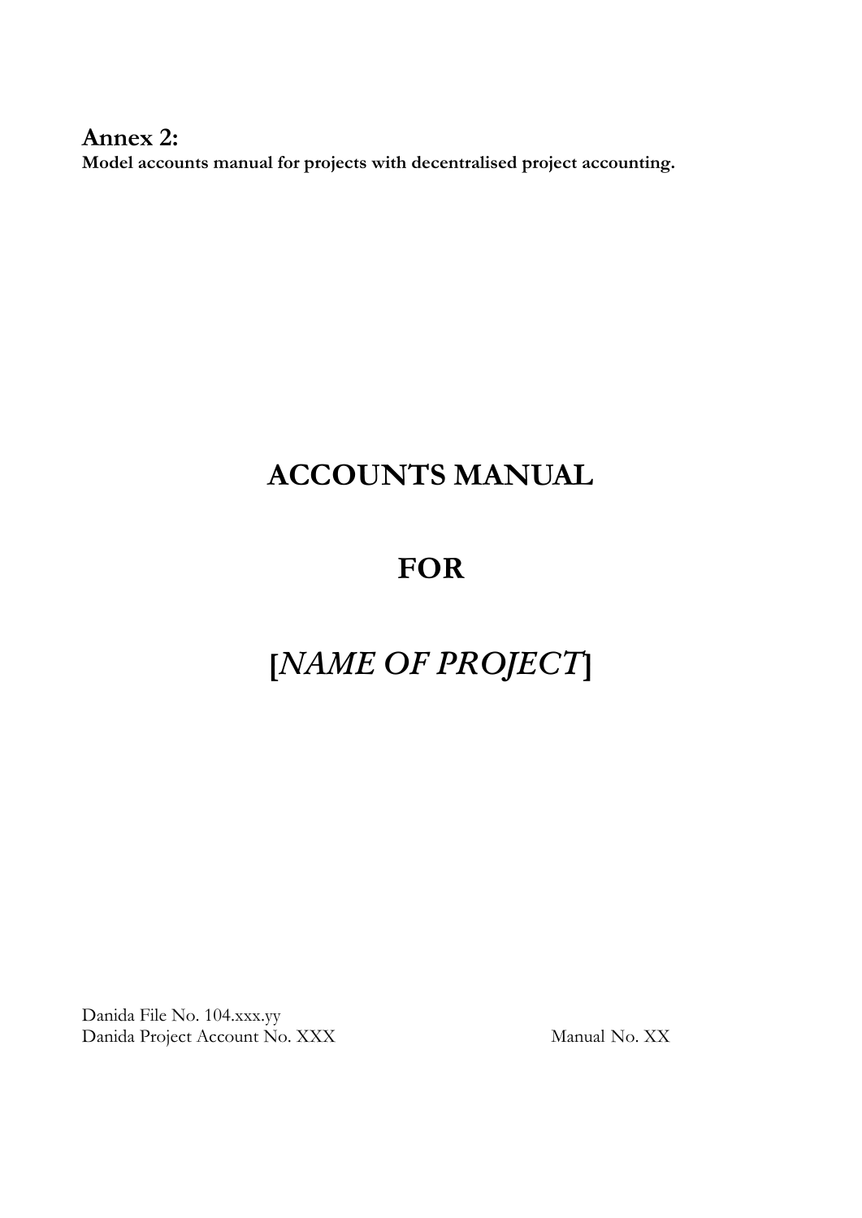**Annex 2:**
**Model accounts manual for projects with decentralised project accounting.**

# ACCOUNTS MANUAL

# FOR

# [*NAME OF PROJECT*]

Danida File No. 104.xxx.yy
Danida Project Account No. XXX

Manual No. XX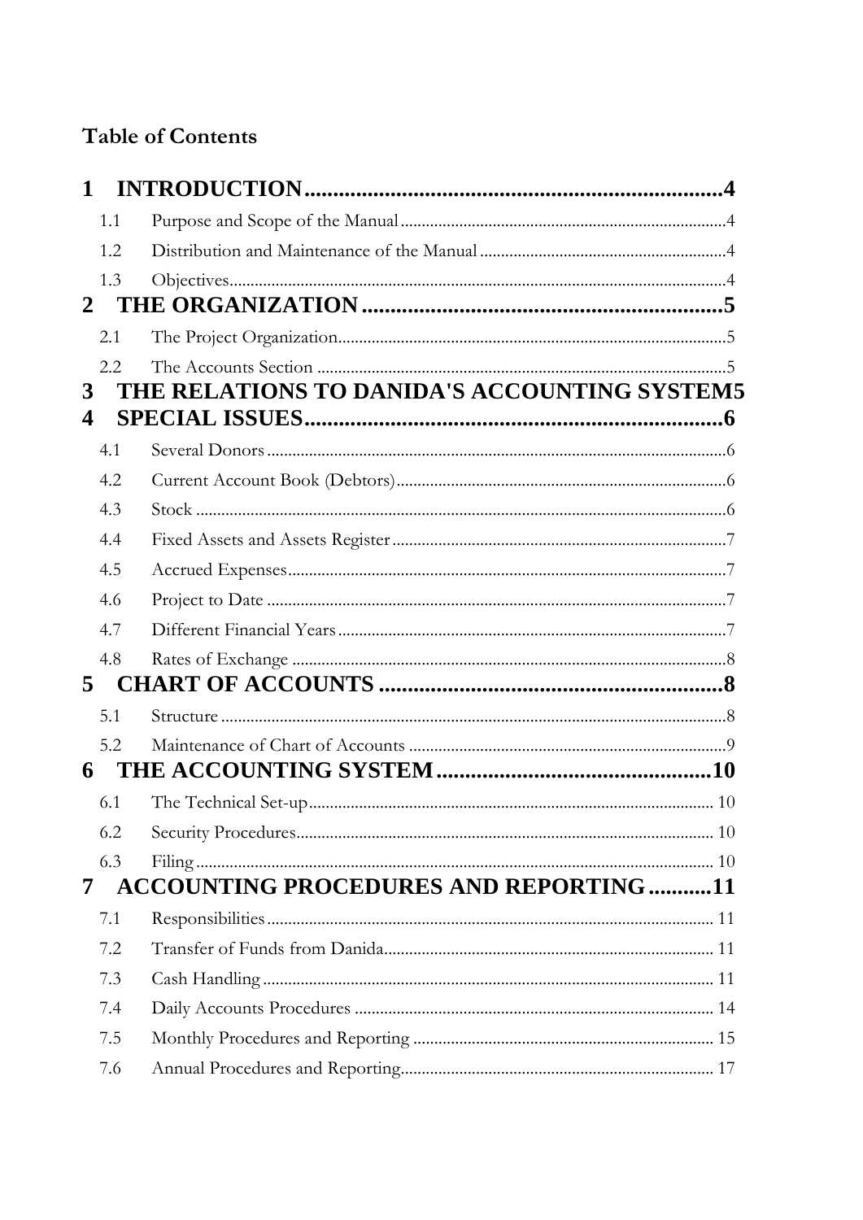# Table of Contents

**1 INTRODUCTION ........................................................................ 4**

- 1.1 Purpose and Scope of the Manual ........................................................................ 4
- 1.2 Distribution and Maintenance of the Manual ........................................................................ 4
- 1.3 Objectives ........................................................................ 4

**2 THE ORGANIZATION ........................................................................ 5**

- 2.1 The Project Organization ........................................................................ 5
- 2.2 The Accounts Section ........................................................................ 5

**3 THE RELATIONS TO DANIDA'S ACCOUNTING SYSTEM 5**

**4 SPECIAL ISSUES ........................................................................ 6**

- 4.1 Several Donors ........................................................................ 6
- 4.2 Current Account Book (Debtors) ........................................................................ 6
- 4.3 Stock ........................................................................ 6
- 4.4 Fixed Assets and Assets Register ........................................................................ 7
- 4.5 Accrued Expenses ........................................................................ 7
- 4.6 Project to Date ........................................................................ 7
- 4.7 Different Financial Years ........................................................................ 7
- 4.8 Rates of Exchange ........................................................................ 8

**5 CHART OF ACCOUNTS ........................................................................ 8**

- 5.1 Structure ........................................................................ 8
- 5.2 Maintenance of Chart of Accounts ........................................................................ 9

**6 THE ACCOUNTING SYSTEM ........................................................................ 10**

- 6.1 The Technical Set-up ........................................................................ 10
- 6.2 Security Procedures ........................................................................ 10
- 6.3 Filing ........................................................................ 10

**7 ACCOUNTING PROCEDURES AND REPORTING .......... 11**

- 7.1 Responsibilities ........................................................................ 11
- 7.2 Transfer of Funds from Danida ........................................................................ 11
- 7.3 Cash Handling ........................................................................ 11
- 7.4 Daily Accounts Procedures ........................................................................ 14
- 7.5 Monthly Procedures and Reporting ........................................................................ 15
- 7.6 Annual Procedures and Reporting ........................................................................ 17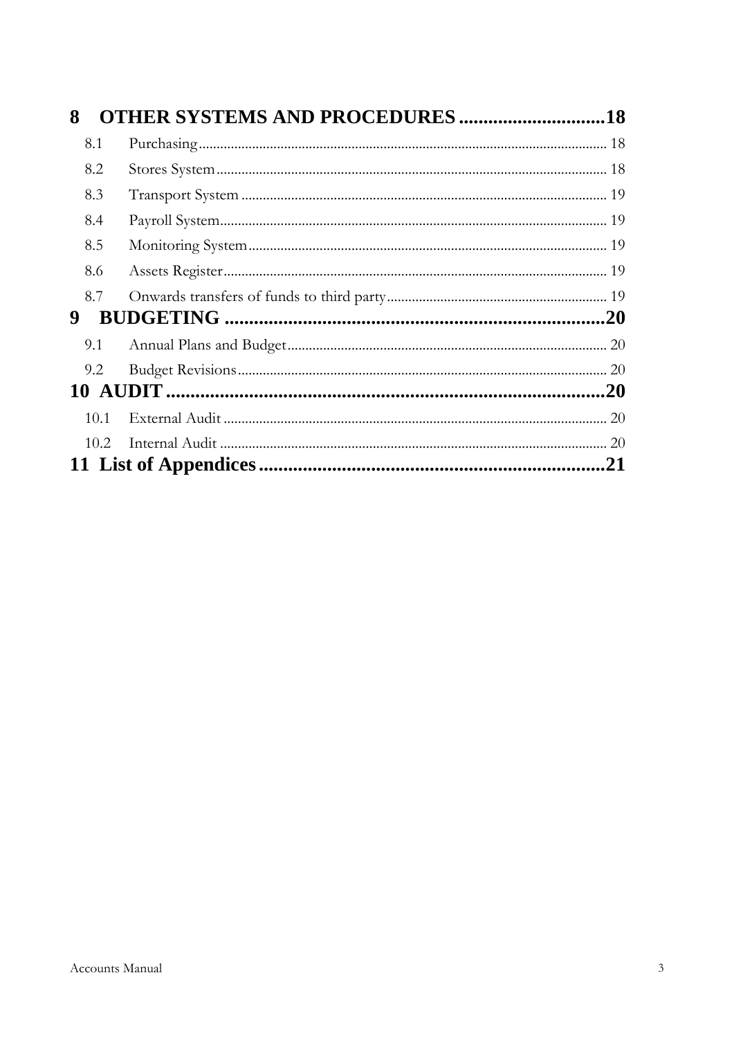**8 OTHER SYSTEMS AND PROCEDURES ............................. 18**

8.1 Purchasing ............................................................................................. 18

8.2 Stores System ......................................................................................... 18

8.3 Transport System .................................................................................... 19

8.4 Payroll System ......................................................................................... 19

8.5 Monitoring System .................................................................................. 19

8.6 Assets Register ........................................................................................ 19

8.7 Onwards transfers of funds to third party ............................................. 19

**9 BUDGETING .............................................................................. 20**

9.1 Annual Plans and Budget ........................................................................ 20

9.2 Budget Revisions ..................................................................................... 20

**10 AUDIT ........................................................................................ 20**

10.1 External Audit ........................................................................................ 20

10.2 Internal Audit ......................................................................................... 20

**11 List of Appendices ..................................................................... 21**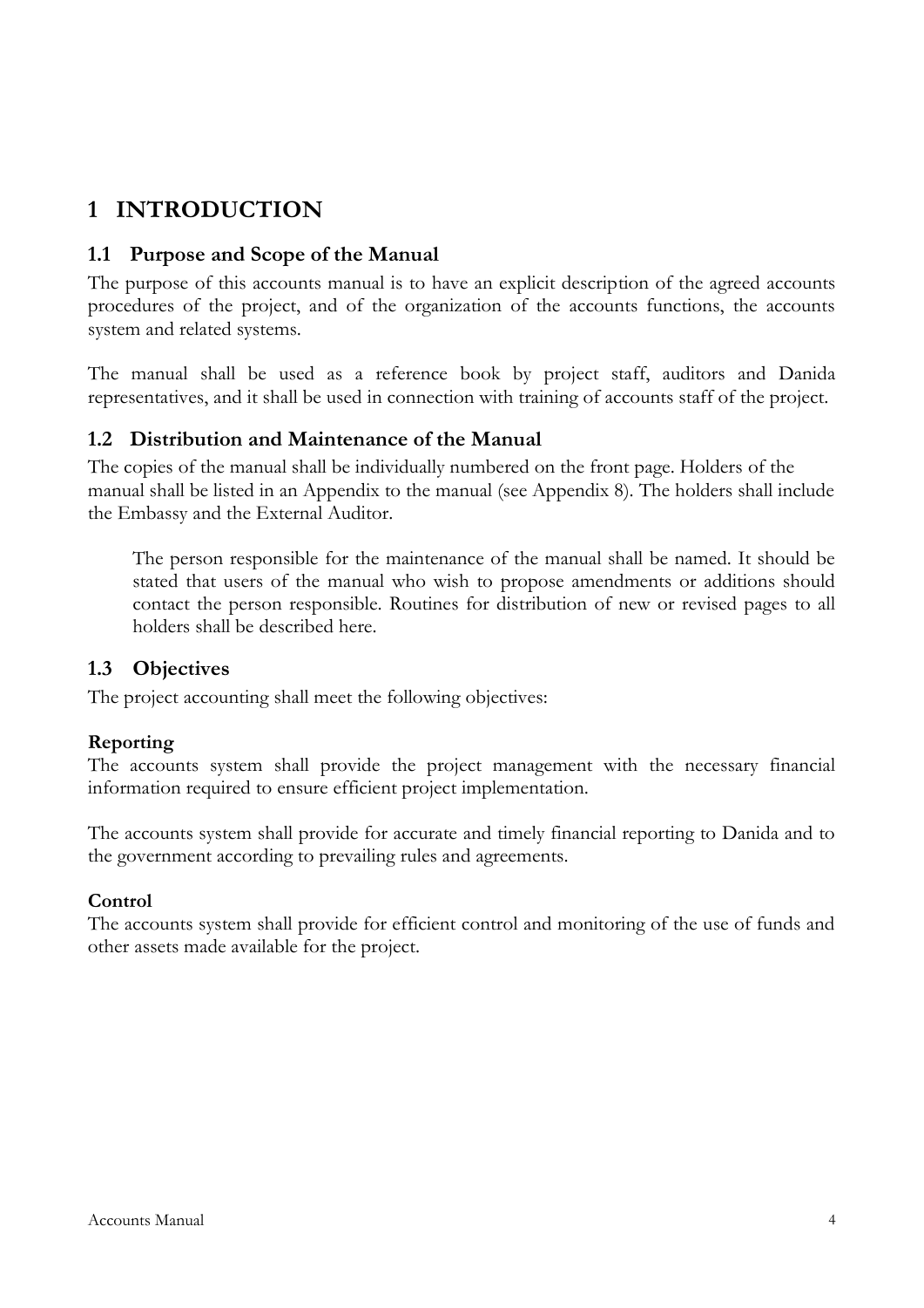# 1 INTRODUCTION

## 1.1 Purpose and Scope of the Manual

The purpose of this accounts manual is to have an explicit description of the agreed accounts procedures of the project, and of the organization of the accounts functions, the accounts system and related systems.

The manual shall be used as a reference book by project staff, auditors and Danida representatives, and it shall be used in connection with training of accounts staff of the project.

## 1.2 Distribution and Maintenance of the Manual

The copies of the manual shall be individually numbered on the front page. Holders of the manual shall be listed in an Appendix to the manual (see Appendix 8). The holders shall include the Embassy and the External Auditor.

> The person responsible for the maintenance of the manual shall be named. It should be stated that users of the manual who wish to propose amendments or additions should contact the person responsible. Routines for distribution of new or revised pages to all holders shall be described here.

## 1.3 Objectives

The project accounting shall meet the following objectives:

**Reporting**

The accounts system shall provide the project management with the necessary financial information required to ensure efficient project implementation.

The accounts system shall provide for accurate and timely financial reporting to Danida and to the government according to prevailing rules and agreements.

**Control**

The accounts system shall provide for efficient control and monitoring of the use of funds and other assets made available for the project.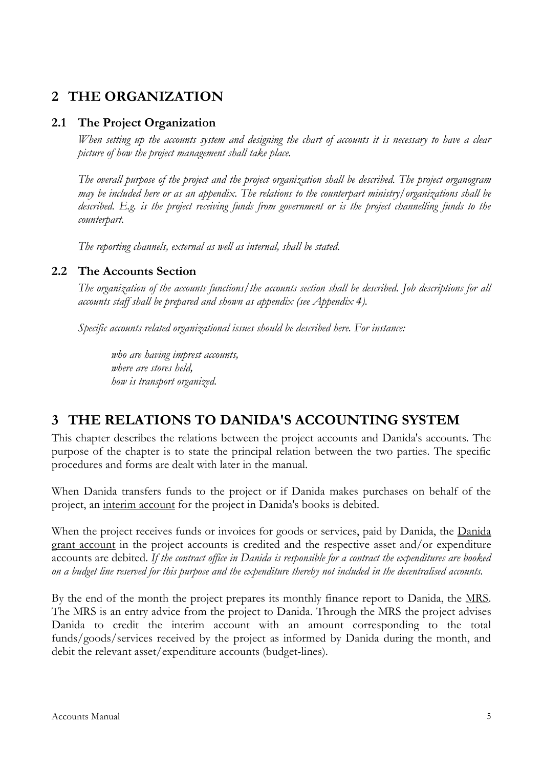# 2 THE ORGANIZATION

## 2.1 The Project Organization

*When setting up the accounts system and designing the chart of accounts it is necessary to have a clear picture of how the project management shall take place.*

*The overall purpose of the project and the project organization shall be described. The project organogram may be included here or as an appendix. The relations to the counterpart ministry/organizations shall be described. E.g. is the project receiving funds from government or is the project channelling funds to the counterpart.*

*The reporting channels, external as well as internal, shall be stated.*

## 2.2 The Accounts Section

*The organization of the accounts functions/the accounts section shall be described. Job descriptions for all accounts staff shall be prepared and shown as appendix (see Appendix 4).*

*Specific accounts related organizational issues should be described here. For instance:*

> *who are having imprest accounts,*
> *where are stores held,*
> *how is transport organized.*

# 3 THE RELATIONS TO DANIDA'S ACCOUNTING SYSTEM

This chapter describes the relations between the project accounts and Danida's accounts. The purpose of the chapter is to state the principal relation between the two parties. The specific procedures and forms are dealt with later in the manual.

When Danida transfers funds to the project or if Danida makes purchases on behalf of the project, an <u>interim account</u> for the project in Danida's books is debited.

When the project receives funds or invoices for goods or services, paid by Danida, the <u>Danida grant account</u> in the project accounts is credited and the respective asset and/or expenditure accounts are debited. *If the contract office in Danida is responsible for a contract the expenditures are booked on a budget line reserved for this purpose and the expenditure thereby not included in the decentralised accounts.*

By the end of the month the project prepares its monthly finance report to Danida, the <u>MRS</u>. The MRS is an entry advice from the project to Danida. Through the MRS the project advises Danida to credit the interim account with an amount corresponding to the total funds/goods/services received by the project as informed by Danida during the month, and debit the relevant asset/expenditure accounts (budget-lines).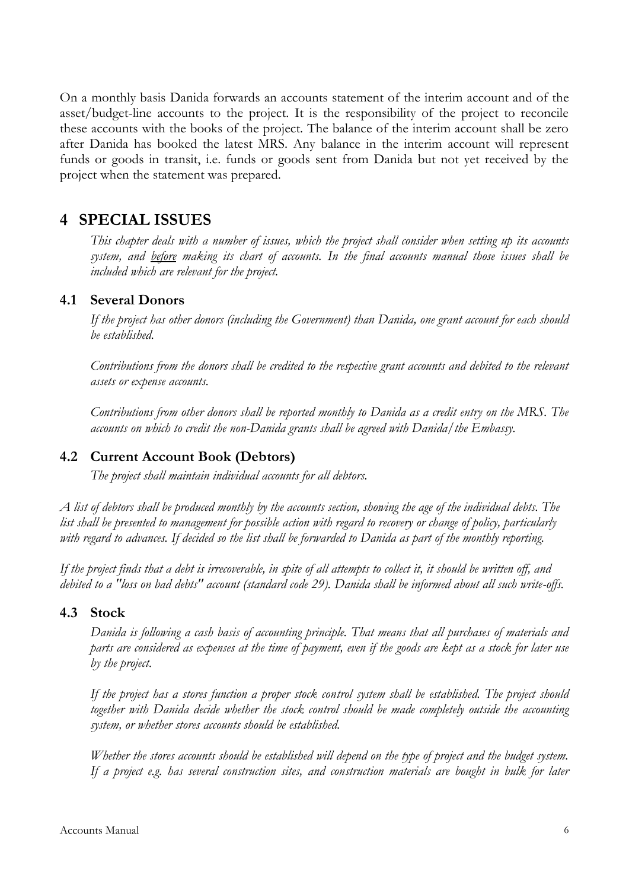On a monthly basis Danida forwards an accounts statement of the interim account and of the asset/budget-line accounts to the project. It is the responsibility of the project to reconcile these accounts with the books of the project. The balance of the interim account shall be zero after Danida has booked the latest MRS. Any balance in the interim account will represent funds or goods in transit, i.e. funds or goods sent from Danida but not yet received by the project when the statement was prepared.

# 4 SPECIAL ISSUES

*This chapter deals with a number of issues, which the project shall consider when setting up its accounts system, and <u>before</u> making its chart of accounts. In the final accounts manual those issues shall be included which are relevant for the project.*

## 4.1 Several Donors

*If the project has other donors (including the Government) than Danida, one grant account for each should be established.*

*Contributions from the donors shall be credited to the respective grant accounts and debited to the relevant assets or expense accounts.*

*Contributions from other donors shall be reported monthly to Danida as a credit entry on the MRS. The accounts on which to credit the non-Danida grants shall be agreed with Danida/the Embassy.*

## 4.2 Current Account Book (Debtors)

*The project shall maintain individual accounts for all debtors.*

*A list of debtors shall be produced monthly by the accounts section, showing the age of the individual debts. The list shall be presented to management for possible action with regard to recovery or change of policy, particularly with regard to advances. If decided so the list shall be forwarded to Danida as part of the monthly reporting.*

*If the project finds that a debt is irrecoverable, in spite of all attempts to collect it, it should be written off, and debited to a "loss on bad debts" account (standard code 29). Danida shall be informed about all such write-offs.*

## 4.3 Stock

*Danida is following a cash basis of accounting principle. That means that all purchases of materials and parts are considered as expenses at the time of payment, even if the goods are kept as a stock for later use by the project.*

*If the project has a stores function a proper stock control system shall be established. The project should together with Danida decide whether the stock control should be made completely outside the accounting system, or whether stores accounts should be established.*

*Whether the stores accounts should be established will depend on the type of project and the budget system. If a project e.g. has several construction sites, and construction materials are bought in bulk for later*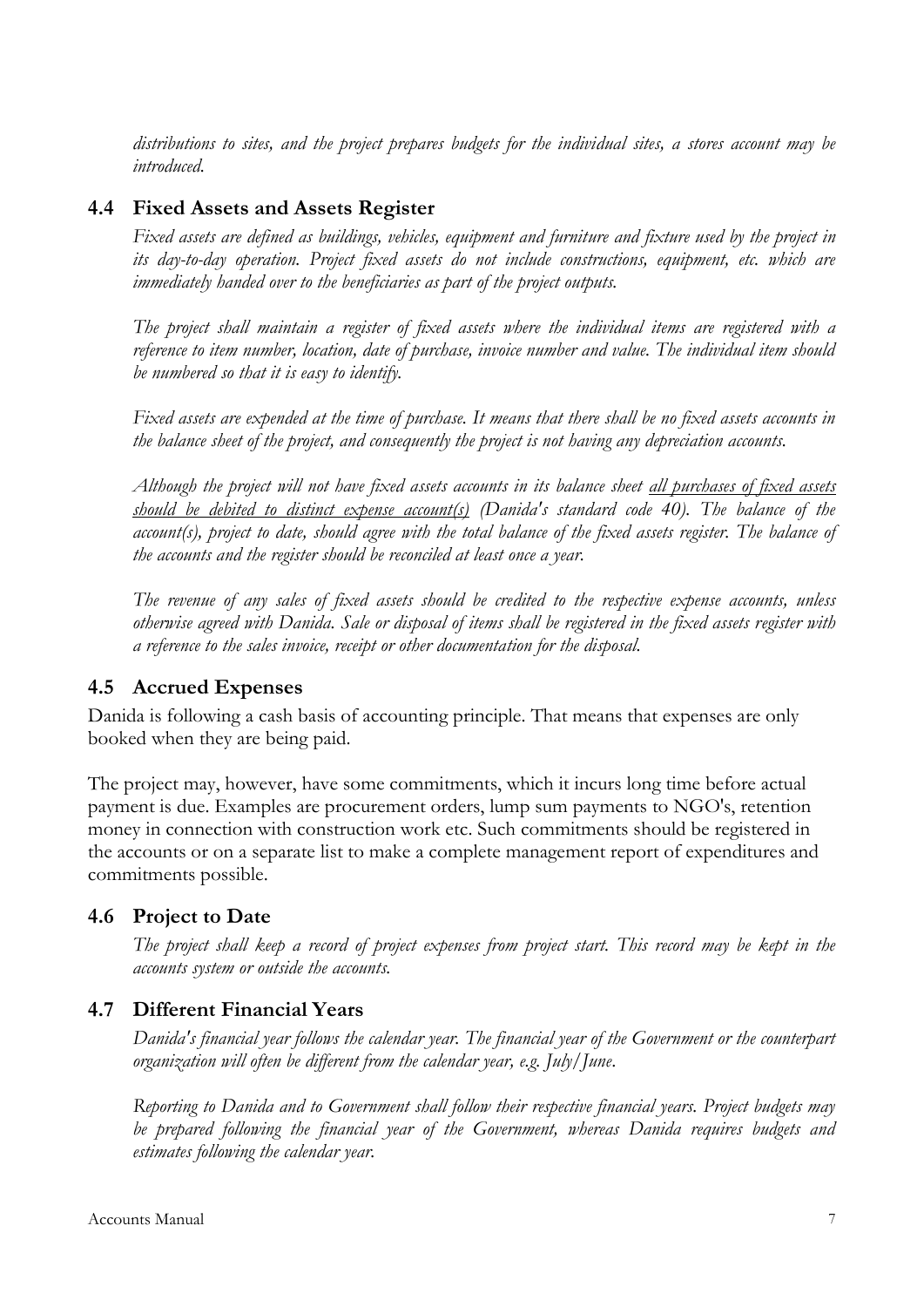*distributions to sites, and the project prepares budgets for the individual sites, a stores account may be introduced.*

## 4.4 Fixed Assets and Assets Register

*Fixed assets are defined as buildings, vehicles, equipment and furniture and fixture used by the project in its day-to-day operation. Project fixed assets do not include constructions, equipment, etc. which are immediately handed over to the beneficiaries as part of the project outputs.*

*The project shall maintain a register of fixed assets where the individual items are registered with a reference to item number, location, date of purchase, invoice number and value. The individual item should be numbered so that it is easy to identify.*

*Fixed assets are expended at the time of purchase. It means that there shall be no fixed assets accounts in the balance sheet of the project, and consequently the project is not having any depreciation accounts.*

*Although the project will not have fixed assets accounts in its balance sheet <u>all purchases of fixed assets should be debited to distinct expense account(s)</u> (Danida's standard code 40). The balance of the account(s), project to date, should agree with the total balance of the fixed assets register. The balance of the accounts and the register should be reconciled at least once a year.*

*The revenue of any sales of fixed assets should be credited to the respective expense accounts, unless otherwise agreed with Danida. Sale or disposal of items shall be registered in the fixed assets register with a reference to the sales invoice, receipt or other documentation for the disposal.*

## 4.5 Accrued Expenses

Danida is following a cash basis of accounting principle. That means that expenses are only booked when they are being paid.

The project may, however, have some commitments, which it incurs long time before actual payment is due. Examples are procurement orders, lump sum payments to NGO's, retention money in connection with construction work etc. Such commitments should be registered in the accounts or on a separate list to make a complete management report of expenditures and commitments possible.

## 4.6 Project to Date

*The project shall keep a record of project expenses from project start. This record may be kept in the accounts system or outside the accounts.*

## 4.7 Different Financial Years

*Danida's financial year follows the calendar year. The financial year of the Government or the counterpart organization will often be different from the calendar year, e.g. July/June.*

*Reporting to Danida and to Government shall follow their respective financial years. Project budgets may be prepared following the financial year of the Government, whereas Danida requires budgets and estimates following the calendar year.*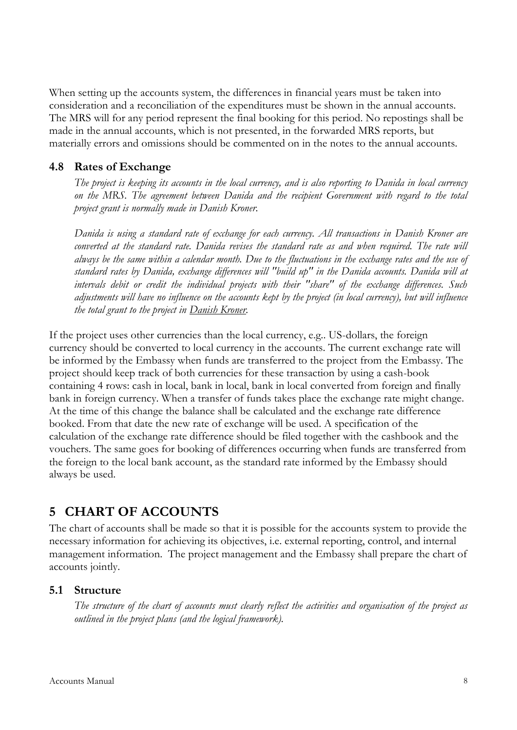When setting up the accounts system, the differences in financial years must be taken into consideration and a reconciliation of the expenditures must be shown in the annual accounts. The MRS will for any period represent the final booking for this period. No repostings shall be made in the annual accounts, which is not presented, in the forwarded MRS reports, but materially errors and omissions should be commented on in the notes to the annual accounts.

### 4.8 Rates of Exchange

*The project is keeping its accounts in the local currency, and is also reporting to Danida in local currency on the MRS. The agreement between Danida and the recipient Government with regard to the total project grant is normally made in Danish Kroner.*

*Danida is using a standard rate of exchange for each currency. All transactions in Danish Kroner are converted at the standard rate. Danida revises the standard rate as and when required. The rate will always be the same within a calendar month. Due to the fluctuations in the exchange rates and the use of standard rates by Danida, exchange differences will "build up" in the Danida accounts. Danida will at intervals debit or credit the individual projects with their "share" of the exchange differences. Such adjustments will have no influence on the accounts kept by the project (in local currency), but will influence the total grant to the project in Danish Kroner.*

If the project uses other currencies than the local currency, e.g.. US-dollars, the foreign currency should be converted to local currency in the accounts. The current exchange rate will be informed by the Embassy when funds are transferred to the project from the Embassy. The project should keep track of both currencies for these transaction by using a cash-book containing 4 rows: cash in local, bank in local, bank in local converted from foreign and finally bank in foreign currency. When a transfer of funds takes place the exchange rate might change. At the time of this change the balance shall be calculated and the exchange rate difference booked. From that date the new rate of exchange will be used. A specification of the calculation of the exchange rate difference should be filed together with the cashbook and the vouchers. The same goes for booking of differences occurring when funds are transferred from the foreign to the local bank account, as the standard rate informed by the Embassy should always be used.

## 5 CHART OF ACCOUNTS

The chart of accounts shall be made so that it is possible for the accounts system to provide the necessary information for achieving its objectives, i.e. external reporting, control, and internal management information. The project management and the Embassy shall prepare the chart of accounts jointly.

### 5.1 Structure

*The structure of the chart of accounts must clearly reflect the activities and organisation of the project as outlined in the project plans (and the logical framework).*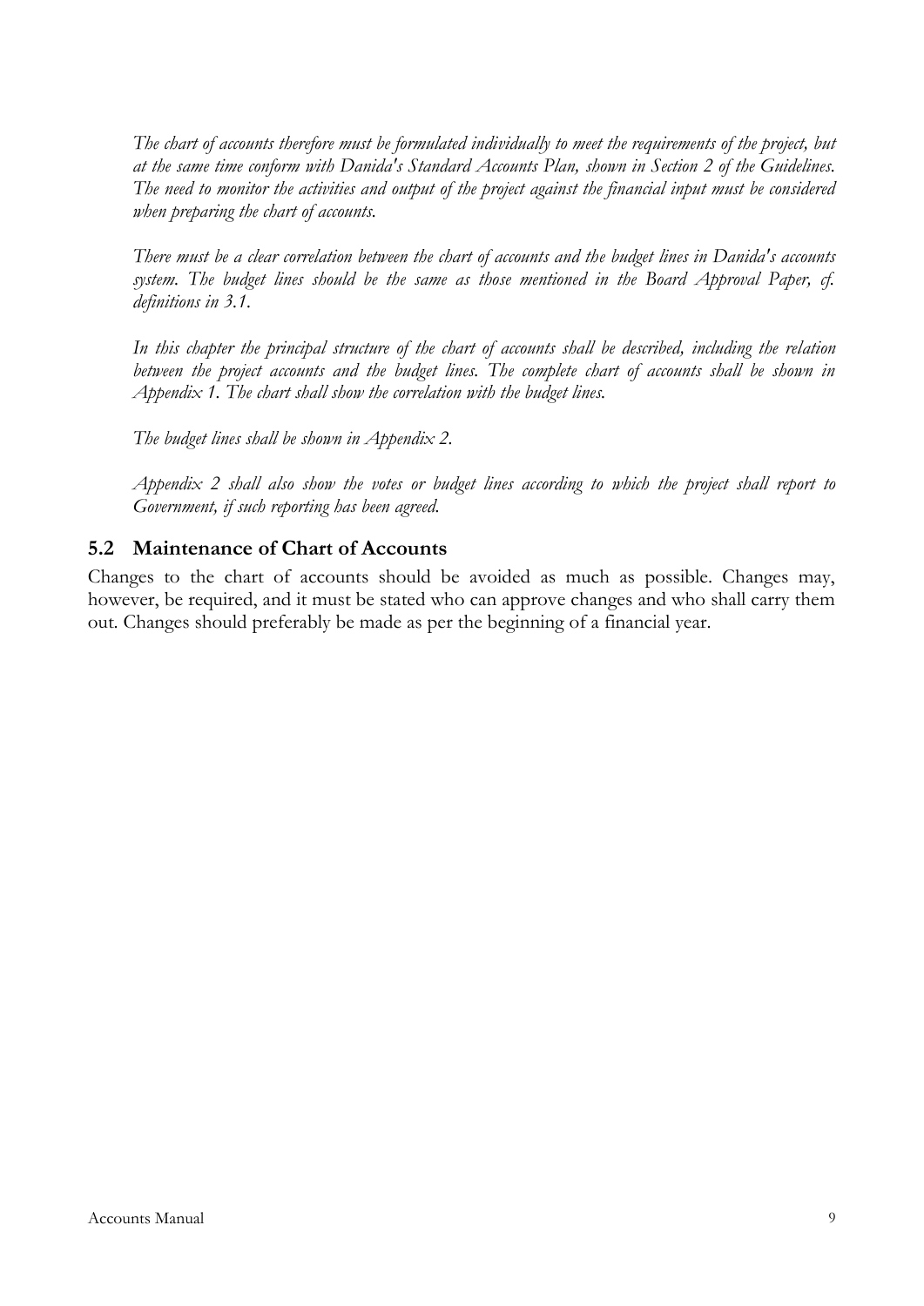*The chart of accounts therefore must be formulated individually to meet the requirements of the project, but at the same time conform with Danida's Standard Accounts Plan, shown in Section 2 of the Guidelines. The need to monitor the activities and output of the project against the financial input must be considered when preparing the chart of accounts.*

*There must be a clear correlation between the chart of accounts and the budget lines in Danida's accounts system. The budget lines should be the same as those mentioned in the Board Approval Paper, cf. definitions in 3.1.*

*In this chapter the principal structure of the chart of accounts shall be described, including the relation between the project accounts and the budget lines. The complete chart of accounts shall be shown in Appendix 1. The chart shall show the correlation with the budget lines.*

*The budget lines shall be shown in Appendix 2.*

*Appendix 2 shall also show the votes or budget lines according to which the project shall report to Government, if such reporting has been agreed.*

## 5.2 Maintenance of Chart of Accounts

Changes to the chart of accounts should be avoided as much as possible. Changes may, however, be required, and it must be stated who can approve changes and who shall carry them out. Changes should preferably be made as per the beginning of a financial year.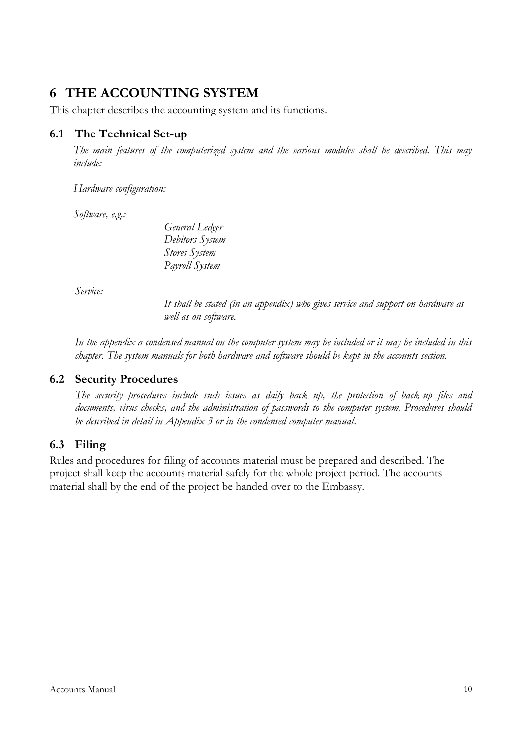# 6 THE ACCOUNTING SYSTEM

This chapter describes the accounting system and its functions.

## 6.1 The Technical Set-up

*The main features of the computerized system and the various modules shall be described. This may include:*

*Hardware configuration:*

*Software, e.g.:*

*General Ledger*
*Debitors System*
*Stores System*
*Payroll System*

*Service:*

*It shall be stated (in an appendix) who gives service and support on hardware as well as on software.*

*In the appendix a condensed manual on the computer system may be included or it may be included in this chapter. The system manuals for both hardware and software should be kept in the accounts section.*

## 6.2 Security Procedures

*The security procedures include such issues as daily back up, the protection of back-up files and documents, virus checks, and the administration of passwords to the computer system. Procedures should be described in detail in Appendix 3 or in the condensed computer manual.*

## 6.3 Filing

Rules and procedures for filing of accounts material must be prepared and described. The project shall keep the accounts material safely for the whole project period. The accounts material shall by the end of the project be handed over to the Embassy.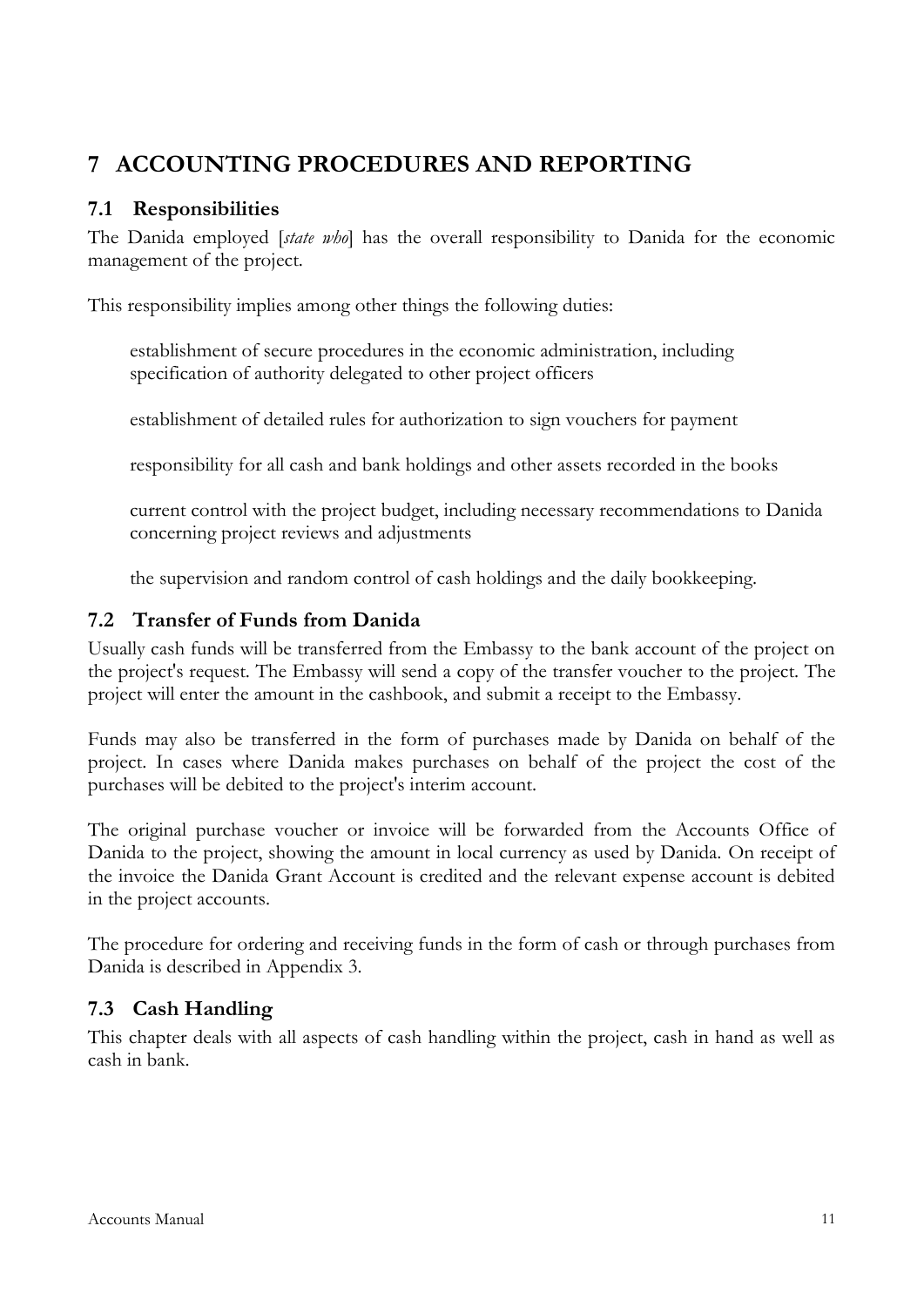# 7 ACCOUNTING PROCEDURES AND REPORTING

## 7.1 Responsibilities

The Danida employed [*state who*] has the overall responsibility to Danida for the economic management of the project.

This responsibility implies among other things the following duties:

- establishment of secure procedures in the economic administration, including specification of authority delegated to other project officers
- establishment of detailed rules for authorization to sign vouchers for payment
- responsibility for all cash and bank holdings and other assets recorded in the books
- current control with the project budget, including necessary recommendations to Danida concerning project reviews and adjustments
- the supervision and random control of cash holdings and the daily bookkeeping.

## 7.2 Transfer of Funds from Danida

Usually cash funds will be transferred from the Embassy to the bank account of the project on the project's request. The Embassy will send a copy of the transfer voucher to the project. The project will enter the amount in the cashbook, and submit a receipt to the Embassy.

Funds may also be transferred in the form of purchases made by Danida on behalf of the project. In cases where Danida makes purchases on behalf of the project the cost of the purchases will be debited to the project's interim account.

The original purchase voucher or invoice will be forwarded from the Accounts Office of Danida to the project, showing the amount in local currency as used by Danida. On receipt of the invoice the Danida Grant Account is credited and the relevant expense account is debited in the project accounts.

The procedure for ordering and receiving funds in the form of cash or through purchases from Danida is described in Appendix 3.

## 7.3 Cash Handling

This chapter deals with all aspects of cash handling within the project, cash in hand as well as cash in bank.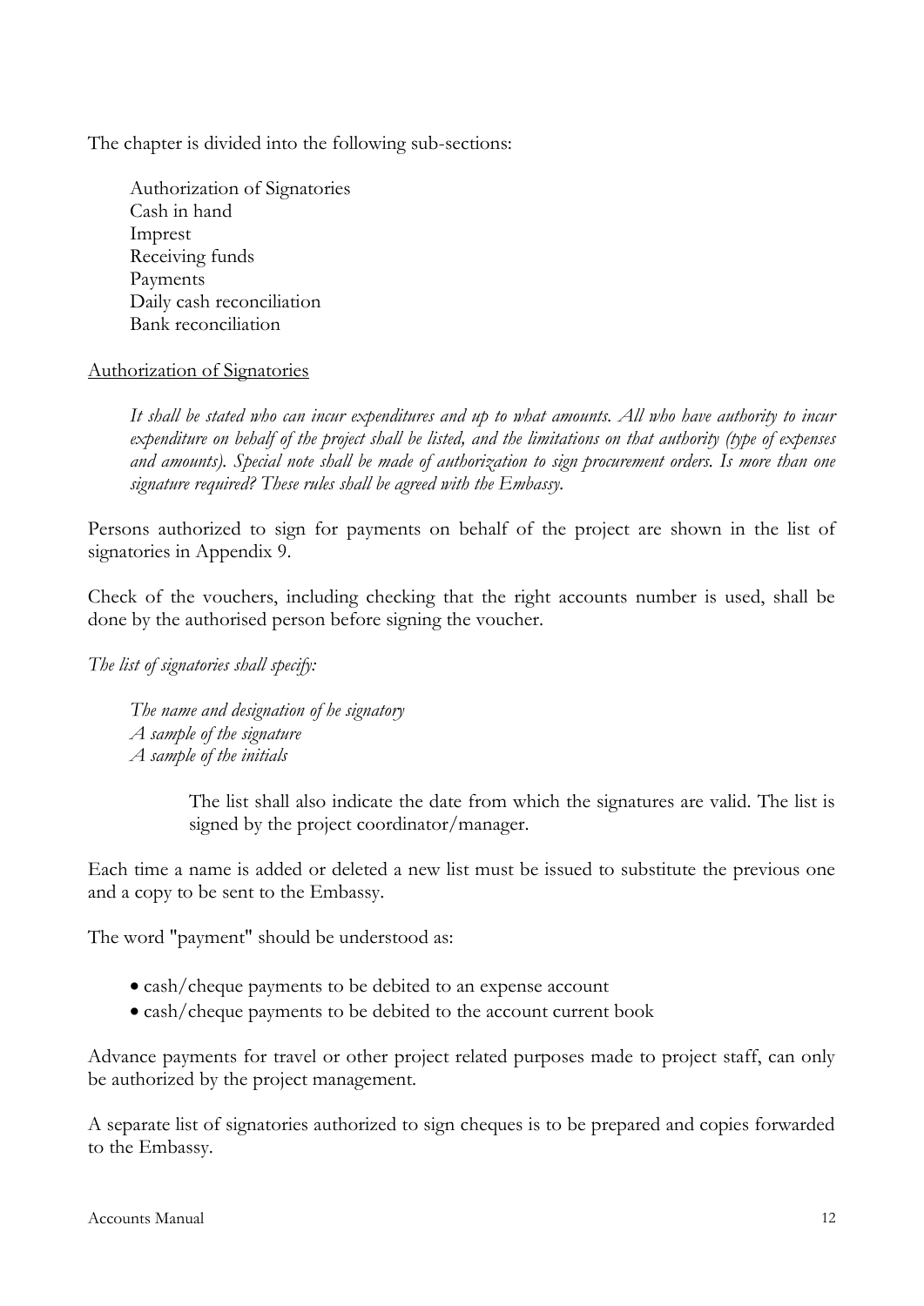The chapter is divided into the following sub-sections:

Authorization of Signatories
Cash in hand
Imprest
Receiving funds
Payments
Daily cash reconciliation
Bank reconciliation

## Authorization of Signatories

*It shall be stated who can incur expenditures and up to what amounts. All who have authority to incur expenditure on behalf of the project shall be listed, and the limitations on that authority (type of expenses and amounts). Special note shall be made of authorization to sign procurement orders. Is more than one signature required? These rules shall be agreed with the Embassy.*

Persons authorized to sign for payments on behalf of the project are shown in the list of signatories in Appendix 9.

Check of the vouchers, including checking that the right accounts number is used, shall be done by the authorised person before signing the voucher.

*The list of signatories shall specify:*

*The name and designation of he signatory*
*A sample of the signature*
*A sample of the initials*

The list shall also indicate the date from which the signatures are valid. The list is signed by the project coordinator/manager.

Each time a name is added or deleted a new list must be issued to substitute the previous one and a copy to be sent to the Embassy.

The word "payment" should be understood as:

- cash/cheque payments to be debited to an expense account
- cash/cheque payments to be debited to the account current book

Advance payments for travel or other project related purposes made to project staff, can only be authorized by the project management.

A separate list of signatories authorized to sign cheques is to be prepared and copies forwarded to the Embassy.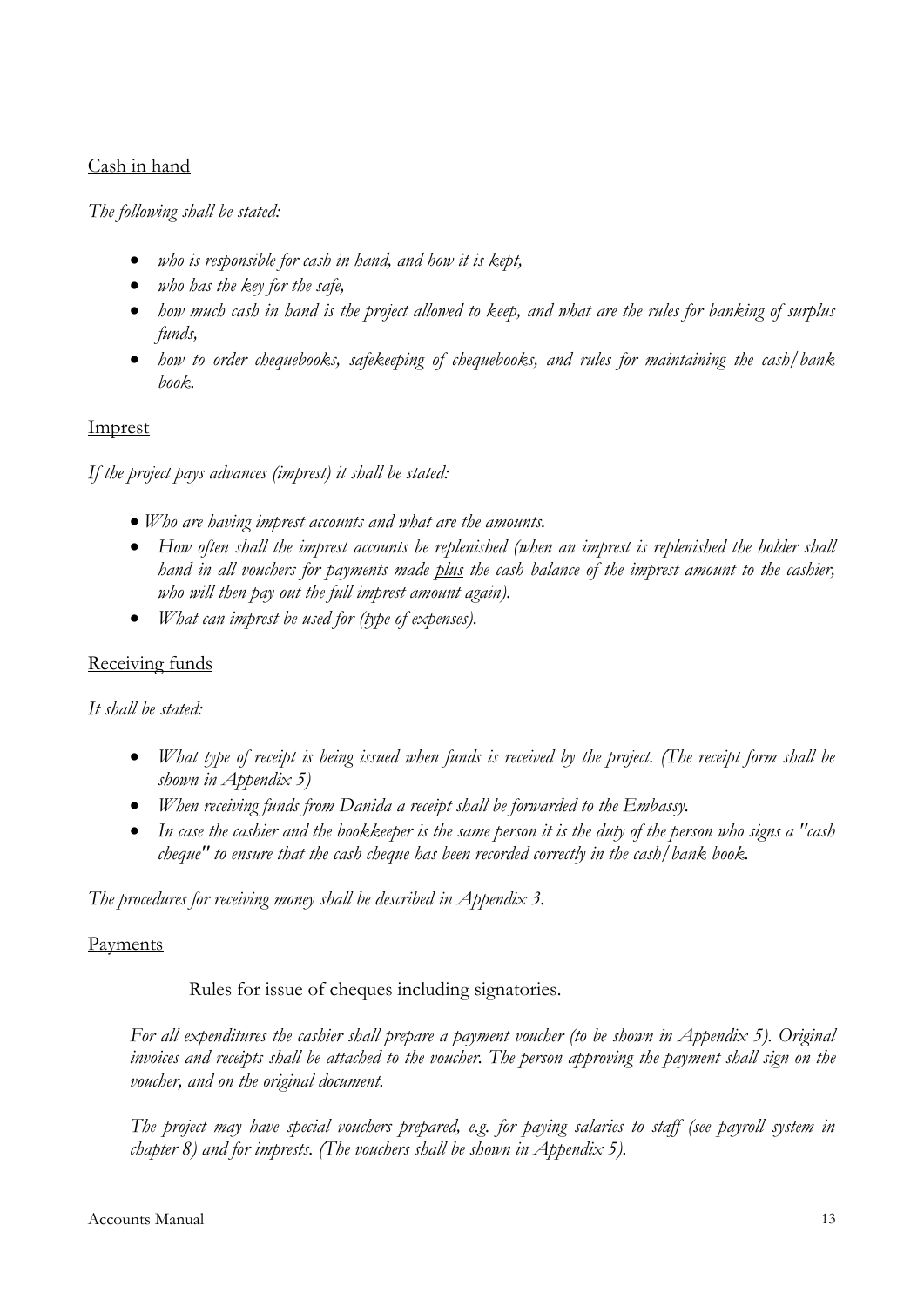Cash in hand

*The following shall be stated:*

- *who is responsible for cash in hand, and how it is kept,*
- *who has the key for the safe,*
- *how much cash in hand is the project allowed to keep, and what are the rules for banking of surplus funds,*
- *how to order chequebooks, safekeeping of chequebooks, and rules for maintaining the cash/bank book.*

Imprest

*If the project pays advances (imprest) it shall be stated:*

- *Who are having imprest accounts and what are the amounts.*
- *How often shall the imprest accounts be replenished (when an imprest is replenished the holder shall hand in all vouchers for payments made plus the cash balance of the imprest amount to the cashier, who will then pay out the full imprest amount again).*
- *What can imprest be used for (type of expenses).*

Receiving funds

*It shall be stated:*

- *What type of receipt is being issued when funds is received by the project. (The receipt form shall be shown in Appendix 5)*
- *When receiving funds from Danida a receipt shall be forwarded to the Embassy.*
- *In case the cashier and the bookkeeper is the same person it is the duty of the person who signs a "cash cheque" to ensure that the cash cheque has been recorded correctly in the cash/bank book.*

*The procedures for receiving money shall be described in Appendix 3.*

Payments

Rules for issue of cheques including signatories.

*For all expenditures the cashier shall prepare a payment voucher (to be shown in Appendix 5). Original invoices and receipts shall be attached to the voucher. The person approving the payment shall sign on the voucher, and on the original document.*

*The project may have special vouchers prepared, e.g. for paying salaries to staff (see payroll system in chapter 8) and for imprests. (The vouchers shall be shown in Appendix 5).*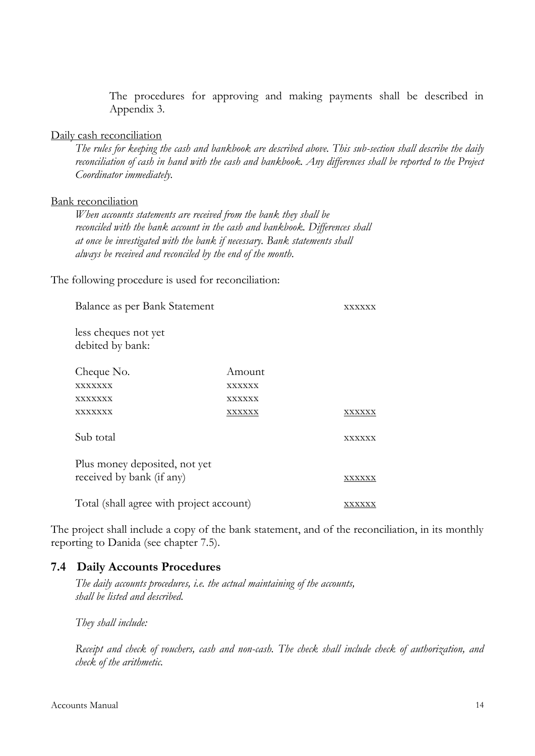The procedures for approving and making payments shall be described in Appendix 3.

Daily cash reconciliation

*The rules for keeping the cash and bankbook are described above. This sub-section shall describe the daily reconciliation of cash in hand with the cash and bankbook. Any differences shall be reported to the Project Coordinator immediately.*

Bank reconciliation

*When accounts statements are received from the bank they shall be reconciled with the bank account in the cash and bankbook. Differences shall at once be investigated with the bank if necessary. Bank statements shall always be received and reconciled by the end of the month.*

The following procedure is used for reconciliation:

| | | |
|---|---|---|
| Balance as per Bank Statement | | xxxxxx |
| less cheques not yet debited by bank: | | |
| Cheque No. | Amount | |
| xxxxxxx | xxxxxx | |
| xxxxxxx | xxxxxx | |
| xxxxxxx | xxxxxx | xxxxxx |
| Sub total | | xxxxxx |
| Plus money deposited, not yet received by bank (if any) | | xxxxxx |
| Total (shall agree with project account) | | xxxxxx |

The project shall include a copy of the bank statement, and of the reconciliation, in its monthly reporting to Danida (see chapter 7.5).

## 7.4 Daily Accounts Procedures

*The daily accounts procedures, i.e. the actual maintaining of the accounts, shall be listed and described.*

*They shall include:*

*Receipt and check of vouchers, cash and non-cash. The check shall include check of authorization, and check of the arithmetic.*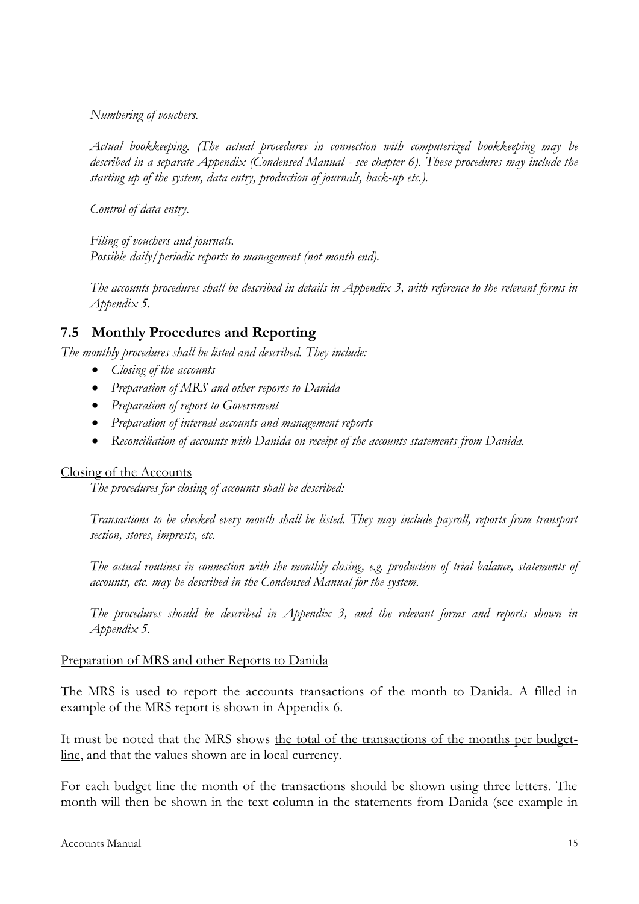*Numbering of vouchers.*

*Actual bookkeeping. (The actual procedures in connection with computerized bookkeeping may be described in a separate Appendix (Condensed Manual - see chapter 6). These procedures may include the starting up of the system, data entry, production of journals, back-up etc.).*

*Control of data entry.*

*Filing of vouchers and journals.*
*Possible daily/periodic reports to management (not month end).*

*The accounts procedures shall be described in details in Appendix 3, with reference to the relevant forms in Appendix 5.*

## 7.5 Monthly Procedures and Reporting

*The monthly procedures shall be listed and described. They include:*

- *Closing of the accounts*
- *Preparation of MRS and other reports to Danida*
- *Preparation of report to Government*
- *Preparation of internal accounts and management reports*
- *Reconciliation of accounts with Danida on receipt of the accounts statements from Danida.*

<u>Closing of the Accounts</u>

*The procedures for closing of accounts shall be described:*

*Transactions to be checked every month shall be listed. They may include payroll, reports from transport section, stores, imprests, etc.*

*The actual routines in connection with the monthly closing, e.g. production of trial balance, statements of accounts, etc. may be described in the Condensed Manual for the system.*

*The procedures should be described in Appendix 3, and the relevant forms and reports shown in Appendix 5.*

<u>Preparation of MRS and other Reports to Danida</u>

The MRS is used to report the accounts transactions of the month to Danida. A filled in example of the MRS report is shown in Appendix 6.

It must be noted that the MRS shows <u>the total of the transactions of the months per budget-line</u>, and that the values shown are in local currency.

For each budget line the month of the transactions should be shown using three letters. The month will then be shown in the text column in the statements from Danida (see example in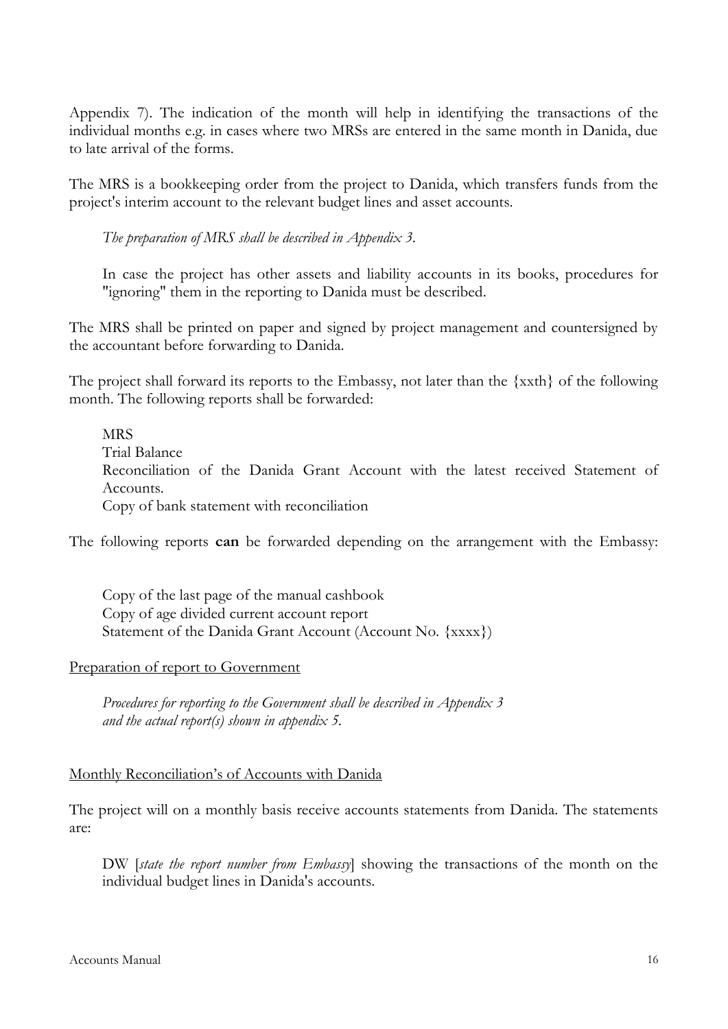Appendix 7). The indication of the month will help in identifying the transactions of the individual months e.g. in cases where two MRSs are entered in the same month in Danida, due to late arrival of the forms.

The MRS is a bookkeeping order from the project to Danida, which transfers funds from the project's interim account to the relevant budget lines and asset accounts.

> *The preparation of MRS shall be described in Appendix 3.*
>
> In case the project has other assets and liability accounts in its books, procedures for "ignoring" them in the reporting to Danida must be described.

The MRS shall be printed on paper and signed by project management and countersigned by the accountant before forwarding to Danida.

The project shall forward its reports to the Embassy, not later than the {xxth} of the following month. The following reports shall be forwarded:

> MRS
> Trial Balance
> Reconciliation of the Danida Grant Account with the latest received Statement of Accounts.
> Copy of bank statement with reconciliation

The following reports **can** be forwarded depending on the arrangement with the Embassy:

> Copy of the last page of the manual cashbook
> Copy of age divided current account report
> Statement of the Danida Grant Account (Account No. {xxxx})

<u>Preparation of report to Government</u>

> *Procedures for reporting to the Government shall be described in Appendix 3 and the actual report(s) shown in appendix 5.*

<u>Monthly Reconciliation's of Accounts with Danida</u>

The project will on a monthly basis receive accounts statements from Danida. The statements are:

> DW [*state the report number from Embassy*] showing the transactions of the month on the individual budget lines in Danida's accounts.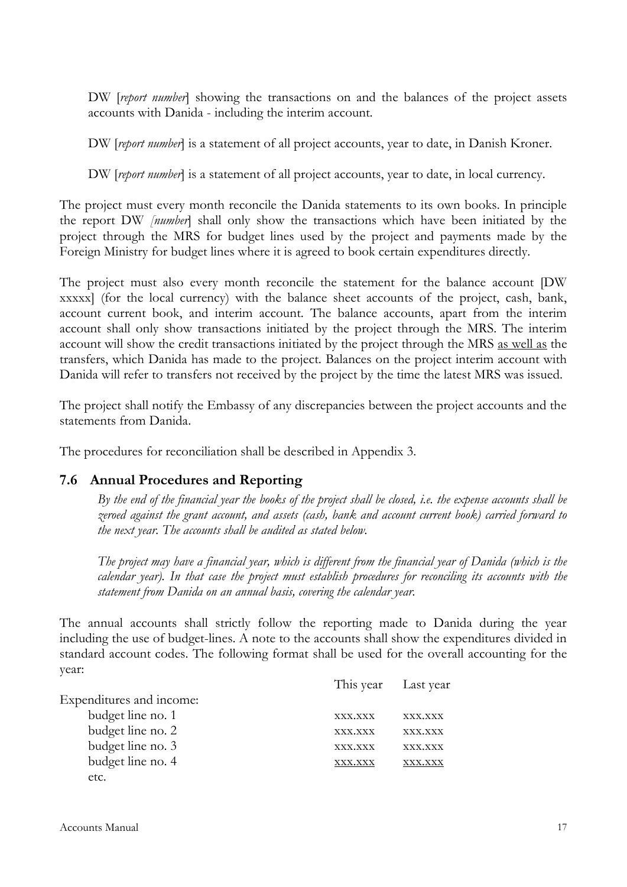DW [*report number*] showing the transactions on and the balances of the project assets accounts with Danida - including the interim account.

DW [*report number*] is a statement of all project accounts, year to date, in Danish Kroner.

DW [*report number*] is a statement of all project accounts, year to date, in local currency.

The project must every month reconcile the Danida statements to its own books. In principle the report DW *[number*] shall only show the transactions which have been initiated by the project through the MRS for budget lines used by the project and payments made by the Foreign Ministry for budget lines where it is agreed to book certain expenditures directly.

The project must also every month reconcile the statement for the balance account [DW xxxxx] (for the local currency) with the balance sheet accounts of the project, cash, bank, account current book, and interim account. The balance accounts, apart from the interim account shall only show transactions initiated by the project through the MRS. The interim account will show the credit transactions initiated by the project through the MRS <u>as well as</u> the transfers, which Danida has made to the project. Balances on the project interim account with Danida will refer to transfers not received by the project by the time the latest MRS was issued.

The project shall notify the Embassy of any discrepancies between the project accounts and the statements from Danida.

The procedures for reconciliation shall be described in Appendix 3.

## 7.6 Annual Procedures and Reporting

*By the end of the financial year the books of the project shall be closed, i.e. the expense accounts shall be zeroed against the grant account, and assets (cash, bank and account current book) carried forward to the next year. The accounts shall be audited as stated below.*

*The project may have a financial year, which is different from the financial year of Danida (which is the calendar year). In that case the project must establish procedures for reconciling its accounts with the statement from Danida on an annual basis, covering the calendar year.*

The annual accounts shall strictly follow the reporting made to Danida during the year including the use of budget-lines. A note to the accounts shall show the expenditures divided in standard account codes. The following format shall be used for the overall accounting for the year:

| | This year | Last year |
|---|---|---|
| Expenditures and income: | | |
| budget line no. 1 | xxx.xxx | xxx.xxx |
| budget line no. 2 | xxx.xxx | xxx.xxx |
| budget line no. 3 | xxx.xxx | xxx.xxx |
| budget line no. 4 | <u>xxx.xxx</u> | <u>xxx.xxx</u> |
| etc. | | |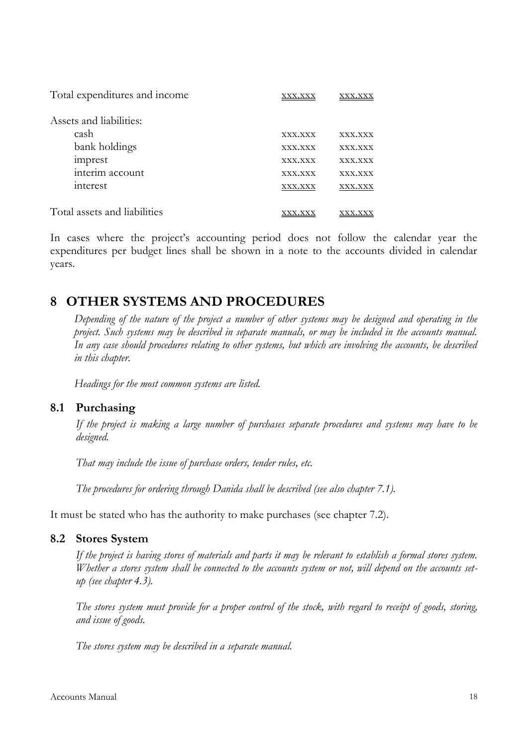| | | |
|---|---|---|
| Total expenditures and income | xxx.xxx | xxx.xxx |
| | | |
| Assets and liabilities: | | |
| cash | xxx.xxx | xxx.xxx |
| bank holdings | xxx.xxx | xxx.xxx |
| imprest | xxx.xxx | xxx.xxx |
| interim account | xxx.xxx | xxx.xxx |
| interest | xxx.xxx | xxx.xxx |
| | | |
| Total assets and liabilities | xxx.xxx | xxx.xxx |

In cases where the project's accounting period does not follow the calendar year the expenditures per budget lines shall be shown in a note to the accounts divided in calendar years.

# 8 OTHER SYSTEMS AND PROCEDURES

*Depending of the nature of the project a number of other systems may be designed and operating in the project. Such systems may be described in separate manuals, or may be included in the accounts manual. In any case should procedures relating to other systems, but which are involving the accounts, be described in this chapter.*

*Headings for the most common systems are listed.*

## 8.1 Purchasing

*If the project is making a large number of purchases separate procedures and systems may have to be designed.*

*That may include the issue of purchase orders, tender rules, etc.*

*The procedures for ordering through Danida shall be described (see also chapter 7.1).*

It must be stated who has the authority to make purchases (see chapter 7.2).

## 8.2 Stores System

*If the project is having stores of materials and parts it may be relevant to establish a formal stores system. Whether a stores system shall be connected to the accounts system or not, will depend on the accounts set-up (see chapter 4.3).*

*The stores system must provide for a proper control of the stock, with regard to receipt of goods, storing, and issue of goods.*

*The stores system may be described in a separate manual.*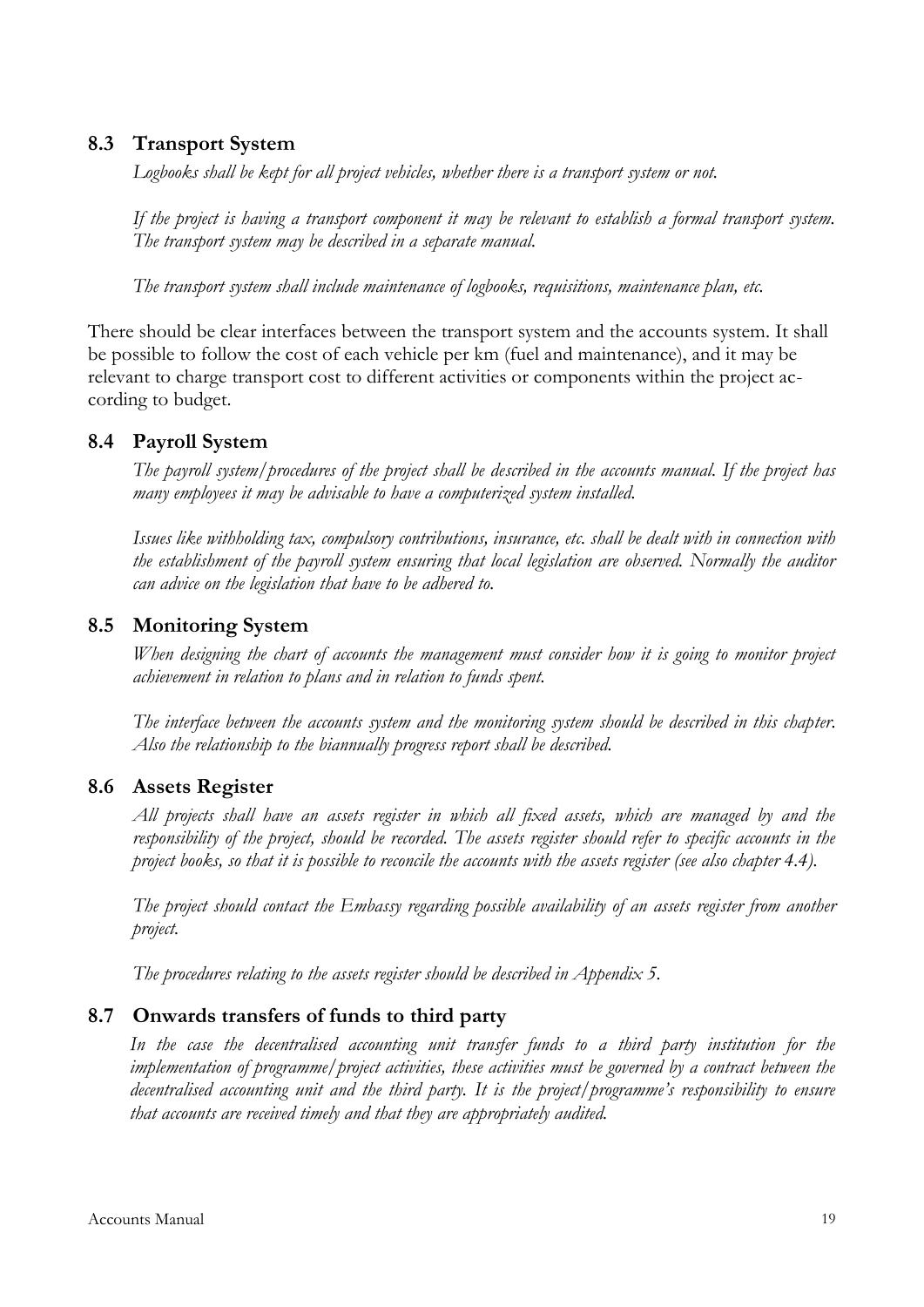## 8.3 Transport System

*Logbooks shall be kept for all project vehicles, whether there is a transport system or not.*

*If the project is having a transport component it may be relevant to establish a formal transport system. The transport system may be described in a separate manual.*

*The transport system shall include maintenance of logbooks, requisitions, maintenance plan, etc.*

There should be clear interfaces between the transport system and the accounts system. It shall be possible to follow the cost of each vehicle per km (fuel and maintenance), and it may be relevant to charge transport cost to different activities or components within the project according to budget.

## 8.4 Payroll System

*The payroll system/procedures of the project shall be described in the accounts manual. If the project has many employees it may be advisable to have a computerized system installed.*

*Issues like withholding tax, compulsory contributions, insurance, etc. shall be dealt with in connection with the establishment of the payroll system ensuring that local legislation are observed. Normally the auditor can advice on the legislation that have to be adhered to.*

## 8.5 Monitoring System

*When designing the chart of accounts the management must consider how it is going to monitor project achievement in relation to plans and in relation to funds spent.*

*The interface between the accounts system and the monitoring system should be described in this chapter. Also the relationship to the biannually progress report shall be described.*

## 8.6 Assets Register

*All projects shall have an assets register in which all fixed assets, which are managed by and the responsibility of the project, should be recorded. The assets register should refer to specific accounts in the project books, so that it is possible to reconcile the accounts with the assets register (see also chapter 4.4).*

*The project should contact the Embassy regarding possible availability of an assets register from another project.*

*The procedures relating to the assets register should be described in Appendix 5.*

## 8.7 Onwards transfers of funds to third party

*In the case the decentralised accounting unit transfer funds to a third party institution for the implementation of programme/project activities, these activities must be governed by a contract between the decentralised accounting unit and the third party. It is the project/programme's responsibility to ensure that accounts are received timely and that they are appropriately audited.*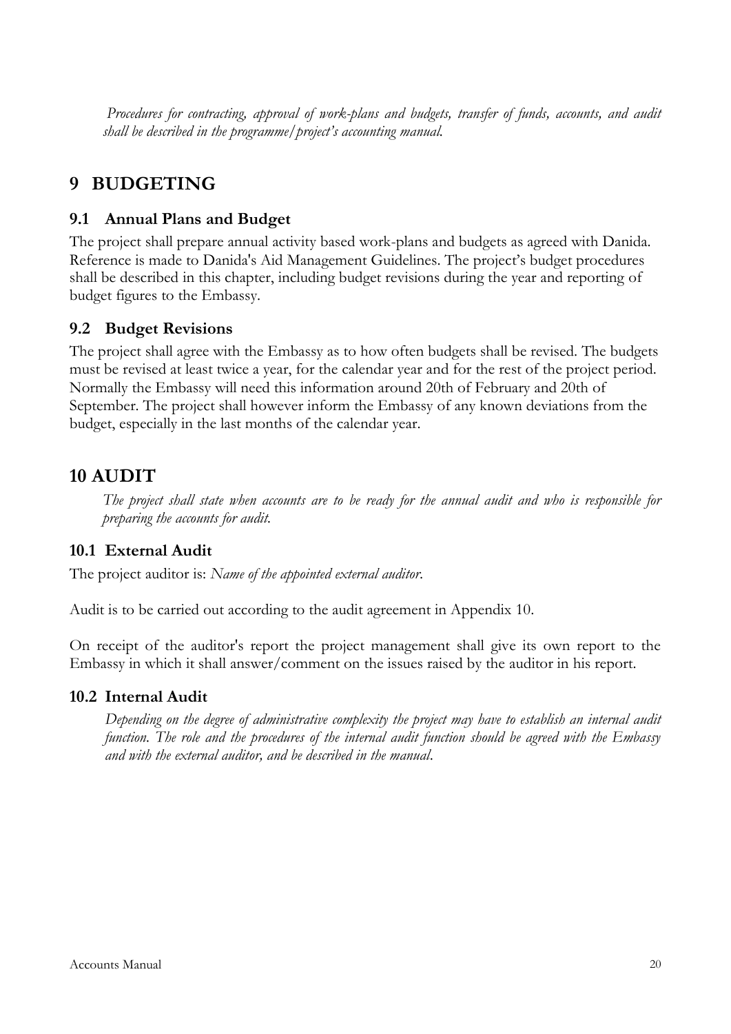*Procedures for contracting, approval of work-plans and budgets, transfer of funds, accounts, and audit shall be described in the programme/project's accounting manual.*

# 9 BUDGETING

## 9.1 Annual Plans and Budget

The project shall prepare annual activity based work-plans and budgets as agreed with Danida. Reference is made to Danida's Aid Management Guidelines. The project's budget procedures shall be described in this chapter, including budget revisions during the year and reporting of budget figures to the Embassy.

## 9.2 Budget Revisions

The project shall agree with the Embassy as to how often budgets shall be revised. The budgets must be revised at least twice a year, for the calendar year and for the rest of the project period. Normally the Embassy will need this information around 20th of February and 20th of September. The project shall however inform the Embassy of any known deviations from the budget, especially in the last months of the calendar year.

# 10 AUDIT

*The project shall state when accounts are to be ready for the annual audit and who is responsible for preparing the accounts for audit.*

## 10.1 External Audit

The project auditor is: *Name of the appointed external auditor.*

Audit is to be carried out according to the audit agreement in Appendix 10.

On receipt of the auditor's report the project management shall give its own report to the Embassy in which it shall answer/comment on the issues raised by the auditor in his report.

## 10.2 Internal Audit

*Depending on the degree of administrative complexity the project may have to establish an internal audit function. The role and the procedures of the internal audit function should be agreed with the Embassy and with the external auditor, and be described in the manual.*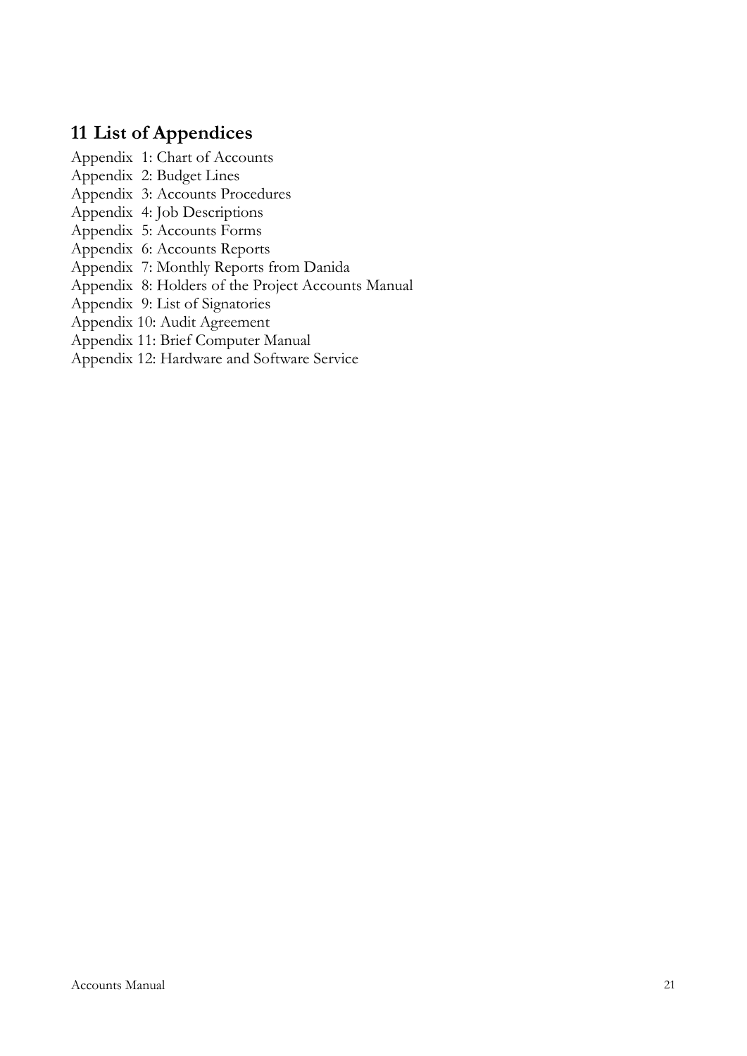# 11 List of Appendices

Appendix 1: Chart of Accounts
Appendix 2: Budget Lines
Appendix 3: Accounts Procedures
Appendix 4: Job Descriptions
Appendix 5: Accounts Forms
Appendix 6: Accounts Reports
Appendix 7: Monthly Reports from Danida
Appendix 8: Holders of the Project Accounts Manual
Appendix 9: List of Signatories
Appendix 10: Audit Agreement
Appendix 11: Brief Computer Manual
Appendix 12: Hardware and Software Service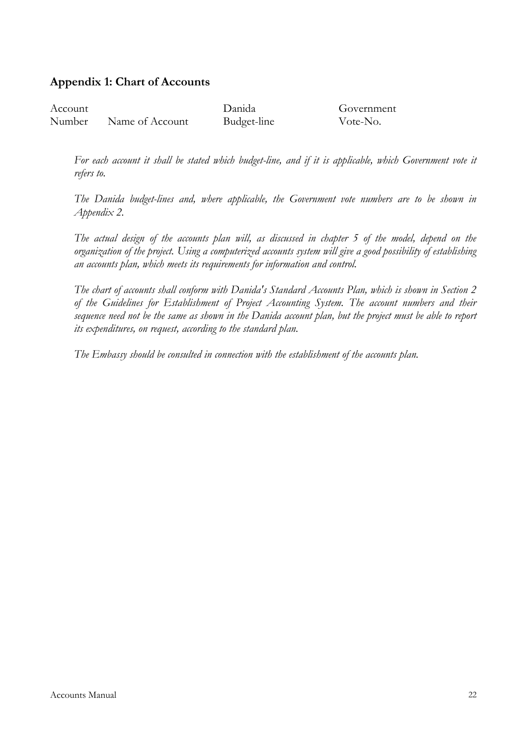## Appendix 1: Chart of Accounts

| Account Number | Name of Account | Danida Budget-line | Government Vote-No. |
|---|---|---|---|

*For each account it shall be stated which budget-line, and if it is applicable, which Government vote it refers to.*

*The Danida budget-lines and, where applicable, the Government vote numbers are to be shown in Appendix 2.*

*The actual design of the accounts plan will, as discussed in chapter 5 of the model, depend on the organization of the project. Using a computerized accounts system will give a good possibility of establishing an accounts plan, which meets its requirements for information and control.*

*The chart of accounts shall conform with Danida's Standard Accounts Plan, which is shown in Section 2 of the Guidelines for Establishment of Project Accounting System. The account numbers and their sequence need not be the same as shown in the Danida account plan, but the project must be able to report its expenditures, on request, according to the standard plan.*

*The Embassy should be consulted in connection with the establishment of the accounts plan.*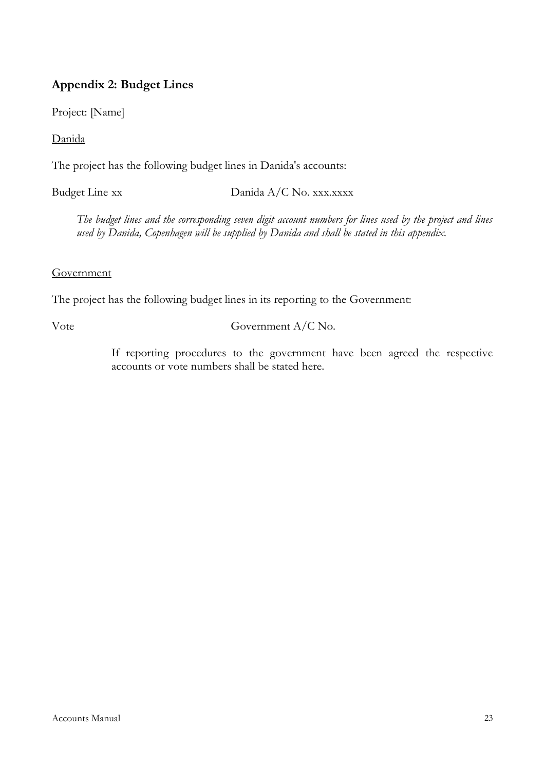## Appendix 2: Budget Lines

Project: [Name]

Danida

The project has the following budget lines in Danida's accounts:

Budget Line xx Danida A/C No. xxx.xxxx

*The budget lines and the corresponding seven digit account numbers for lines used by the project and lines used by Danida, Copenhagen will be supplied by Danida and shall be stated in this appendix.*

Government

The project has the following budget lines in its reporting to the Government:

Vote Government A/C No.

If reporting procedures to the government have been agreed the respective accounts or vote numbers shall be stated here.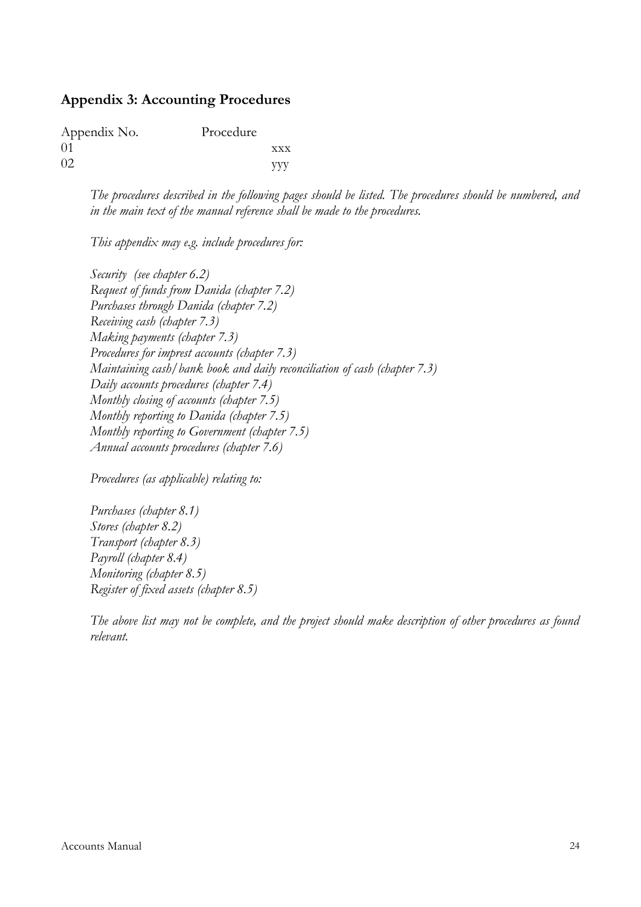## Appendix 3: Accounting Procedures

| Appendix No. | Procedure |
|---|---|
| 01 | xxx |
| 02 | yyy |

*The procedures described in the following pages should be listed. The procedures should be numbered, and in the main text of the manual reference shall be made to the procedures.*

*This appendix may e.g. include procedures for:*

*Security (see chapter 6.2)*
*Request of funds from Danida (chapter 7.2)*
*Purchases through Danida (chapter 7.2)*
*Receiving cash (chapter 7.3)*
*Making payments (chapter 7.3)*
*Procedures for imprest accounts (chapter 7.3)*
*Maintaining cash/bank book and daily reconciliation of cash (chapter 7.3)*
*Daily accounts procedures (chapter 7.4)*
*Monthly closing of accounts (chapter 7.5)*
*Monthly reporting to Danida (chapter 7.5)*
*Monthly reporting to Government (chapter 7.5)*
*Annual accounts procedures (chapter 7.6)*

*Procedures (as applicable) relating to:*

*Purchases (chapter 8.1)*
*Stores (chapter 8.2)*
*Transport (chapter 8.3)*
*Payroll (chapter 8.4)*
*Monitoring (chapter 8.5)*
*Register of fixed assets (chapter 8.5)*

*The above list may not be complete, and the project should make description of other procedures as found relevant.*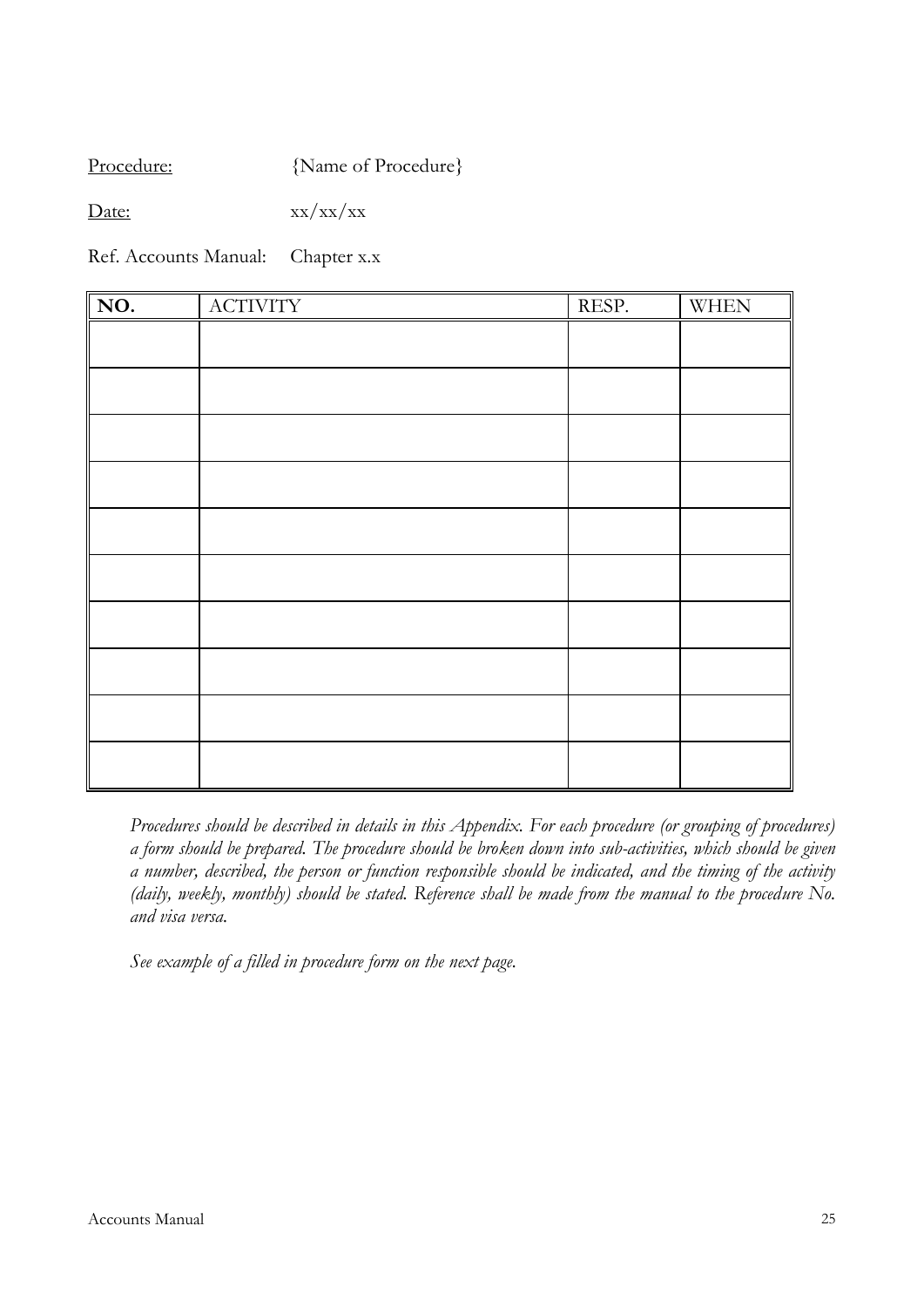<u>Procedure:</u> {Name of Procedure}

<u>Date:</u> xx/xx/xx

Ref. Accounts Manual: Chapter x.x

| **NO.** | ACTIVITY | RESP. | WHEN |
|---|---|---|---|
| | | | |
| | | | |
| | | | |
| | | | |
| | | | |
| | | | |
| | | | |
| | | | |
| | | | |
| | | | |

*Procedures should be described in details in this Appendix. For each procedure (or grouping of procedures) a form should be prepared. The procedure should be broken down into sub-activities, which should be given a number, described, the person or function responsible should be indicated, and the timing of the activity (daily, weekly, monthly) should be stated. Reference shall be made from the manual to the procedure No. and visa versa.*

*See example of a filled in procedure form on the next page.*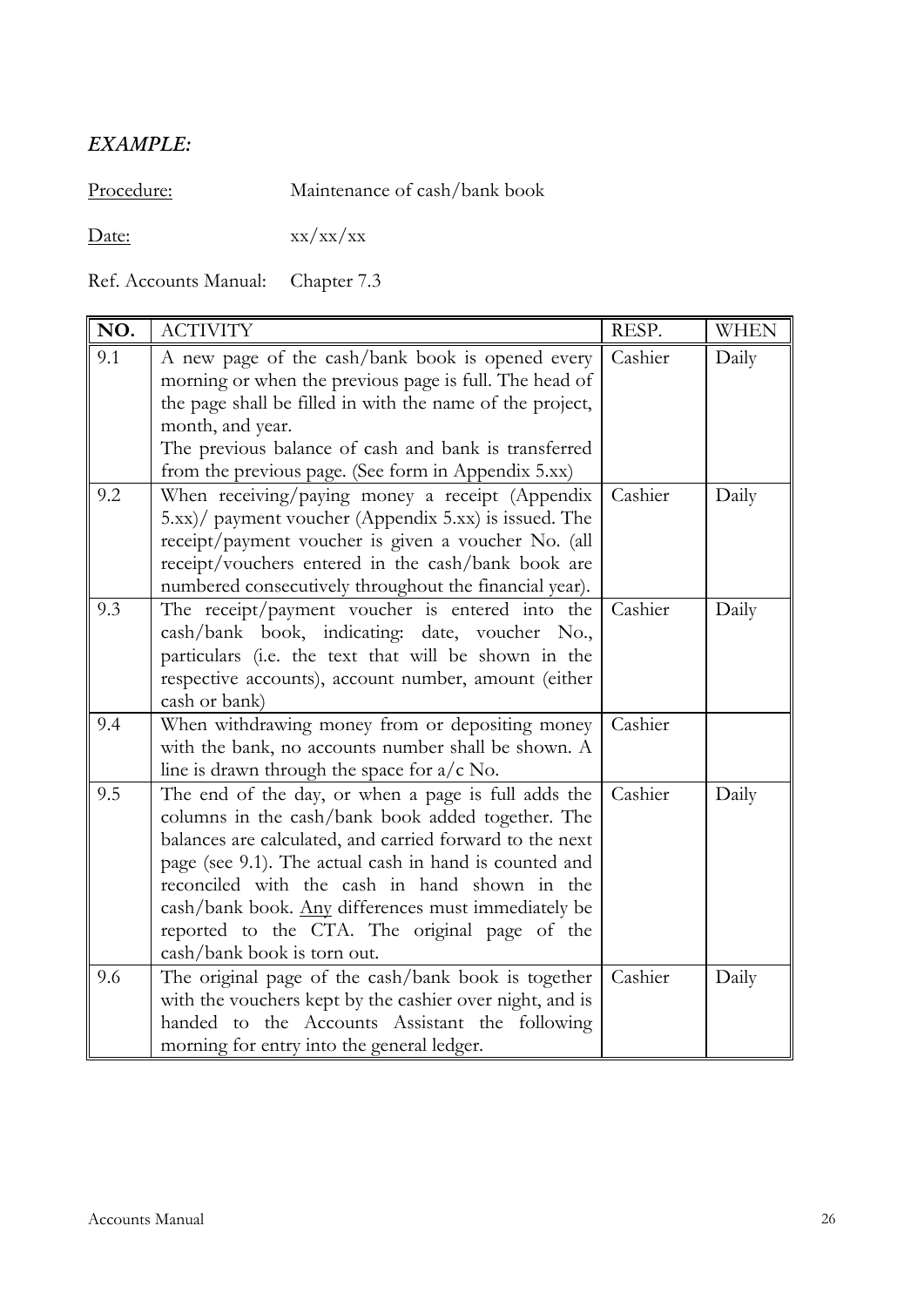***EXAMPLE:***

Procedure: Maintenance of cash/bank book

Date: xx/xx/xx

Ref. Accounts Manual: Chapter 7.3

| NO. | ACTIVITY | RESP. | WHEN |
|---|---|---|---|
| 9.1 | A new page of the cash/bank book is opened every morning or when the previous page is full. The head of the page shall be filled in with the name of the project, month, and year.<br>The previous balance of cash and bank is transferred from the previous page. (See form in Appendix 5.xx) | Cashier | Daily |
| 9.2 | When receiving/paying money a receipt (Appendix 5.xx)/ payment voucher (Appendix 5.xx) is issued. The receipt/payment voucher is given a voucher No. (all receipt/vouchers entered in the cash/bank book are numbered consecutively throughout the financial year). | Cashier | Daily |
| 9.3 | The receipt/payment voucher is entered into the cash/bank book, indicating: date, voucher No., particulars (i.e. the text that will be shown in the respective accounts), account number, amount (either cash or bank) | Cashier | Daily |
| 9.4 | When withdrawing money from or depositing money with the bank, no accounts number shall be shown. A line is drawn through the space for a/c No. | Cashier | |
| 9.5 | The end of the day, or when a page is full adds the columns in the cash/bank book added together. The balances are calculated, and carried forward to the next page (see 9.1). The actual cash in hand is counted and reconciled with the cash in hand shown in the cash/bank book. <u>Any</u> differences must immediately be reported to the CTA. The original page of the cash/bank book is torn out. | Cashier | Daily |
| 9.6 | The original page of the cash/bank book is together with the vouchers kept by the cashier over night, and is handed to the Accounts Assistant the following morning for entry into the general ledger. | Cashier | Daily |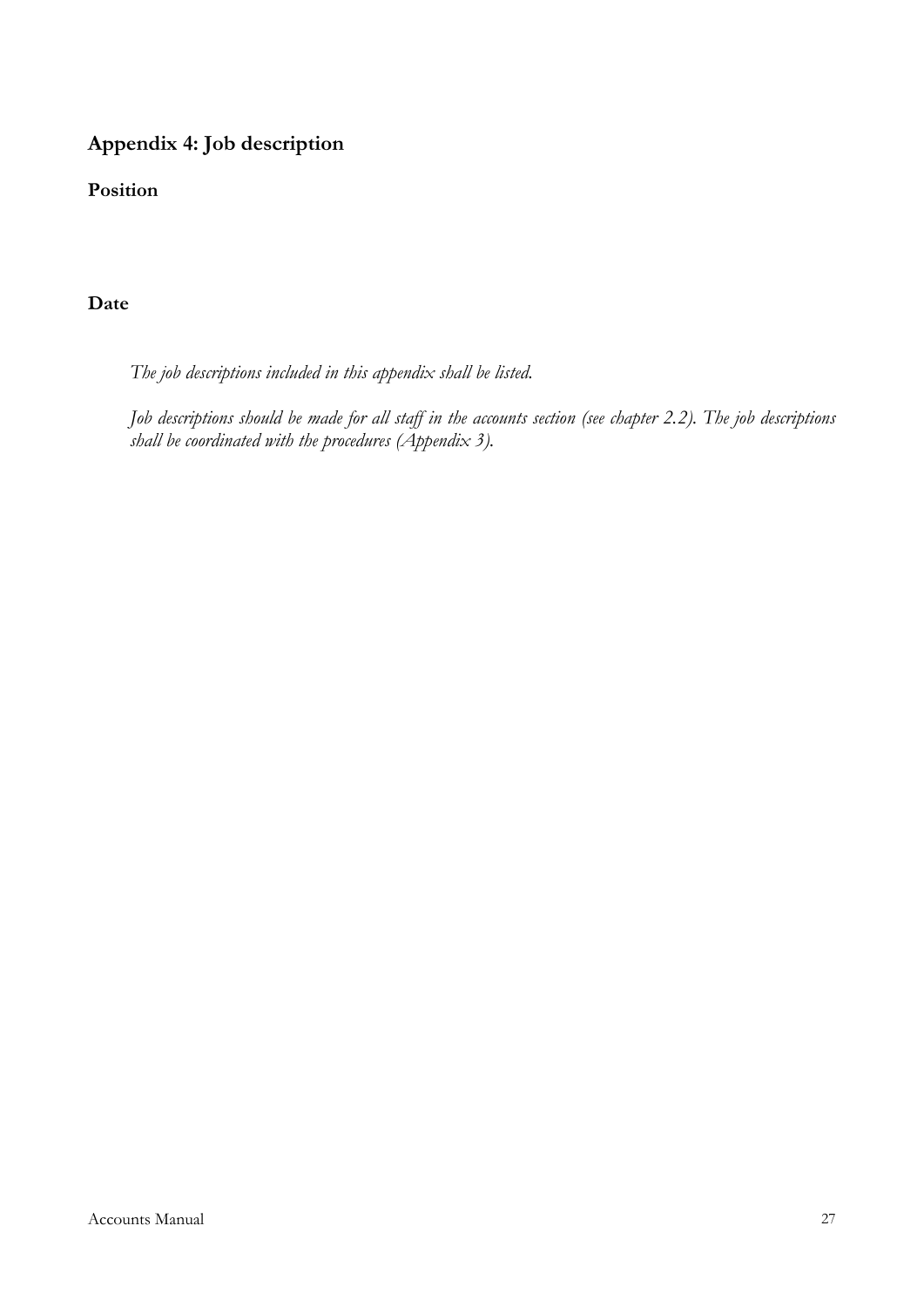## Appendix 4: Job description

### Position

### Date

*The job descriptions included in this appendix shall be listed.*

*Job descriptions should be made for all staff in the accounts section (see chapter 2.2). The job descriptions shall be coordinated with the procedures (Appendix 3).*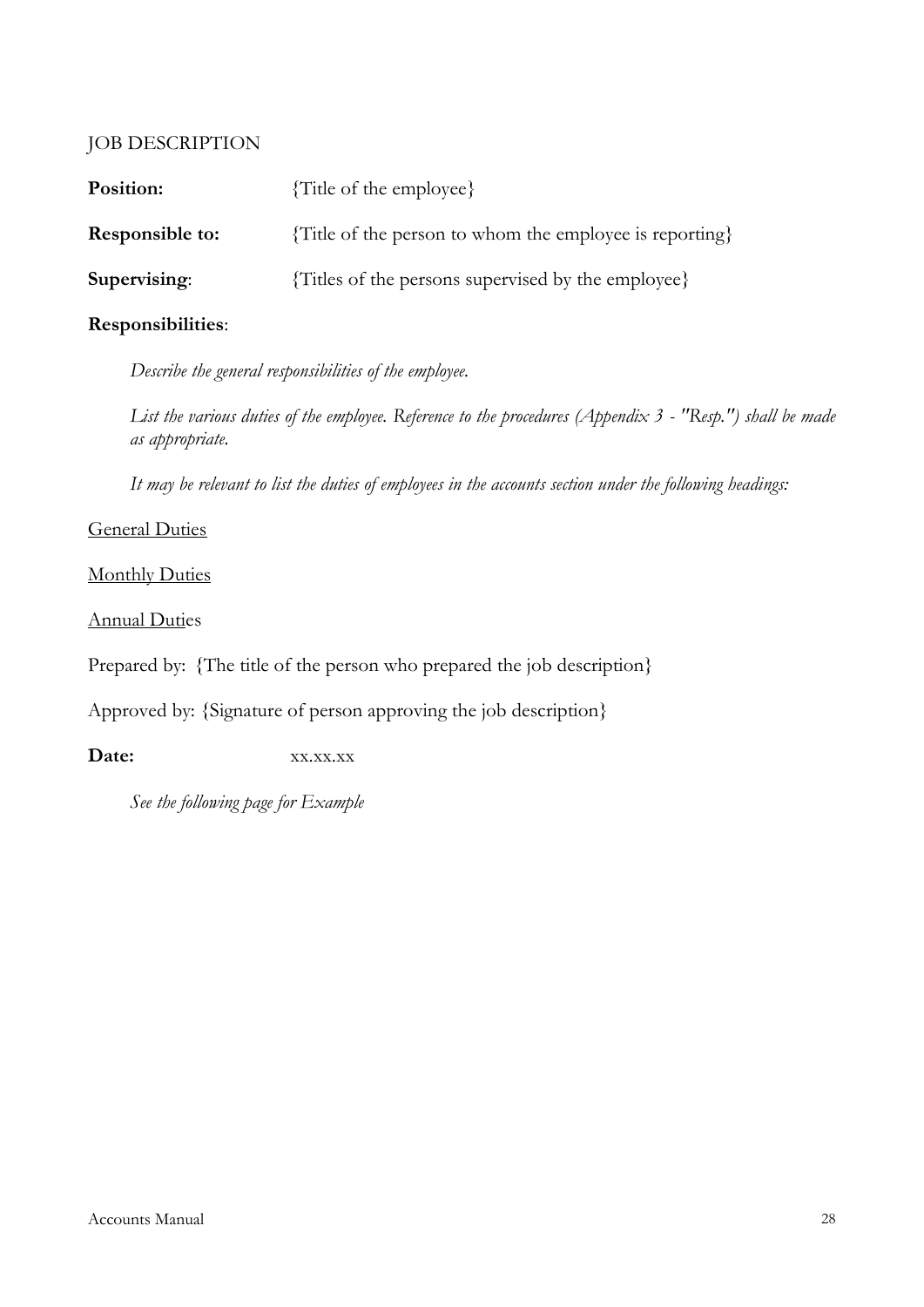# JOB DESCRIPTION

**Position:** {Title of the employee}

**Responsible to:** {Title of the person to whom the employee is reporting}

**Supervising**: {Titles of the persons supervised by the employee}

**Responsibilities**:

*Describe the general responsibilities of the employee.*

*List the various duties of the employee. Reference to the procedures (Appendix 3 - "Resp.") shall be made as appropriate.*

*It may be relevant to list the duties of employees in the accounts section under the following headings:*

<u>General Duties</u>

<u>Monthly Duties</u>

<u>Annual Duties</u>

Prepared by: {The title of the person who prepared the job description}

Approved by: {Signature of person approving the job description}

**Date:** xx.xx.xx

*See the following page for Example*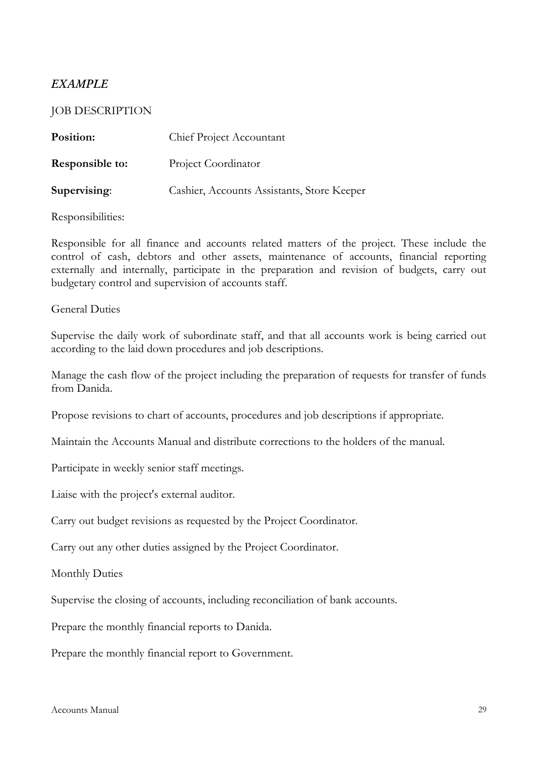*EXAMPLE*

JOB DESCRIPTION

**Position:** Chief Project Accountant

**Responsible to:** Project Coordinator

**Supervising**: Cashier, Accounts Assistants, Store Keeper

Responsibilities:

Responsible for all finance and accounts related matters of the project. These include the control of cash, debtors and other assets, maintenance of accounts, financial reporting externally and internally, participate in the preparation and revision of budgets, carry out budgetary control and supervision of accounts staff.

General Duties

Supervise the daily work of subordinate staff, and that all accounts work is being carried out according to the laid down procedures and job descriptions.

Manage the cash flow of the project including the preparation of requests for transfer of funds from Danida.

Propose revisions to chart of accounts, procedures and job descriptions if appropriate.

Maintain the Accounts Manual and distribute corrections to the holders of the manual.

Participate in weekly senior staff meetings.

Liaise with the project's external auditor.

Carry out budget revisions as requested by the Project Coordinator.

Carry out any other duties assigned by the Project Coordinator.

Monthly Duties

Supervise the closing of accounts, including reconciliation of bank accounts.

Prepare the monthly financial reports to Danida.

Prepare the monthly financial report to Government.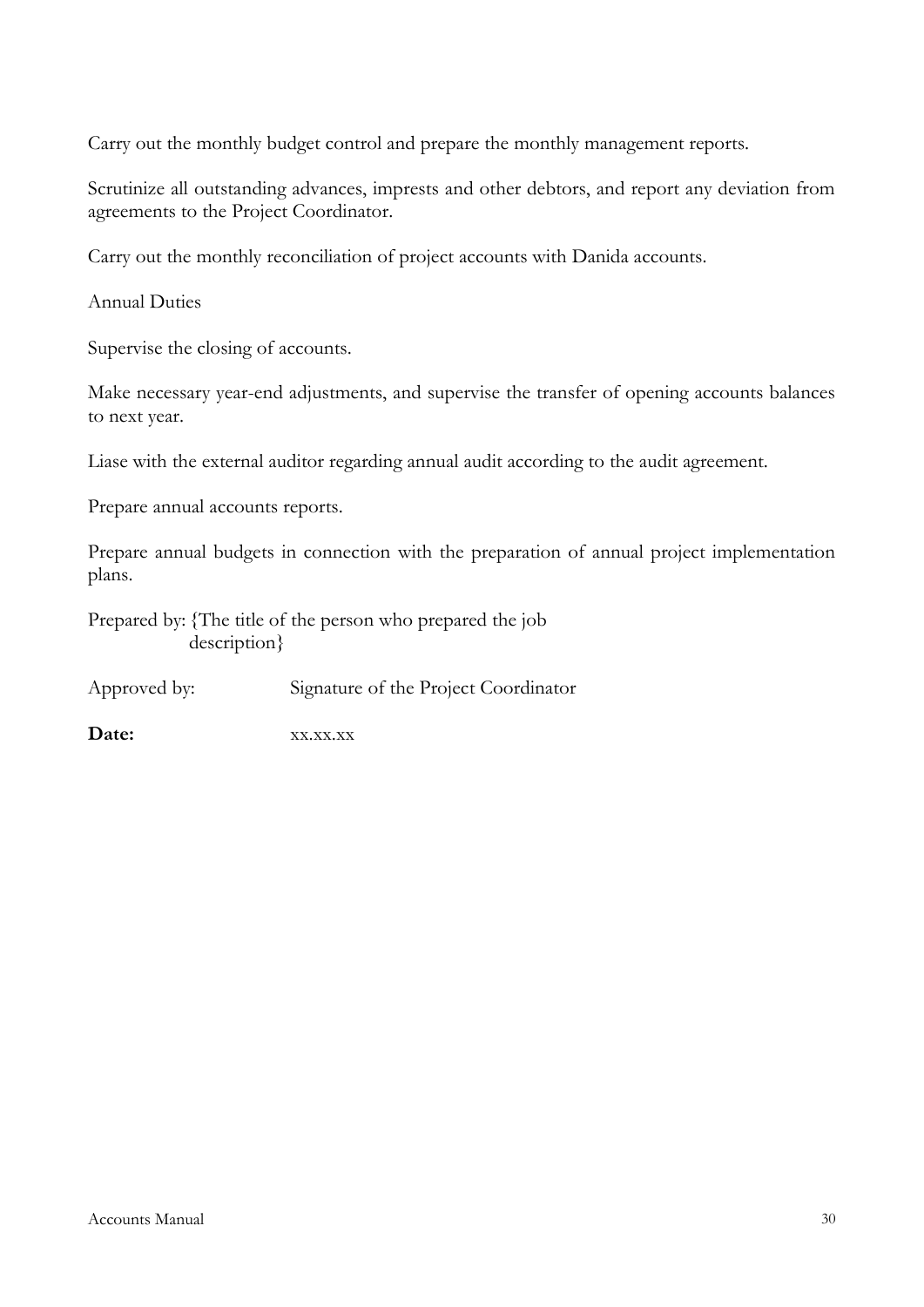Carry out the monthly budget control and prepare the monthly management reports.

Scrutinize all outstanding advances, imprests and other debtors, and report any deviation from agreements to the Project Coordinator.

Carry out the monthly reconciliation of project accounts with Danida accounts.

Annual Duties

Supervise the closing of accounts.

Make necessary year-end adjustments, and supervise the transfer of opening accounts balances to next year.

Liase with the external auditor regarding annual audit according to the audit agreement.

Prepare annual accounts reports.

Prepare annual budgets in connection with the preparation of annual project implementation plans.

Prepared by: {The title of the person who prepared the job description}

Approved by: Signature of the Project Coordinator

**Date:** xx.xx.xx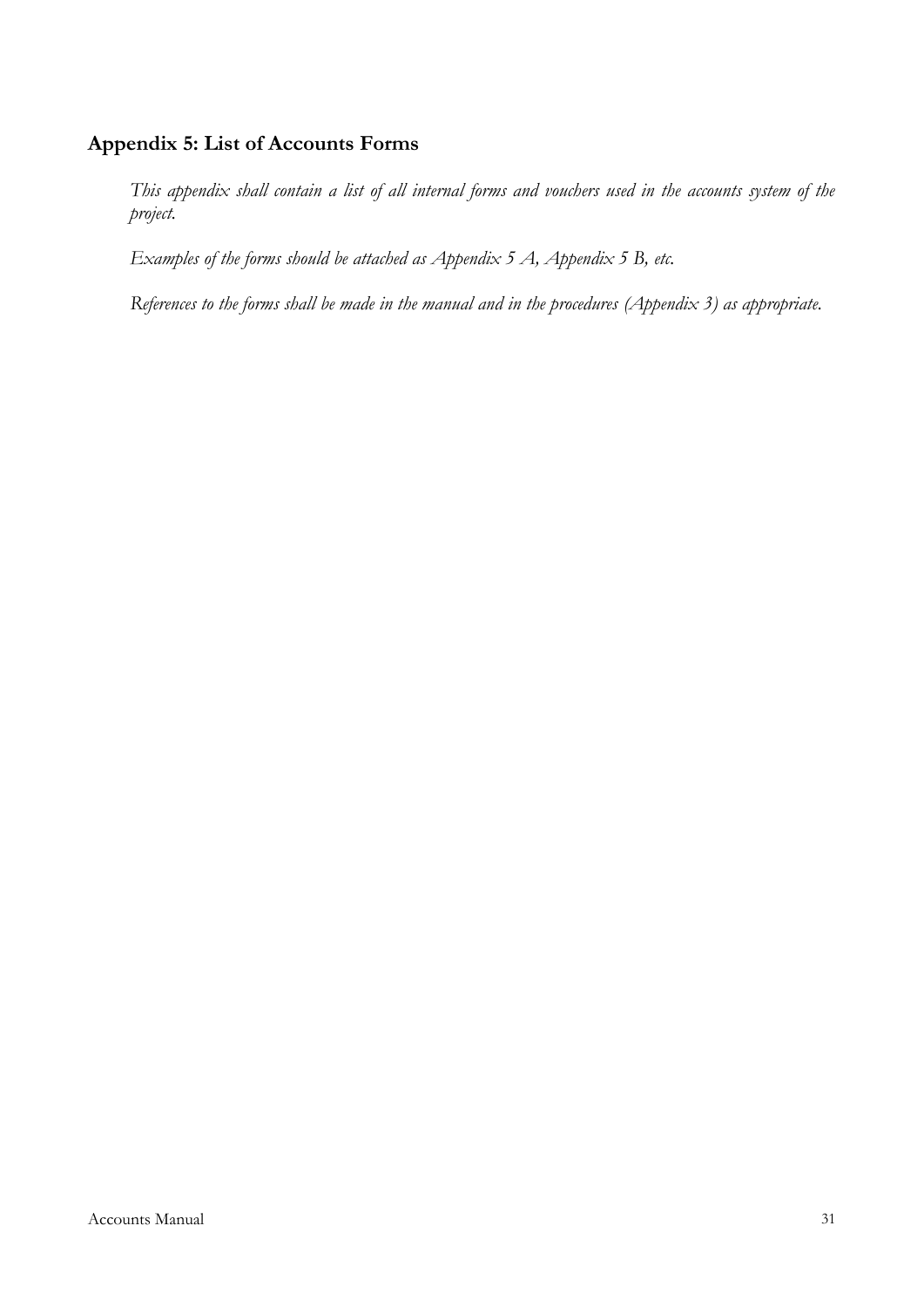## Appendix 5: List of Accounts Forms

*This appendix shall contain a list of all internal forms and vouchers used in the accounts system of the project.*

*Examples of the forms should be attached as Appendix 5 A, Appendix 5 B, etc.*

*References to the forms shall be made in the manual and in the procedures (Appendix 3) as appropriate.*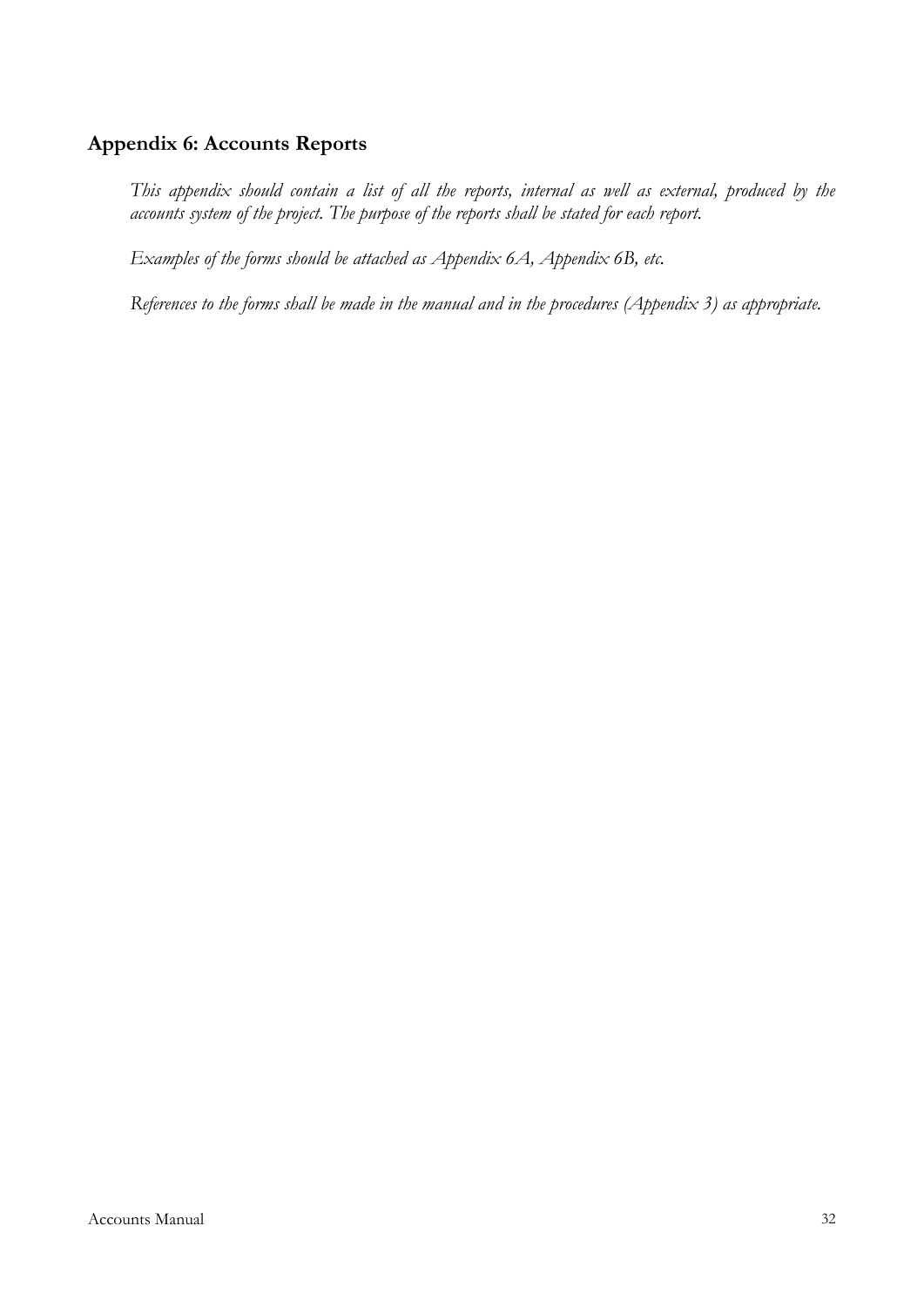## Appendix 6: Accounts Reports

*This appendix should contain a list of all the reports, internal as well as external, produced by the accounts system of the project. The purpose of the reports shall be stated for each report.*

*Examples of the forms should be attached as Appendix 6A, Appendix 6B, etc.*

*References to the forms shall be made in the manual and in the procedures (Appendix 3) as appropriate.*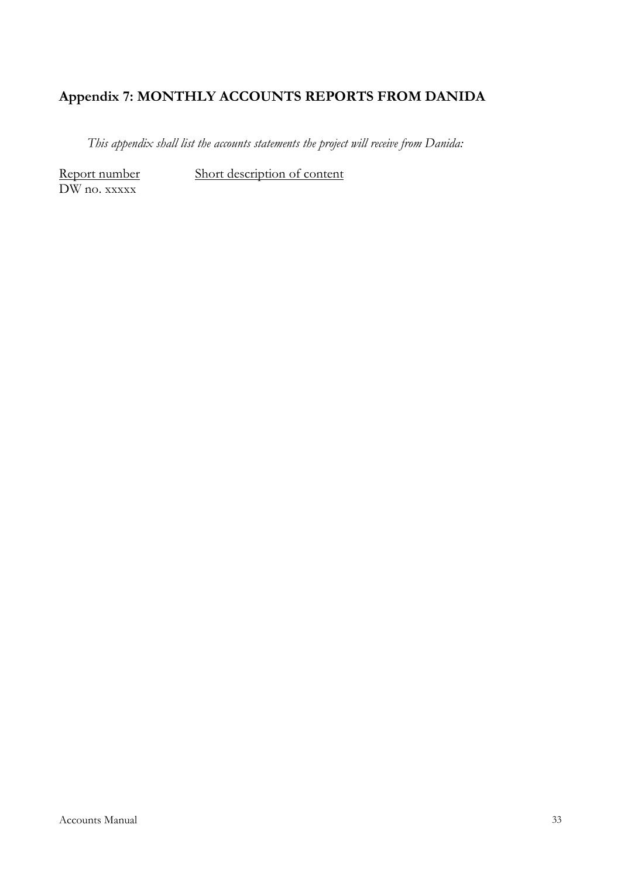## Appendix 7: MONTHLY ACCOUNTS REPORTS FROM DANIDA

*This appendix shall list the accounts statements the project will receive from Danida:*

| Report number | Short description of content |
| --- | --- |
| DW no. xxxxx | |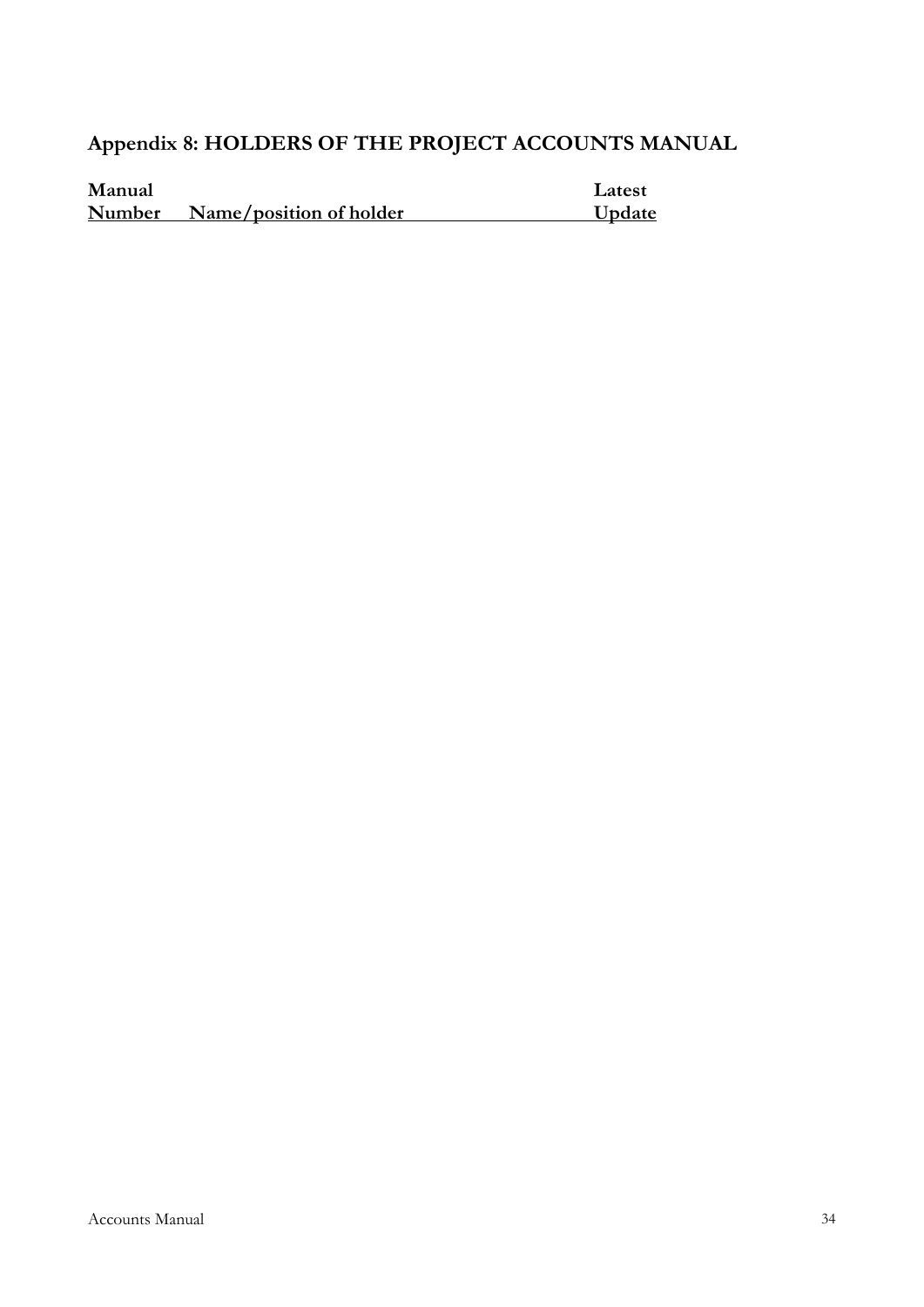## Appendix 8: HOLDERS OF THE PROJECT ACCOUNTS MANUAL

| Manual Number | Name/position of holder | Latest Update |
| --- | --- | --- |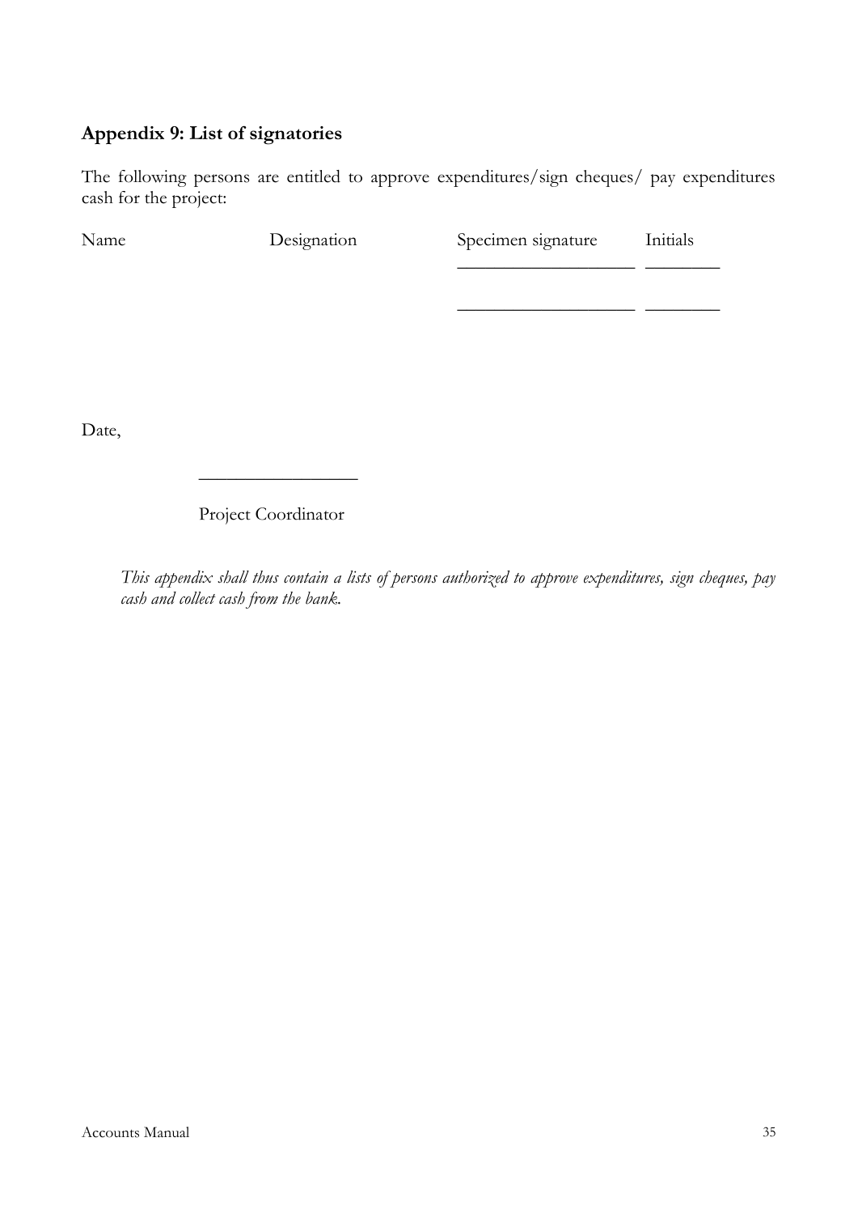## Appendix 9: List of signatories

The following persons are entitled to approve expenditures/sign cheques/ pay expenditures cash for the project:

| Name | Designation | Specimen signature | Initials |
| --- | --- | --- | --- |
| | | ___________________ | ________ |
| | | ___________________ | ________ |

Date,

_________________

Project Coordinator

*This appendix shall thus contain a lists of persons authorized to approve expenditures, sign cheques, pay cash and collect cash from the bank.*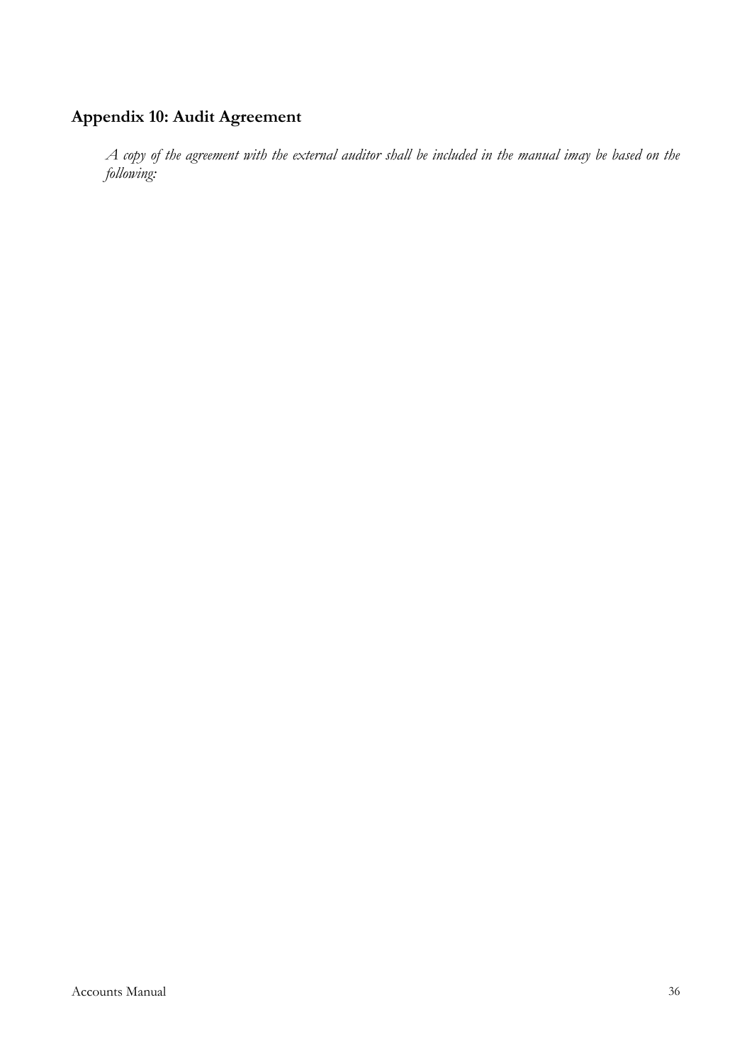## Appendix 10: Audit Agreement

*A copy of the agreement with the external auditor shall be included in the manual imay be based on the following:*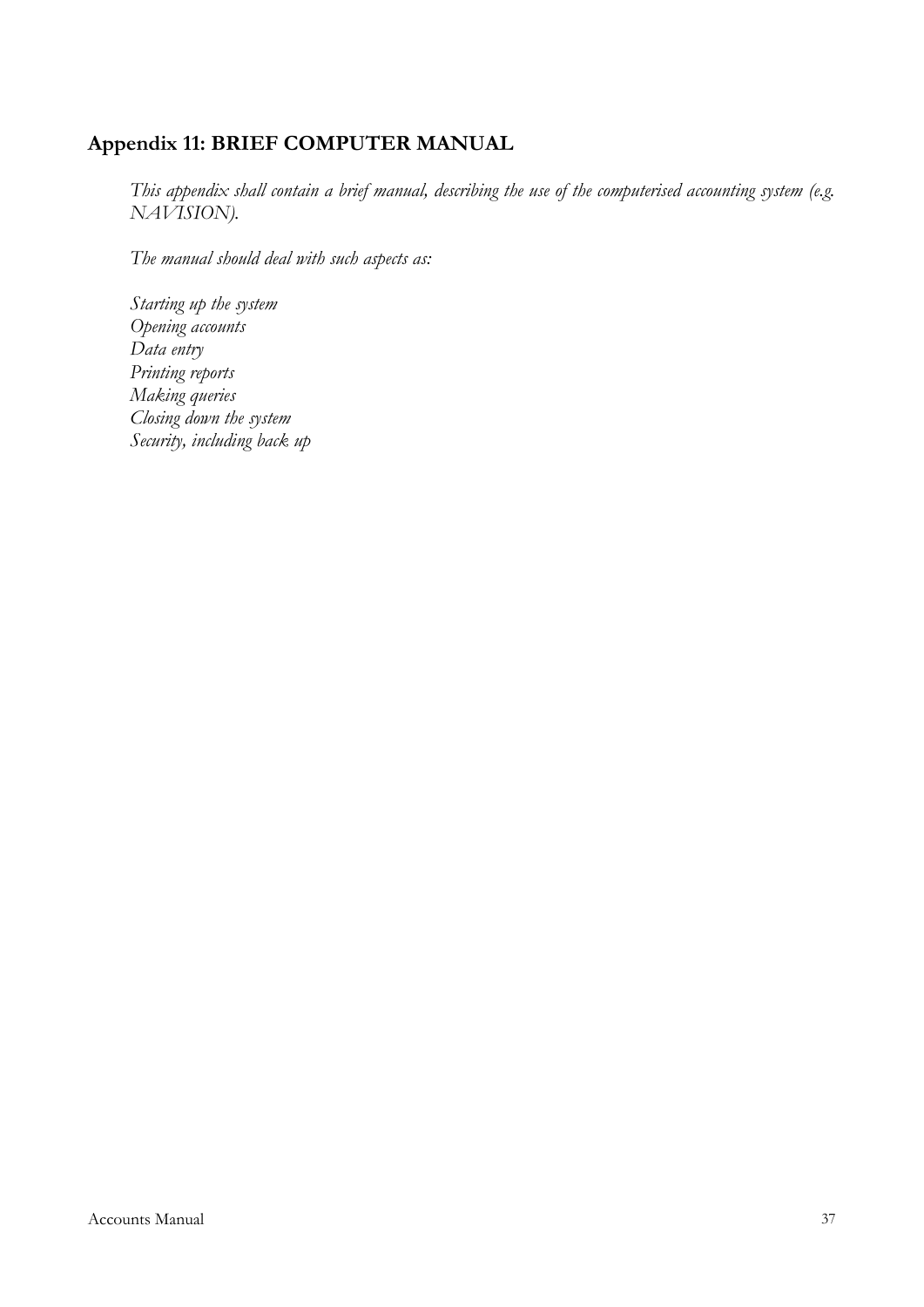## Appendix 11: BRIEF COMPUTER MANUAL

*This appendix shall contain a brief manual, describing the use of the computerised accounting system (e.g. NAVISION).*

*The manual should deal with such aspects as:*

*Starting up the system*
*Opening accounts*
*Data entry*
*Printing reports*
*Making queries*
*Closing down the system*
*Security, including back up*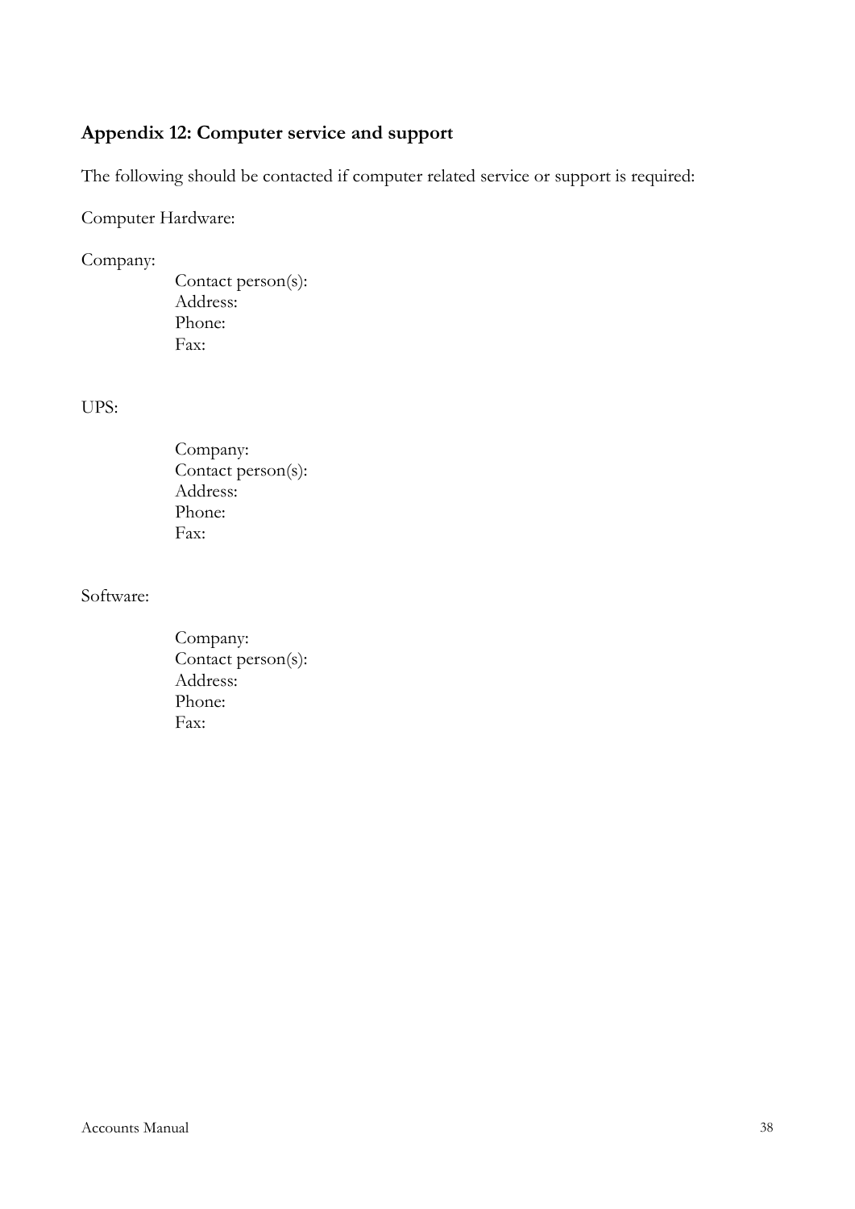## Appendix 12: Computer service and support

The following should be contacted if computer related service or support is required:

Computer Hardware:

Company:

Contact person(s):
Address:
Phone:
Fax:

UPS:

Company:
Contact person(s):
Address:
Phone:
Fax:

Software:

Company:
Contact person(s):
Address:
Phone:
Fax: